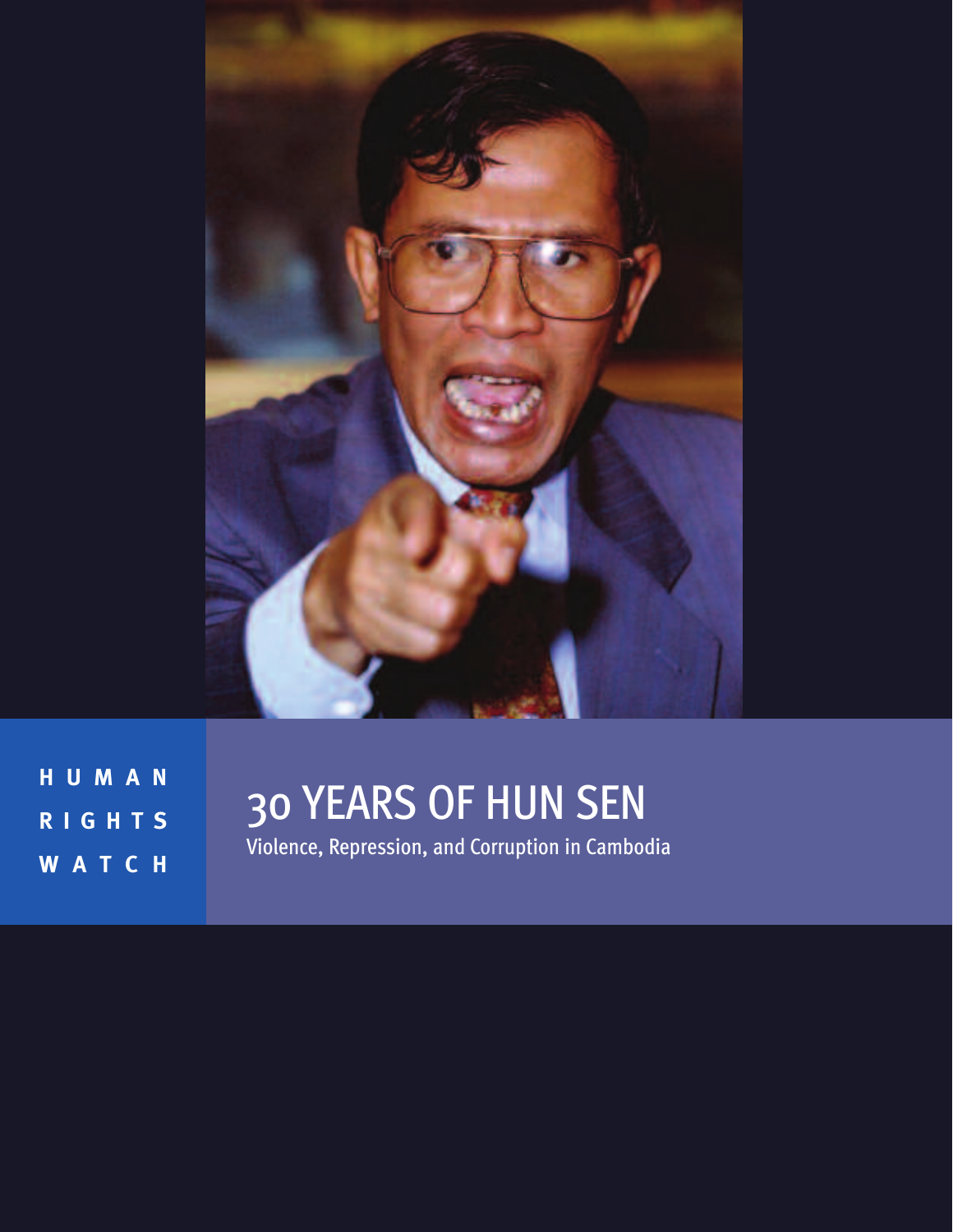HUMAN RIGHTS WATCH

# 30 YEARS OF HUN SEN

## Violence, Repression, and Corruption in Cambodia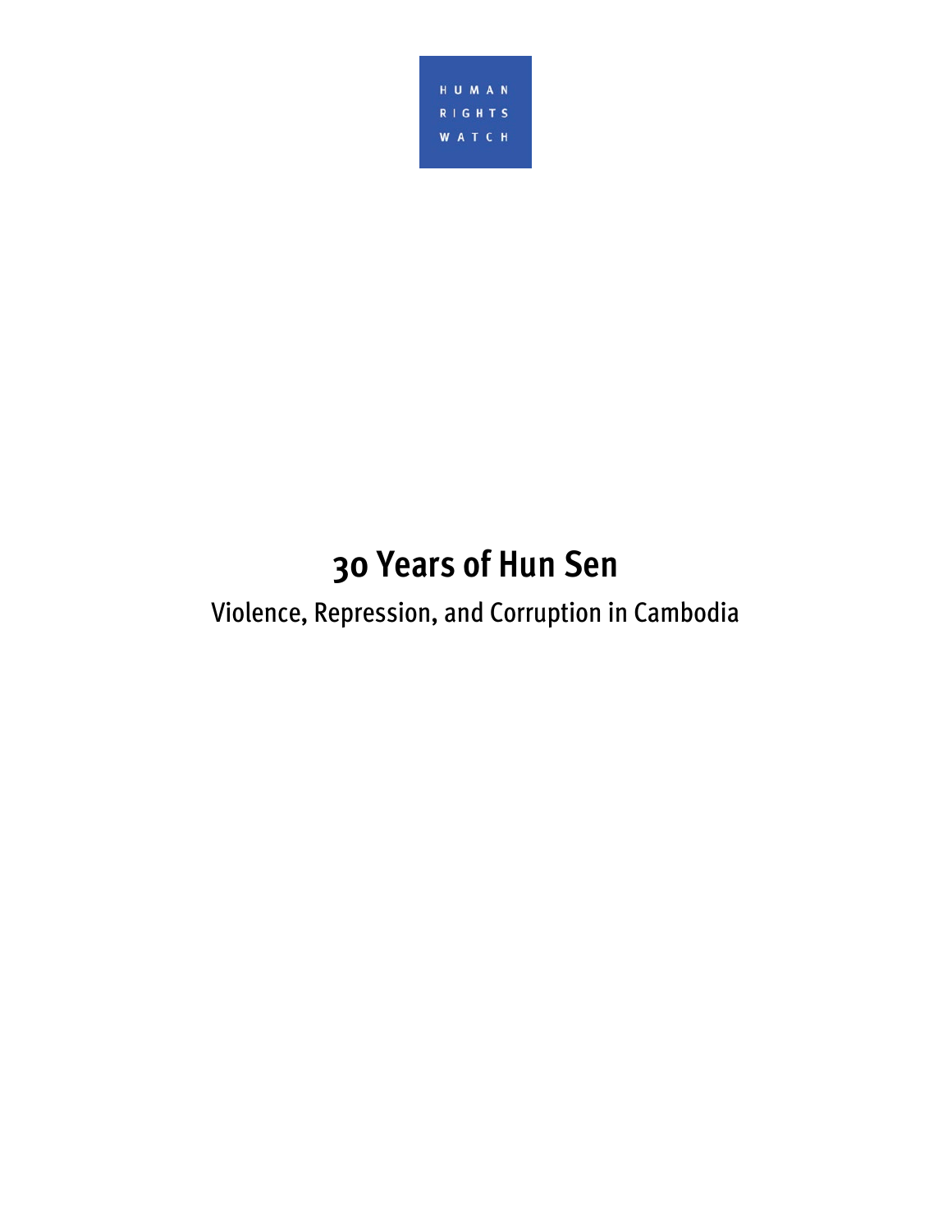HUMAN RIGHTS WATCH

# 30 Years of Hun Sen

## Violence, Repression, and Corruption in Cambodia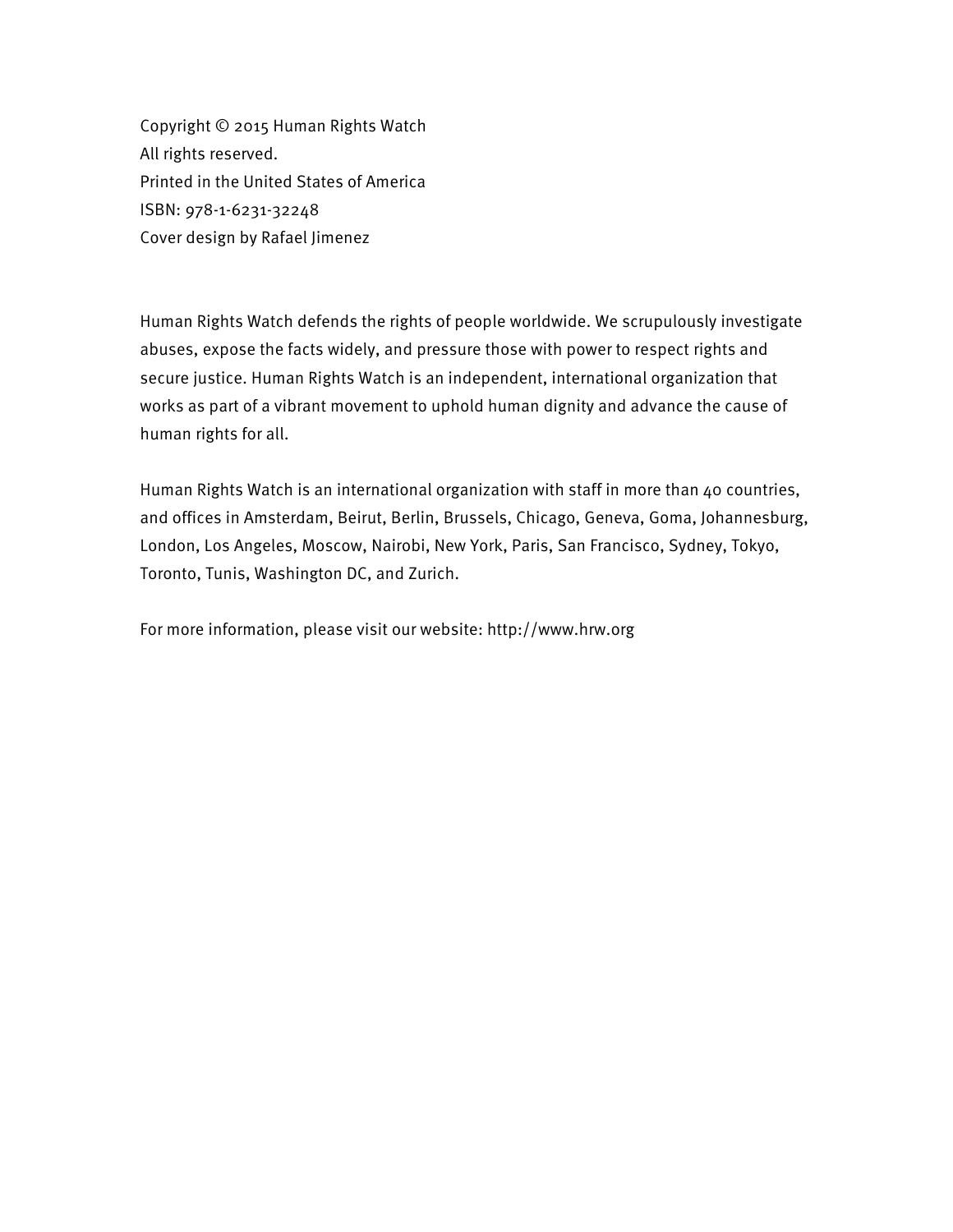Copyright © 2015 Human Rights Watch
All rights reserved.
Printed in the United States of America
ISBN: 978-1-6231-32248
Cover design by Rafael Jimenez

Human Rights Watch defends the rights of people worldwide. We scrupulously investigate abuses, expose the facts widely, and pressure those with power to respect rights and secure justice. Human Rights Watch is an independent, international organization that works as part of a vibrant movement to uphold human dignity and advance the cause of human rights for all.

Human Rights Watch is an international organization with staff in more than 40 countries, and offices in Amsterdam, Beirut, Berlin, Brussels, Chicago, Geneva, Goma, Johannesburg, London, Los Angeles, Moscow, Nairobi, New York, Paris, San Francisco, Sydney, Tokyo, Toronto, Tunis, Washington DC, and Zurich.

For more information, please visit our website: http://www.hrw.org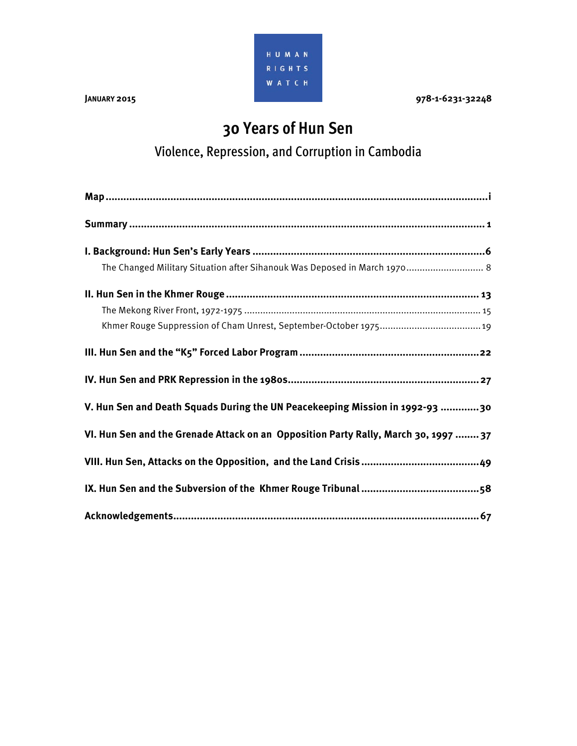HUMAN RIGHTS WATCH

JANUARY 2015

978-1-6231-32248

# 30 Years of Hun Sen

## Violence, Repression, and Corruption in Cambodia

**Map** ........................................................................................................................ i

**Summary** ................................................................................................................ 1

**I. Background: Hun Sen's Early Years** ..................................................................... 6

The Changed Military Situation after Sihanouk Was Deposed in March 1970 ........................... 8

**II. Hun Sen in the Khmer Rouge** ............................................................................... 13

The Mekong River Front, 1972-1975 ....................................................................................... 15

Khmer Rouge Suppression of Cham Unrest, September-October 1975 ..................................... 19

**III. Hun Sen and the "K5" Forced Labor Program** ...................................................... 22

**IV. Hun Sen and PRK Repression in the 1980s** .......................................................... 27

**V. Hun Sen and Death Squads During the UN Peacekeeping Mission in 1992-93** ............ 30

**VI. Hun Sen and the Grenade Attack on an Opposition Party Rally, March 30, 1997** ........ 37

**VIII. Hun Sen, Attacks on the Opposition, and the Land Crisis** ...................................... 49

**IX. Hun Sen and the Subversion of the Khmer Rouge Tribunal** ...................................... 58

**Acknowledgements** ................................................................................................. 67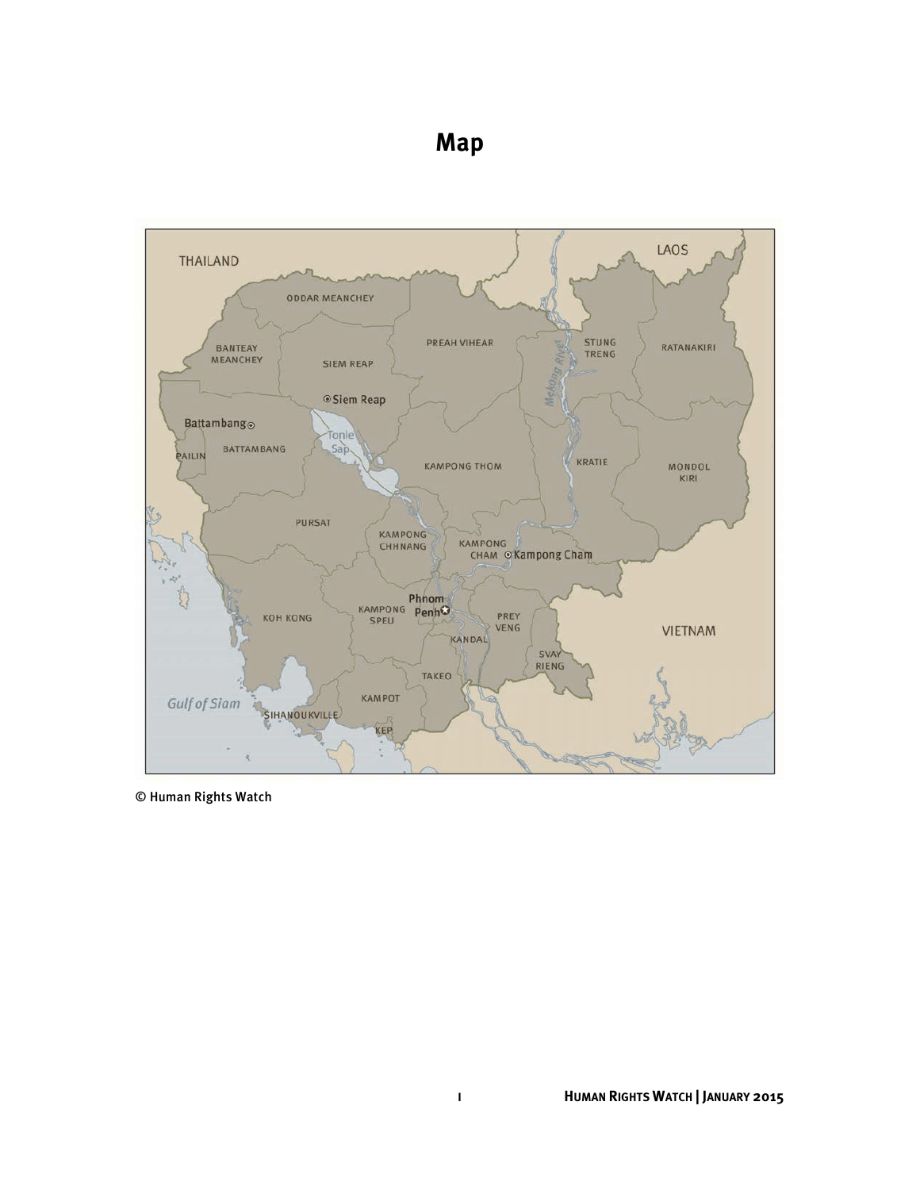# Map

© Human Rights Watch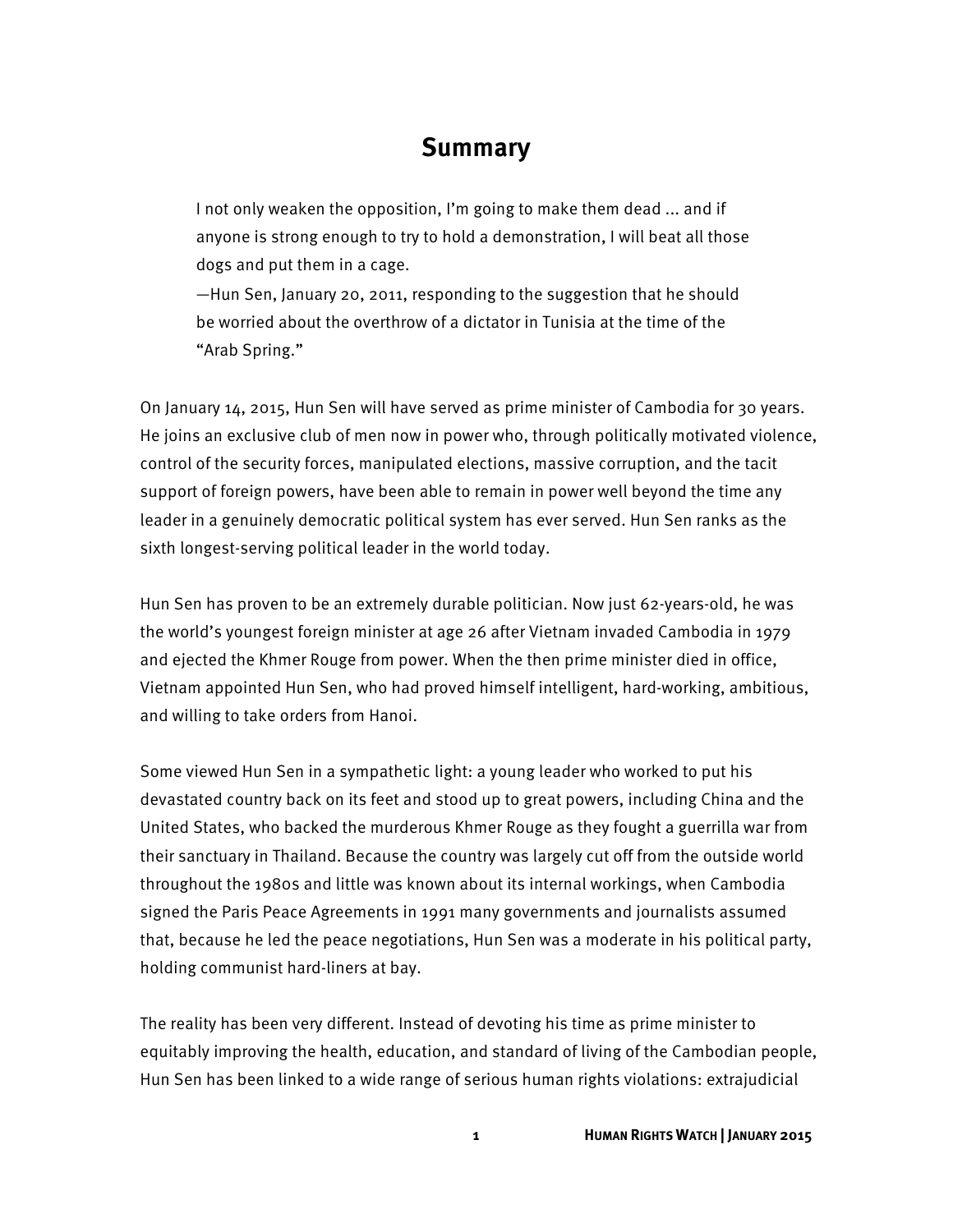## Summary

> I not only weaken the opposition, I'm going to make them dead ... and if anyone is strong enough to try to hold a demonstration, I will beat all those dogs and put them in a cage.
>
> —Hun Sen, January 20, 2011, responding to the suggestion that he should be worried about the overthrow of a dictator in Tunisia at the time of the "Arab Spring."

On January 14, 2015, Hun Sen will have served as prime minister of Cambodia for 30 years. He joins an exclusive club of men now in power who, through politically motivated violence, control of the security forces, manipulated elections, massive corruption, and the tacit support of foreign powers, have been able to remain in power well beyond the time any leader in a genuinely democratic political system has ever served. Hun Sen ranks as the sixth longest-serving political leader in the world today.

Hun Sen has proven to be an extremely durable politician. Now just 62-years-old, he was the world's youngest foreign minister at age 26 after Vietnam invaded Cambodia in 1979 and ejected the Khmer Rouge from power. When the then prime minister died in office, Vietnam appointed Hun Sen, who had proved himself intelligent, hard-working, ambitious, and willing to take orders from Hanoi.

Some viewed Hun Sen in a sympathetic light: a young leader who worked to put his devastated country back on its feet and stood up to great powers, including China and the United States, who backed the murderous Khmer Rouge as they fought a guerrilla war from their sanctuary in Thailand. Because the country was largely cut off from the outside world throughout the 1980s and little was known about its internal workings, when Cambodia signed the Paris Peace Agreements in 1991 many governments and journalists assumed that, because he led the peace negotiations, Hun Sen was a moderate in his political party, holding communist hard-liners at bay.

The reality has been very different. Instead of devoting his time as prime minister to equitably improving the health, education, and standard of living of the Cambodian people, Hun Sen has been linked to a wide range of serious human rights violations: extrajudicial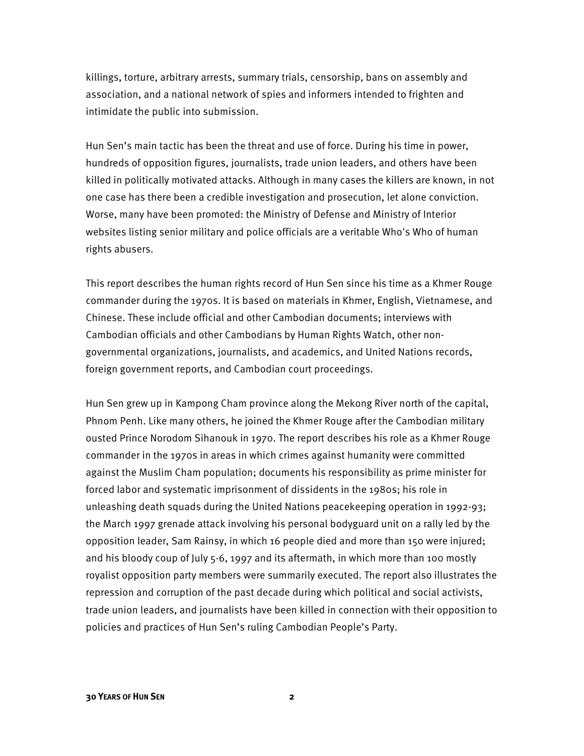killings, torture, arbitrary arrests, summary trials, censorship, bans on assembly and association, and a national network of spies and informers intended to frighten and intimidate the public into submission.

Hun Sen's main tactic has been the threat and use of force. During his time in power, hundreds of opposition figures, journalists, trade union leaders, and others have been killed in politically motivated attacks. Although in many cases the killers are known, in not one case has there been a credible investigation and prosecution, let alone conviction. Worse, many have been promoted: the Ministry of Defense and Ministry of Interior websites listing senior military and police officials are a veritable Who's Who of human rights abusers.

This report describes the human rights record of Hun Sen since his time as a Khmer Rouge commander during the 1970s. It is based on materials in Khmer, English, Vietnamese, and Chinese. These include official and other Cambodian documents; interviews with Cambodian officials and other Cambodians by Human Rights Watch, other non-governmental organizations, journalists, and academics, and United Nations records, foreign government reports, and Cambodian court proceedings.

Hun Sen grew up in Kampong Cham province along the Mekong River north of the capital, Phnom Penh. Like many others, he joined the Khmer Rouge after the Cambodian military ousted Prince Norodom Sihanouk in 1970. The report describes his role as a Khmer Rouge commander in the 1970s in areas in which crimes against humanity were committed against the Muslim Cham population; documents his responsibility as prime minister for forced labor and systematic imprisonment of dissidents in the 1980s; his role in unleashing death squads during the United Nations peacekeeping operation in 1992-93; the March 1997 grenade attack involving his personal bodyguard unit on a rally led by the opposition leader, Sam Rainsy, in which 16 people died and more than 150 were injured; and his bloody coup of July 5-6, 1997 and its aftermath, in which more than 100 mostly royalist opposition party members were summarily executed. The report also illustrates the repression and corruption of the past decade during which political and social activists, trade union leaders, and journalists have been killed in connection with their opposition to policies and practices of Hun Sen's ruling Cambodian People's Party.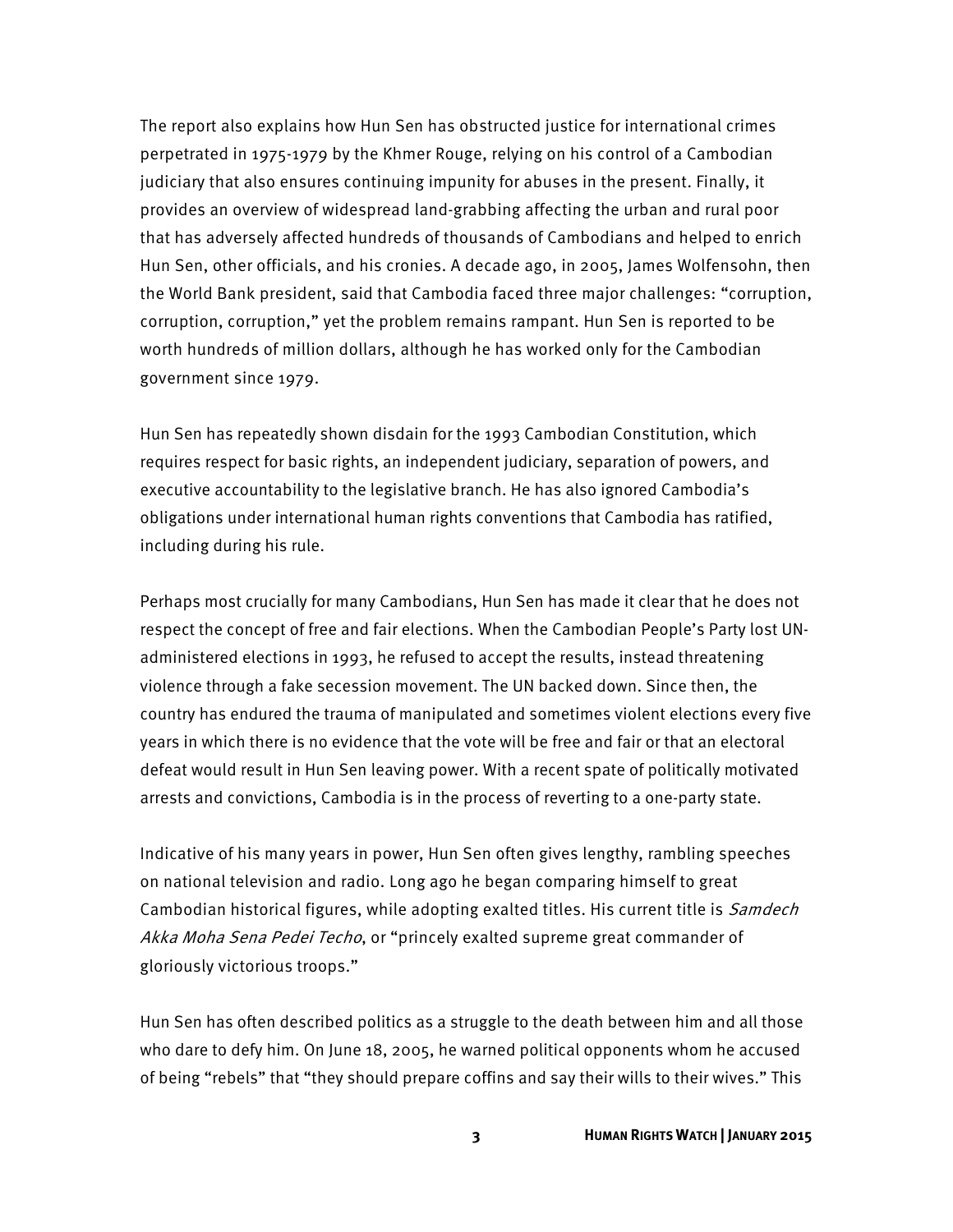The report also explains how Hun Sen has obstructed justice for international crimes perpetrated in 1975-1979 by the Khmer Rouge, relying on his control of a Cambodian judiciary that also ensures continuing impunity for abuses in the present. Finally, it provides an overview of widespread land-grabbing affecting the urban and rural poor that has adversely affected hundreds of thousands of Cambodians and helped to enrich Hun Sen, other officials, and his cronies. A decade ago, in 2005, James Wolfensohn, then the World Bank president, said that Cambodia faced three major challenges: "corruption, corruption, corruption," yet the problem remains rampant. Hun Sen is reported to be worth hundreds of million dollars, although he has worked only for the Cambodian government since 1979.

Hun Sen has repeatedly shown disdain for the 1993 Cambodian Constitution, which requires respect for basic rights, an independent judiciary, separation of powers, and executive accountability to the legislative branch. He has also ignored Cambodia's obligations under international human rights conventions that Cambodia has ratified, including during his rule.

Perhaps most crucially for many Cambodians, Hun Sen has made it clear that he does not respect the concept of free and fair elections. When the Cambodian People's Party lost UN-administered elections in 1993, he refused to accept the results, instead threatening violence through a fake secession movement. The UN backed down. Since then, the country has endured the trauma of manipulated and sometimes violent elections every five years in which there is no evidence that the vote will be free and fair or that an electoral defeat would result in Hun Sen leaving power. With a recent spate of politically motivated arrests and convictions, Cambodia is in the process of reverting to a one-party state.

Indicative of his many years in power, Hun Sen often gives lengthy, rambling speeches on national television and radio. Long ago he began comparing himself to great Cambodian historical figures, while adopting exalted titles. His current title is *Samdech Akka Moha Sena Pedei Techo*, or "princely exalted supreme great commander of gloriously victorious troops."

Hun Sen has often described politics as a struggle to the death between him and all those who dare to defy him. On June 18, 2005, he warned political opponents whom he accused of being "rebels" that "they should prepare coffins and say their wills to their wives." This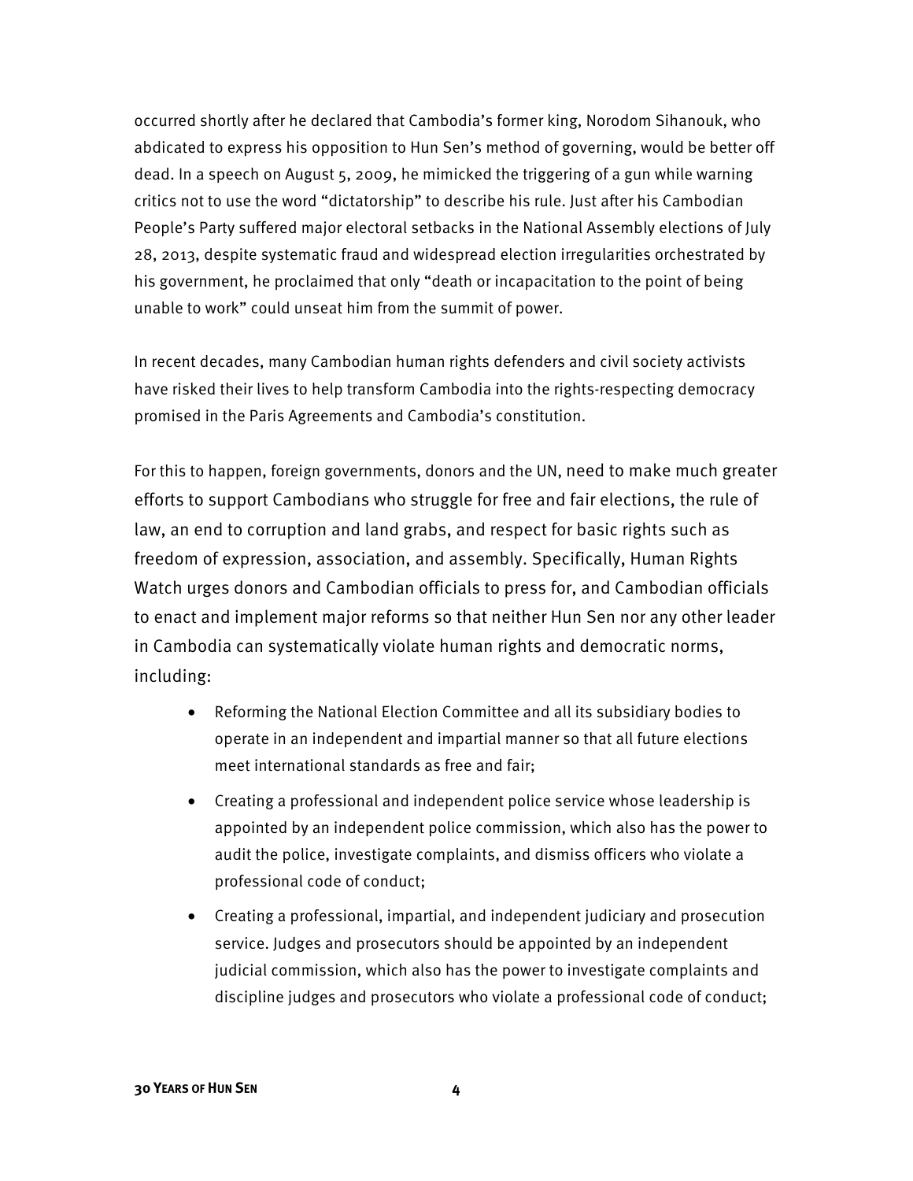occurred shortly after he declared that Cambodia's former king, Norodom Sihanouk, who abdicated to express his opposition to Hun Sen's method of governing, would be better off dead. In a speech on August 5, 2009, he mimicked the triggering of a gun while warning critics not to use the word "dictatorship" to describe his rule. Just after his Cambodian People's Party suffered major electoral setbacks in the National Assembly elections of July 28, 2013, despite systematic fraud and widespread election irregularities orchestrated by his government, he proclaimed that only "death or incapacitation to the point of being unable to work" could unseat him from the summit of power.

In recent decades, many Cambodian human rights defenders and civil society activists have risked their lives to help transform Cambodia into the rights-respecting democracy promised in the Paris Agreements and Cambodia's constitution.

For this to happen, foreign governments, donors and the UN, need to make much greater efforts to support Cambodians who struggle for free and fair elections, the rule of law, an end to corruption and land grabs, and respect for basic rights such as freedom of expression, association, and assembly. Specifically, Human Rights Watch urges donors and Cambodian officials to press for, and Cambodian officials to enact and implement major reforms so that neither Hun Sen nor any other leader in Cambodia can systematically violate human rights and democratic norms, including:

- Reforming the National Election Committee and all its subsidiary bodies to operate in an independent and impartial manner so that all future elections meet international standards as free and fair;
- Creating a professional and independent police service whose leadership is appointed by an independent police commission, which also has the power to audit the police, investigate complaints, and dismiss officers who violate a professional code of conduct;
- Creating a professional, impartial, and independent judiciary and prosecution service. Judges and prosecutors should be appointed by an independent judicial commission, which also has the power to investigate complaints and discipline judges and prosecutors who violate a professional code of conduct;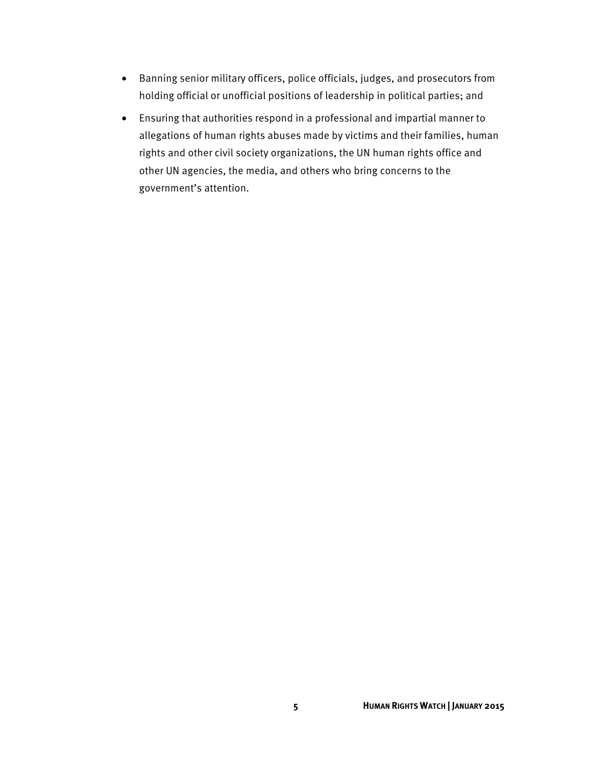- Banning senior military officers, police officials, judges, and prosecutors from holding official or unofficial positions of leadership in political parties; and
- Ensuring that authorities respond in a professional and impartial manner to allegations of human rights abuses made by victims and their families, human rights and other civil society organizations, the UN human rights office and other UN agencies, the media, and others who bring concerns to the government's attention.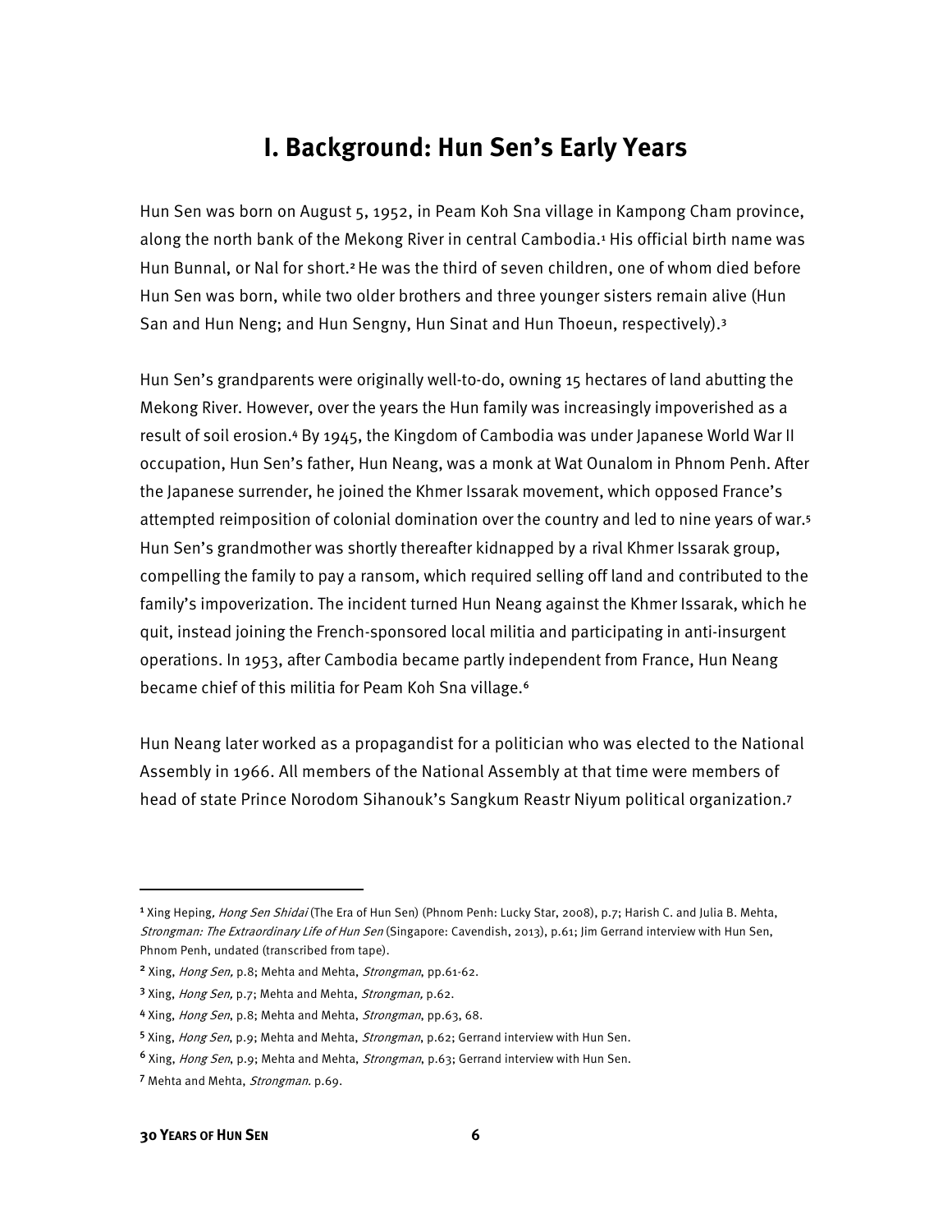# I. Background: Hun Sen's Early Years

Hun Sen was born on August 5, 1952, in Peam Koh Sna village in Kampong Cham province, along the north bank of the Mekong River in central Cambodia.[1] His official birth name was Hun Bunnal, or Nal for short.[2] He was the third of seven children, one of whom died before Hun Sen was born, while two older brothers and three younger sisters remain alive (Hun San and Hun Neng; and Hun Sengny, Hun Sinat and Hun Thoeun, respectively).[3]

Hun Sen's grandparents were originally well-to-do, owning 15 hectares of land abutting the Mekong River. However, over the years the Hun family was increasingly impoverished as a result of soil erosion.[4] By 1945, the Kingdom of Cambodia was under Japanese World War II occupation, Hun Sen's father, Hun Neang, was a monk at Wat Ounalom in Phnom Penh. After the Japanese surrender, he joined the Khmer Issarak movement, which opposed France's attempted reimposition of colonial domination over the country and led to nine years of war.[5] Hun Sen's grandmother was shortly thereafter kidnapped by a rival Khmer Issarak group, compelling the family to pay a ransom, which required selling off land and contributed to the family's impoverization. The incident turned Hun Neang against the Khmer Issarak, which he quit, instead joining the French-sponsored local militia and participating in anti-insurgent operations. In 1953, after Cambodia became partly independent from France, Hun Neang became chief of this militia for Peam Koh Sna village.[6]

Hun Neang later worked as a propagandist for a politician who was elected to the National Assembly in 1966. All members of the National Assembly at that time were members of head of state Prince Norodom Sihanouk's Sangkum Reastr Niyum political organization.[7]

---

[1] Xing Heping, *Hong Sen Shidai* (The Era of Hun Sen) (Phnom Penh: Lucky Star, 2008), p.7; Harish C. and Julia B. Mehta, *Strongman: The Extraordinary Life of Hun Sen* (Singapore: Cavendish, 2013), p.61; Jim Gerrand interview with Hun Sen, Phnom Penh, undated (transcribed from tape).

[2] Xing, *Hong Sen,* p.8; Mehta and Mehta, *Strongman*, pp.61-62.

[3] Xing, *Hong Sen,* p.7; Mehta and Mehta, *Strongman,* p.62.

[4] Xing, *Hong Sen*, p.8; Mehta and Mehta, *Strongman*, pp.63, 68.

[5] Xing, *Hong Sen*, p.9; Mehta and Mehta, *Strongman*, p.62; Gerrand interview with Hun Sen.

[6] Xing, *Hong Sen*, p.9; Mehta and Mehta, *Strongman*, p.63; Gerrand interview with Hun Sen.

[7] Mehta and Mehta, *Strongman*. p.69.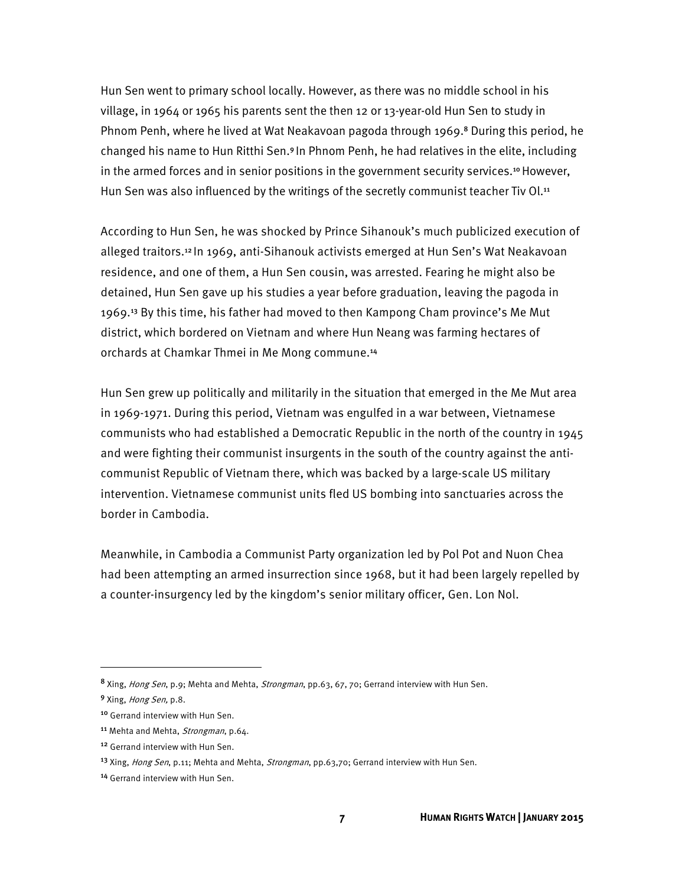Hun Sen went to primary school locally. However, as there was no middle school in his village, in 1964 or 1965 his parents sent the then 12 or 13-year-old Hun Sen to study in Phnom Penh, where he lived at Wat Neakavoan pagoda through 1969.[8] During this period, he changed his name to Hun Ritthi Sen.[9] In Phnom Penh, he had relatives in the elite, including in the armed forces and in senior positions in the government security services.[10] However, Hun Sen was also influenced by the writings of the secretly communist teacher Tiv Ol.[11]

According to Hun Sen, he was shocked by Prince Sihanouk's much publicized execution of alleged traitors.[12] In 1969, anti-Sihanouk activists emerged at Hun Sen's Wat Neakavoan residence, and one of them, a Hun Sen cousin, was arrested. Fearing he might also be detained, Hun Sen gave up his studies a year before graduation, leaving the pagoda in 1969.[13] By this time, his father had moved to then Kampong Cham province's Me Mut district, which bordered on Vietnam and where Hun Neang was farming hectares of orchards at Chamkar Thmei in Me Mong commune.[14]

Hun Sen grew up politically and militarily in the situation that emerged in the Me Mut area in 1969-1971. During this period, Vietnam was engulfed in a war between, Vietnamese communists who had established a Democratic Republic in the north of the country in 1945 and were fighting their communist insurgents in the south of the country against the anti-communist Republic of Vietnam there, which was backed by a large-scale US military intervention. Vietnamese communist units fled US bombing into sanctuaries across the border in Cambodia.

Meanwhile, in Cambodia a Communist Party organization led by Pol Pot and Nuon Chea had been attempting an armed insurrection since 1968, but it had been largely repelled by a counter-insurgency led by the kingdom's senior military officer, Gen. Lon Nol.

---

[8] Xing, *Hong Sen*, p.9; Mehta and Mehta, *Strongman*, pp.63, 67, 70; Gerrand interview with Hun Sen.

[9] Xing, *Hong Sen,* p.8.

[10] Gerrand interview with Hun Sen.

[11] Mehta and Mehta, *Strongman*, p.64.

[12] Gerrand interview with Hun Sen.

[13] Xing, *Hong Sen*, p.11; Mehta and Mehta, *Strongman*, pp.63,70; Gerrand interview with Hun Sen.

[14] Gerrand interview with Hun Sen.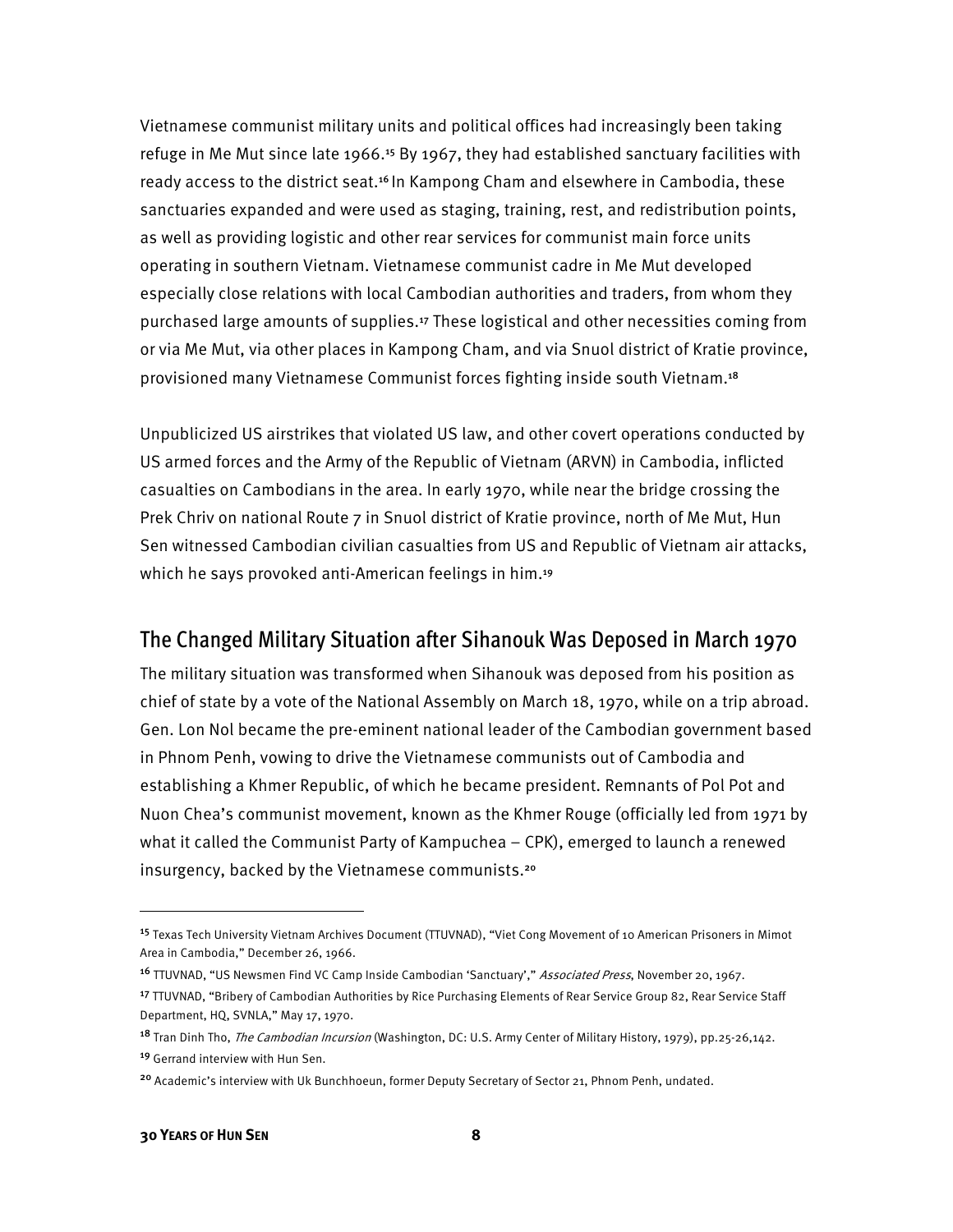Vietnamese communist military units and political offices had increasingly been taking refuge in Me Mut since late 1966.[15] By 1967, they had established sanctuary facilities with ready access to the district seat.[16] In Kampong Cham and elsewhere in Cambodia, these sanctuaries expanded and were used as staging, training, rest, and redistribution points, as well as providing logistic and other rear services for communist main force units operating in southern Vietnam. Vietnamese communist cadre in Me Mut developed especially close relations with local Cambodian authorities and traders, from whom they purchased large amounts of supplies.[17] These logistical and other necessities coming from or via Me Mut, via other places in Kampong Cham, and via Snuol district of Kratie province, provisioned many Vietnamese Communist forces fighting inside south Vietnam.[18]

Unpublicized US airstrikes that violated US law, and other covert operations conducted by US armed forces and the Army of the Republic of Vietnam (ARVN) in Cambodia, inflicted casualties on Cambodians in the area. In early 1970, while near the bridge crossing the Prek Chriv on national Route 7 in Snuol district of Kratie province, north of Me Mut, Hun Sen witnessed Cambodian civilian casualties from US and Republic of Vietnam air attacks, which he says provoked anti-American feelings in him.[19]

## The Changed Military Situation after Sihanouk Was Deposed in March 1970

The military situation was transformed when Sihanouk was deposed from his position as chief of state by a vote of the National Assembly on March 18, 1970, while on a trip abroad. Gen. Lon Nol became the pre-eminent national leader of the Cambodian government based in Phnom Penh, vowing to drive the Vietnamese communists out of Cambodia and establishing a Khmer Republic, of which he became president. Remnants of Pol Pot and Nuon Chea's communist movement, known as the Khmer Rouge (officially led from 1971 by what it called the Communist Party of Kampuchea – CPK), emerged to launch a renewed insurgency, backed by the Vietnamese communists.[20]

---

[15] Texas Tech University Vietnam Archives Document (TTUVNAD), "Viet Cong Movement of 10 American Prisoners in Mimot Area in Cambodia," December 26, 1966.

[16] TTUVNAD, "US Newsmen Find VC Camp Inside Cambodian 'Sanctuary'," *Associated Press*, November 20, 1967.

[17] TTUVNAD, "Bribery of Cambodian Authorities by Rice Purchasing Elements of Rear Service Group 82, Rear Service Staff Department, HQ, SVNLA," May 17, 1970.

[18] Tran Dinh Tho, *The Cambodian Incursion* (Washington, DC: U.S. Army Center of Military History, 1979), pp.25-26,142.

[19] Gerrand interview with Hun Sen.

[20] Academic's interview with Uk Bunchhoeun, former Deputy Secretary of Sector 21, Phnom Penh, undated.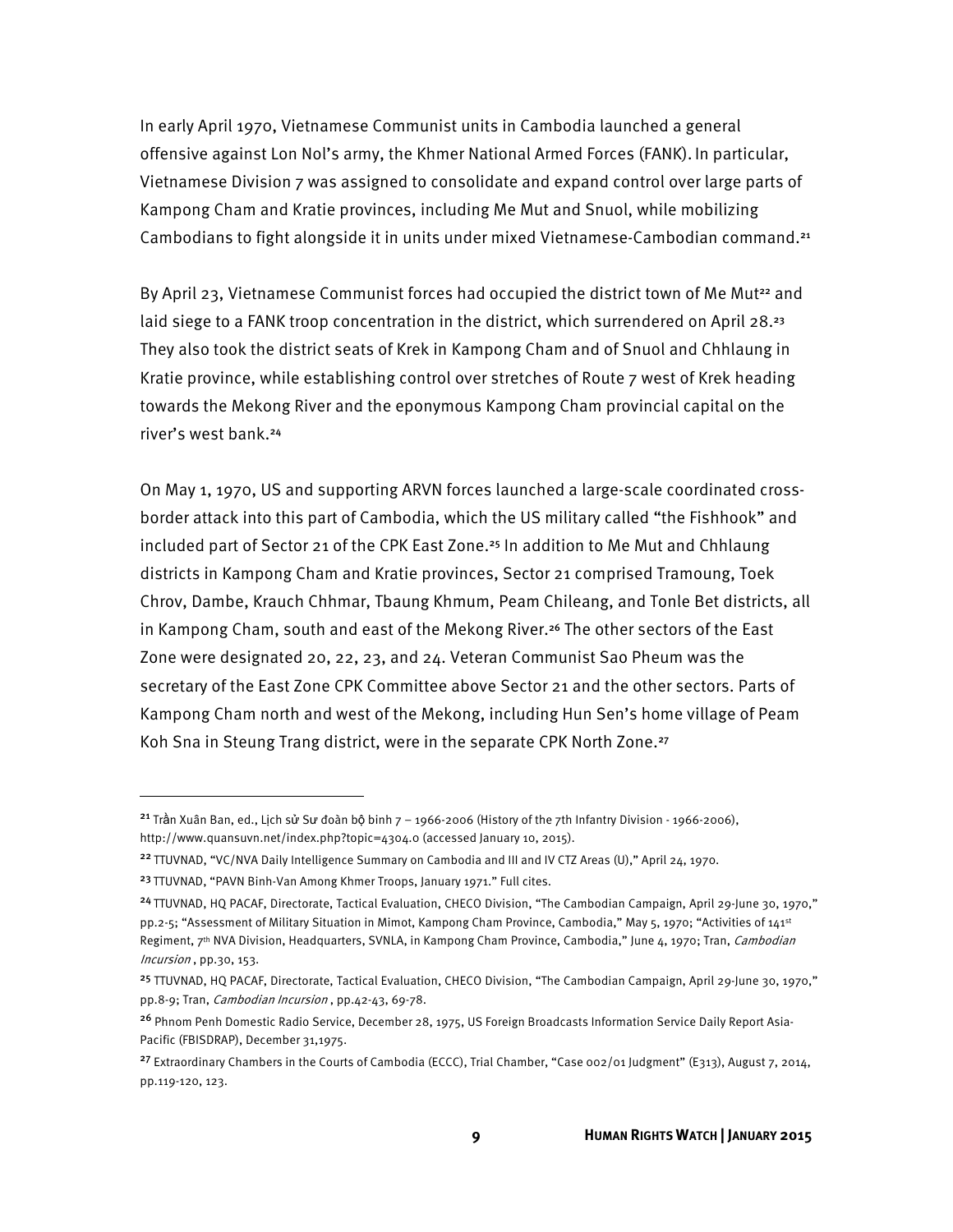In early April 1970, Vietnamese Communist units in Cambodia launched a general offensive against Lon Nol's army, the Khmer National Armed Forces (FANK). In particular, Vietnamese Division 7 was assigned to consolidate and expand control over large parts of Kampong Cham and Kratie provinces, including Me Mut and Snuol, while mobilizing Cambodians to fight alongside it in units under mixed Vietnamese-Cambodian command.[21]

By April 23, Vietnamese Communist forces had occupied the district town of Me Mut[22] and laid siege to a FANK troop concentration in the district, which surrendered on April 28.[23] They also took the district seats of Krek in Kampong Cham and of Snuol and Chhlaung in Kratie province, while establishing control over stretches of Route 7 west of Krek heading towards the Mekong River and the eponymous Kampong Cham provincial capital on the river's west bank.[24]

On May 1, 1970, US and supporting ARVN forces launched a large-scale coordinated cross-border attack into this part of Cambodia, which the US military called "the Fishhook" and included part of Sector 21 of the CPK East Zone.[25] In addition to Me Mut and Chhlaung districts in Kampong Cham and Kratie provinces, Sector 21 comprised Tramoung, Toek Chrov, Dambe, Krauch Chhmar, Tbaung Khmum, Peam Chileang, and Tonle Bet districts, all in Kampong Cham, south and east of the Mekong River.[26] The other sectors of the East Zone were designated 20, 22, 23, and 24. Veteran Communist Sao Pheum was the secretary of the East Zone CPK Committee above Sector 21 and the other sectors. Parts of Kampong Cham north and west of the Mekong, including Hun Sen's home village of Peam Koh Sna in Steung Trang district, were in the separate CPK North Zone.[27]

---

[21] Trần Xuân Ban, ed., Lịch sử Sư đoàn bộ binh 7 – 1966-2006 (History of the 7th Infantry Division - 1966-2006), http://www.quansuvn.net/index.php?topic=4304.0 (accessed January 10, 2015).

[22] TTUVNAD, "VC/NVA Daily Intelligence Summary on Cambodia and III and IV CTZ Areas (U)," April 24, 1970.

[23] TTUVNAD, "PAVN Binh-Van Among Khmer Troops, January 1971." Full cites.

[24] TTUVNAD, HQ PACAF, Directorate, Tactical Evaluation, CHECO Division, "The Cambodian Campaign, April 29-June 30, 1970," pp.2-5; "Assessment of Military Situation in Mimot, Kampong Cham Province, Cambodia," May 5, 1970; "Activities of 141st Regiment, 7th NVA Division, Headquarters, SVNLA, in Kampong Cham Province, Cambodia," June 4, 1970; Tran, *Cambodian Incursion* , pp.30, 153.

[25] TTUVNAD, HQ PACAF, Directorate, Tactical Evaluation, CHECO Division, "The Cambodian Campaign, April 29-June 30, 1970," pp.8-9; Tran, *Cambodian Incursion* , pp.42-43, 69-78.

[26] Phnom Penh Domestic Radio Service, December 28, 1975, US Foreign Broadcasts Information Service Daily Report Asia-Pacific (FBISDRAP), December 31,1975.

[27] Extraordinary Chambers in the Courts of Cambodia (ECCC), Trial Chamber, "Case 002/01 Judgment" (E313), August 7, 2014, pp.119-120, 123.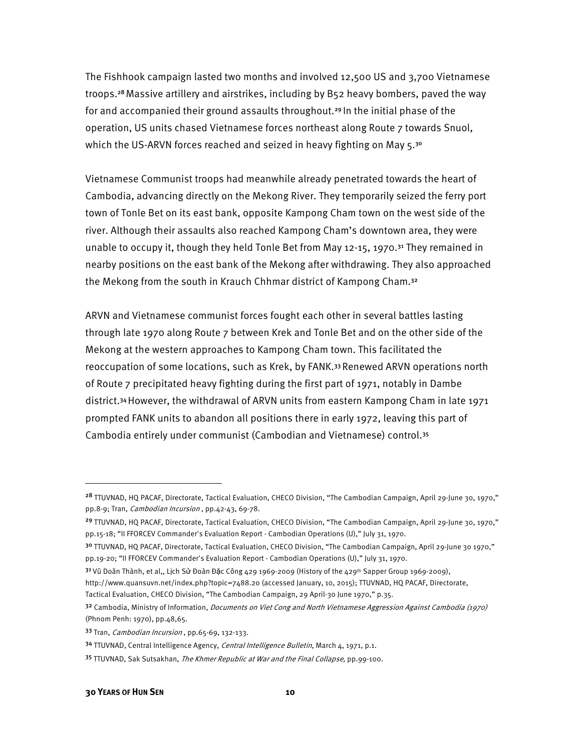The Fishhook campaign lasted two months and involved 12,500 US and 3,700 Vietnamese troops.[28] Massive artillery and airstrikes, including by B52 heavy bombers, paved the way for and accompanied their ground assaults throughout.[29] In the initial phase of the operation, US units chased Vietnamese forces northeast along Route 7 towards Snuol, which the US-ARVN forces reached and seized in heavy fighting on May 5.[30]

Vietnamese Communist troops had meanwhile already penetrated towards the heart of Cambodia, advancing directly on the Mekong River. They temporarily seized the ferry port town of Tonle Bet on its east bank, opposite Kampong Cham town on the west side of the river. Although their assaults also reached Kampong Cham's downtown area, they were unable to occupy it, though they held Tonle Bet from May 12-15, 1970.[31] They remained in nearby positions on the east bank of the Mekong after withdrawing. They also approached the Mekong from the south in Krauch Chhmar district of Kampong Cham.[32]

ARVN and Vietnamese communist forces fought each other in several battles lasting through late 1970 along Route 7 between Krek and Tonle Bet and on the other side of the Mekong at the western approaches to Kampong Cham town. This facilitated the reoccupation of some locations, such as Krek, by FANK.[33] Renewed ARVN operations north of Route 7 precipitated heavy fighting during the first part of 1971, notably in Dambe district.[34] However, the withdrawal of ARVN units from eastern Kampong Cham in late 1971 prompted FANK units to abandon all positions there in early 1972, leaving this part of Cambodia entirely under communist (Cambodian and Vietnamese) control.[35]

---

[28] TTUVNAD, HQ PACAF, Directorate, Tactical Evaluation, CHECO Division, "The Cambodian Campaign, April 29-June 30, 1970," pp.8-9; Tran, *Cambodian Incursion* , pp.42-43, 69-78.

[29] TTUVNAD, HQ PACAF, Directorate, Tactical Evaluation, CHECO Division, "The Cambodian Campaign, April 29-June 30, 1970," pp.15-18; "II FFORCEV Commander's Evaluation Report - Cambodian Operations (U)," July 31, 1970.

[30] TTUVNAD, HQ PACAF, Directorate, Tactical Evaluation, CHECO Division, "The Cambodian Campaign, April 29-June 30 1970," pp.19-20; "II FFORCEV Commander's Evaluation Report - Cambodian Operations (U)," July 31, 1970.

[31] Vũ Doãn Thành, et al,, Lịch Sử Đoàn Đặc Công 429 1969-2009 (History of the 429th Sapper Group 1969-2009), http://www.quansuvn.net/index.php?topic=7488.20 (accessed January, 10, 2015); TTUVNAD, HQ PACAF, Directorate, Tactical Evaluation, CHECO Division, "The Cambodian Campaign, 29 April-30 June 1970," p.35.

[32] Cambodia, Ministry of Information, *Documents on Viet Cong and North Vietnamese Aggression Against Cambodia (1970)* (Phnom Penh: 1970), pp.48,65.

[33] Tran, *Cambodian Incursion* , pp.65-69, 132-133.

[34] TTUVNAD, Central Intelligence Agency, *Central Intelligence Bulletin*, March 4, 1971, p.1.

[35] TTUVNAD, Sak Sutsakhan, *The Khmer Republic at War and the Final Collapse,* pp.99-100.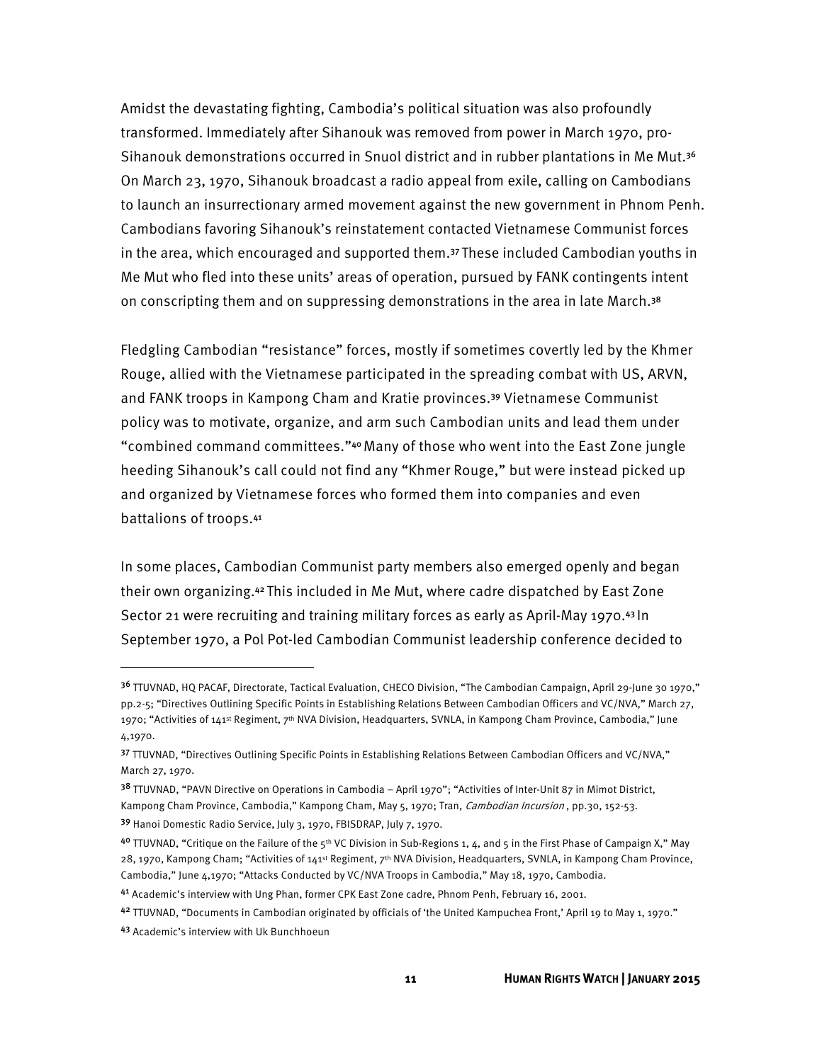Amidst the devastating fighting, Cambodia's political situation was also profoundly transformed. Immediately after Sihanouk was removed from power in March 1970, pro-Sihanouk demonstrations occurred in Snuol district and in rubber plantations in Me Mut.[36] On March 23, 1970, Sihanouk broadcast a radio appeal from exile, calling on Cambodians to launch an insurrectionary armed movement against the new government in Phnom Penh. Cambodians favoring Sihanouk's reinstatement contacted Vietnamese Communist forces in the area, which encouraged and supported them.[37] These included Cambodian youths in Me Mut who fled into these units' areas of operation, pursued by FANK contingents intent on conscripting them and on suppressing demonstrations in the area in late March.[38]

Fledgling Cambodian "resistance" forces, mostly if sometimes covertly led by the Khmer Rouge, allied with the Vietnamese participated in the spreading combat with US, ARVN, and FANK troops in Kampong Cham and Kratie provinces.[39] Vietnamese Communist policy was to motivate, organize, and arm such Cambodian units and lead them under "combined command committees."[40] Many of those who went into the East Zone jungle heeding Sihanouk's call could not find any "Khmer Rouge," but were instead picked up and organized by Vietnamese forces who formed them into companies and even battalions of troops.[41]

In some places, Cambodian Communist party members also emerged openly and began their own organizing.[42] This included in Me Mut, where cadre dispatched by East Zone Sector 21 were recruiting and training military forces as early as April-May 1970.[43] In September 1970, a Pol Pot-led Cambodian Communist leadership conference decided to

---

[36] TTUVNAD, HQ PACAF, Directorate, Tactical Evaluation, CHECO Division, "The Cambodian Campaign, April 29-June 30 1970," pp.2-5; "Directives Outlining Specific Points in Establishing Relations Between Cambodian Officers and VC/NVA," March 27, 1970; "Activities of 141st Regiment, 7th NVA Division, Headquarters, SVNLA, in Kampong Cham Province, Cambodia," June 4,1970.

[37] TTUVNAD, "Directives Outlining Specific Points in Establishing Relations Between Cambodian Officers and VC/NVA," March 27, 1970.

[38] TTUVNAD, "PAVN Directive on Operations in Cambodia – April 1970"; "Activities of Inter-Unit 87 in Mimot District, Kampong Cham Province, Cambodia," Kampong Cham, May 5, 1970; Tran, *Cambodian Incursion* , pp.30, 152-53.

[39] Hanoi Domestic Radio Service, July 3, 1970, FBISDRAP, July 7, 1970.

[40] TTUVNAD, "Critique on the Failure of the 5th VC Division in Sub-Regions 1, 4, and 5 in the First Phase of Campaign X," May 28, 1970, Kampong Cham; "Activities of 141st Regiment, 7th NVA Division, Headquarters, SVNLA, in Kampong Cham Province, Cambodia," June 4,1970; "Attacks Conducted by VC/NVA Troops in Cambodia," May 18, 1970, Cambodia.

[41] Academic's interview with Ung Phan, former CPK East Zone cadre, Phnom Penh, February 16, 2001.

[42] TTUVNAD, "Documents in Cambodian originated by officials of 'the United Kampuchea Front,' April 19 to May 1, 1970."

[43] Academic's interview with Uk Bunchhoeun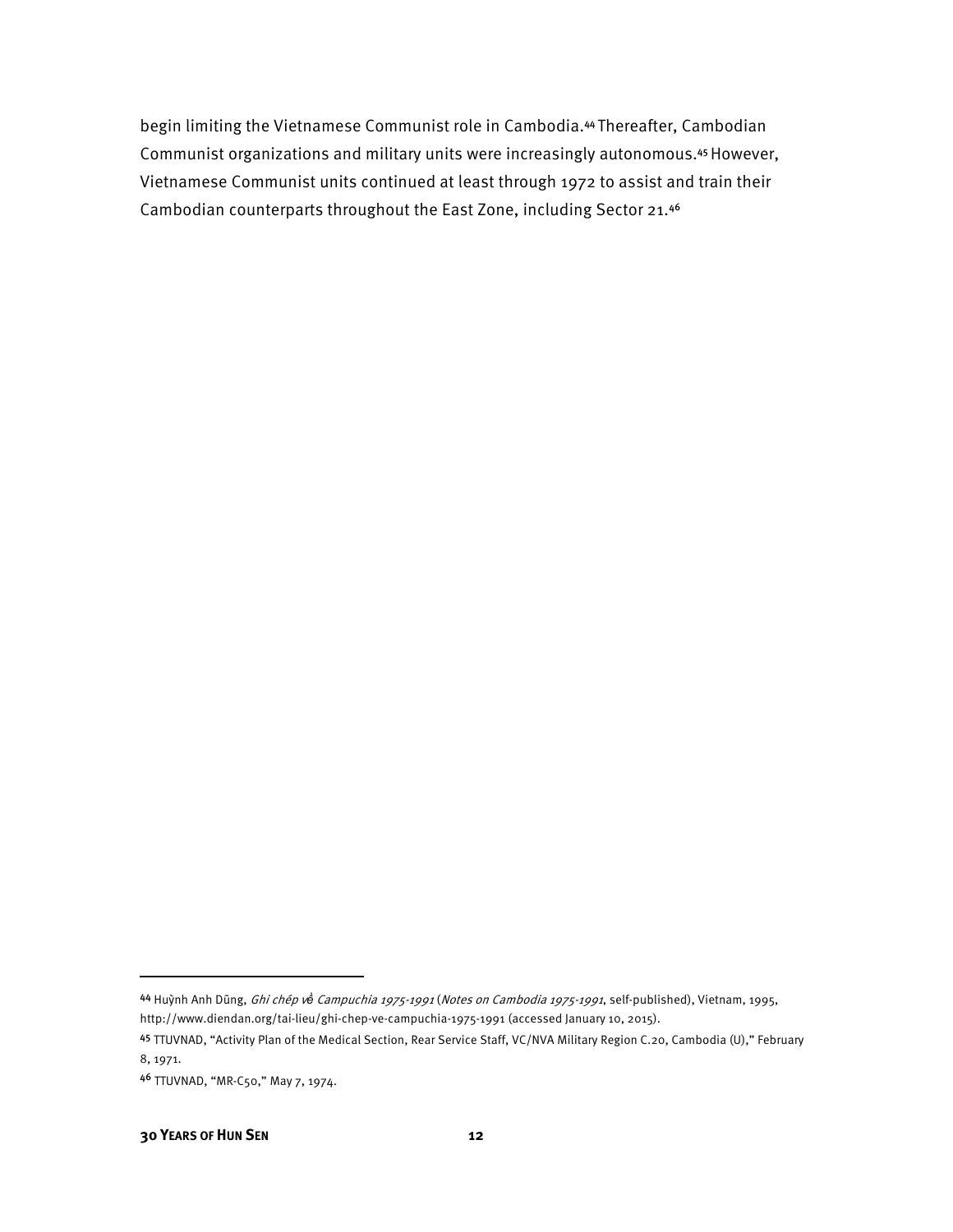begin limiting the Vietnamese Communist role in Cambodia.[44] Thereafter, Cambodian Communist organizations and military units were increasingly autonomous.[45] However, Vietnamese Communist units continued at least through 1972 to assist and train their Cambodian counterparts throughout the East Zone, including Sector 21.[46]

---

[44] Huỳnh Anh Dũng, *Ghi chép về Campuchia 1975-1991* (*Notes on Cambodia 1975-1991*, self-published), Vietnam, 1995, http://www.diendan.org/tai-lieu/ghi-chep-ve-campuchia-1975-1991 (accessed January 10, 2015).

[45] TTUVNAD, "Activity Plan of the Medical Section, Rear Service Staff, VC/NVA Military Region C.20, Cambodia (U)," February 8, 1971.

[46] TTUVNAD, "MR-C50," May 7, 1974.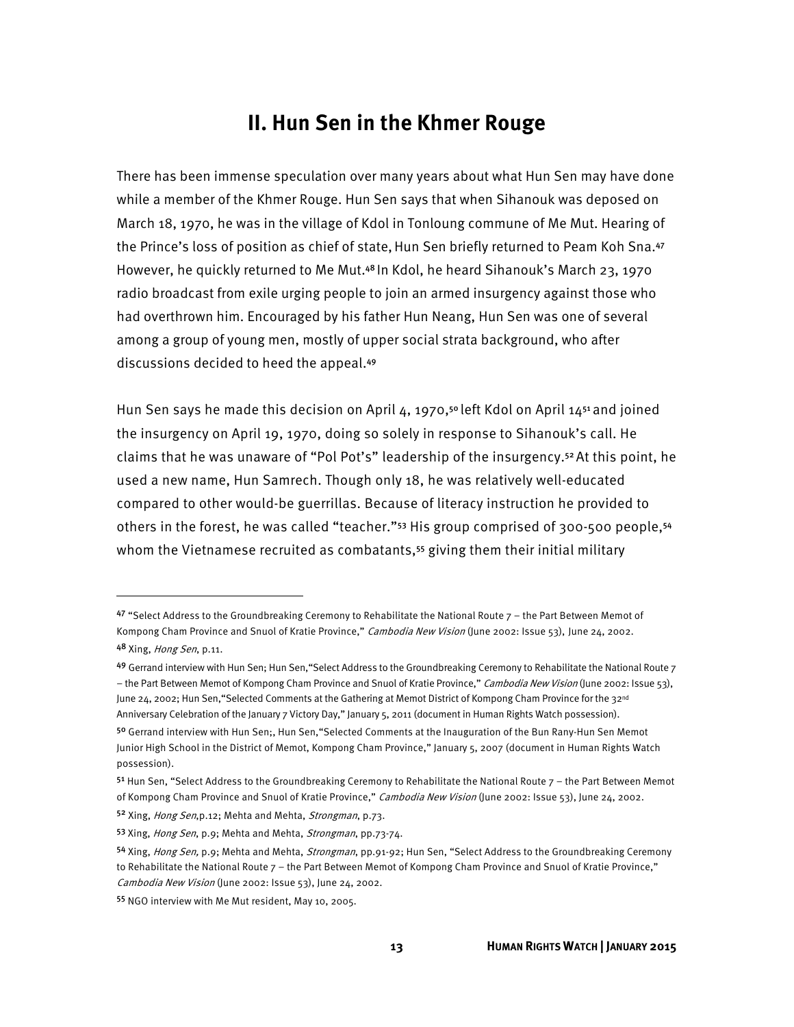## II. Hun Sen in the Khmer Rouge

There has been immense speculation over many years about what Hun Sen may have done while a member of the Khmer Rouge. Hun Sen says that when Sihanouk was deposed on March 18, 1970, he was in the village of Kdol in Tonloung commune of Me Mut. Hearing of the Prince's loss of position as chief of state, Hun Sen briefly returned to Peam Koh Sna.[47] However, he quickly returned to Me Mut.[48] In Kdol, he heard Sihanouk's March 23, 1970 radio broadcast from exile urging people to join an armed insurgency against those who had overthrown him. Encouraged by his father Hun Neang, Hun Sen was one of several among a group of young men, mostly of upper social strata background, who after discussions decided to heed the appeal.[49]

Hun Sen says he made this decision on April 4, 1970,[50] left Kdol on April 14[51] and joined the insurgency on April 19, 1970, doing so solely in response to Sihanouk's call. He claims that he was unaware of "Pol Pot's" leadership of the insurgency.[52] At this point, he used a new name, Hun Samrech. Though only 18, he was relatively well-educated compared to other would-be guerrillas. Because of literacy instruction he provided to others in the forest, he was called "teacher."[53] His group comprised of 300-500 people,[54] whom the Vietnamese recruited as combatants,[55] giving them their initial military

---

[47] "Select Address to the Groundbreaking Ceremony to Rehabilitate the National Route 7 – the Part Between Memot of Kompong Cham Province and Snuol of Kratie Province," *Cambodia New Vision* (June 2002: Issue 53), June 24, 2002.

[48] Xing, *Hong Sen*, p.11.

[49] Gerrand interview with Hun Sen; Hun Sen,"Select Address to the Groundbreaking Ceremony to Rehabilitate the National Route 7 – the Part Between Memot of Kompong Cham Province and Snuol of Kratie Province," *Cambodia New Vision* (June 2002: Issue 53), June 24, 2002; Hun Sen,"Selected Comments at the Gathering at Memot District of Kompong Cham Province for the 32nd Anniversary Celebration of the January 7 Victory Day," January 5, 2011 (document in Human Rights Watch possession).

[50] Gerrand interview with Hun Sen;, Hun Sen,"Selected Comments at the Inauguration of the Bun Rany-Hun Sen Memot Junior High School in the District of Memot, Kompong Cham Province," January 5, 2007 (document in Human Rights Watch possession).

[51] Hun Sen, "Select Address to the Groundbreaking Ceremony to Rehabilitate the National Route 7 – the Part Between Memot of Kompong Cham Province and Snuol of Kratie Province," *Cambodia New Vision* (June 2002: Issue 53), June 24, 2002.

[52] Xing, *Hong Sen*,p.12; Mehta and Mehta, *Strongman*, p.73.

[53] Xing, *Hong Sen*, p.9; Mehta and Mehta, *Strongman*, pp.73-74.

[54] Xing, *Hong Sen,* p.9; Mehta and Mehta, *Strongman*, pp.91-92; Hun Sen, "Select Address to the Groundbreaking Ceremony to Rehabilitate the National Route 7 – the Part Between Memot of Kompong Cham Province and Snuol of Kratie Province," *Cambodia New Vision* (June 2002: Issue 53), June 24, 2002.

[55] NGO interview with Me Mut resident, May 10, 2005.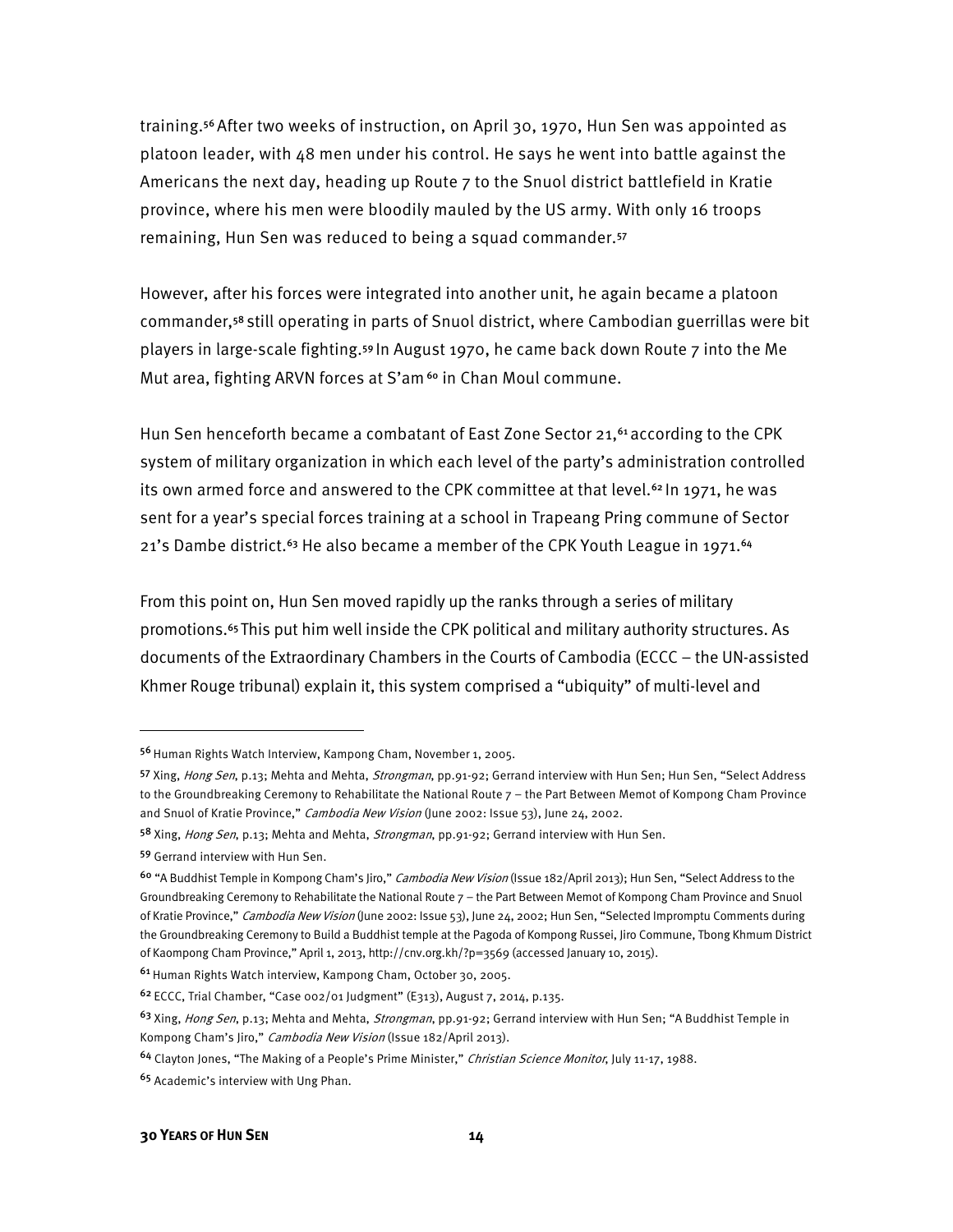training.[56] After two weeks of instruction, on April 30, 1970, Hun Sen was appointed as platoon leader, with 48 men under his control. He says he went into battle against the Americans the next day, heading up Route 7 to the Snuol district battlefield in Kratie province, where his men were bloodily mauled by the US army. With only 16 troops remaining, Hun Sen was reduced to being a squad commander.[57]

However, after his forces were integrated into another unit, he again became a platoon commander,[58] still operating in parts of Snuol district, where Cambodian guerrillas were bit players in large-scale fighting.[59] In August 1970, he came back down Route 7 into the Me Mut area, fighting ARVN forces at S'am[60] in Chan Moul commune.

Hun Sen henceforth became a combatant of East Zone Sector 21,[61] according to the CPK system of military organization in which each level of the party's administration controlled its own armed force and answered to the CPK committee at that level.[62] In 1971, he was sent for a year's special forces training at a school in Trapeang Pring commune of Sector 21's Dambe district.[63] He also became a member of the CPK Youth League in 1971.[64]

From this point on, Hun Sen moved rapidly up the ranks through a series of military promotions.[65] This put him well inside the CPK political and military authority structures. As documents of the Extraordinary Chambers in the Courts of Cambodia (ECCC – the UN-assisted Khmer Rouge tribunal) explain it, this system comprised a "ubiquity" of multi-level and

---

[56] Human Rights Watch Interview, Kampong Cham, November 1, 2005.

[57] Xing, *Hong Sen*, p.13; Mehta and Mehta, *Strongman*, pp.91-92; Gerrand interview with Hun Sen; Hun Sen, "Select Address to the Groundbreaking Ceremony to Rehabilitate the National Route 7 – the Part Between Memot of Kompong Cham Province and Snuol of Kratie Province," *Cambodia New Vision* (June 2002: Issue 53), June 24, 2002.

[58] Xing, *Hong Sen*, p.13; Mehta and Mehta, *Strongman*, pp.91-92; Gerrand interview with Hun Sen.

[59] Gerrand interview with Hun Sen.

[60] "A Buddhist Temple in Kompong Cham's Jiro," *Cambodia New Vision* (Issue 182/April 2013); Hun Sen, "Select Address to the Groundbreaking Ceremony to Rehabilitate the National Route 7 – the Part Between Memot of Kompong Cham Province and Snuol of Kratie Province," *Cambodia New Vision* (June 2002: Issue 53), June 24, 2002; Hun Sen, "Selected Impromptu Comments during the Groundbreaking Ceremony to Build a Buddhist temple at the Pagoda of Kompong Russei, Jiro Commune, Tbong Khmum District of Kaompong Cham Province," April 1, 2013, http://cnv.org.kh/?p=3569 (accessed January 10, 2015).

[61] Human Rights Watch interview, Kampong Cham, October 30, 2005.

[62] ECCC, Trial Chamber, "Case 002/01 Judgment" (E313), August 7, 2014, p.135.

[63] Xing, *Hong Sen*, p.13; Mehta and Mehta, *Strongman*, pp.91-92; Gerrand interview with Hun Sen; "A Buddhist Temple in Kompong Cham's Jiro," *Cambodia New Vision* (Issue 182/April 2013).

[64] Clayton Jones, "The Making of a People's Prime Minister," *Christian Science Monitor*, July 11-17, 1988.

[65] Academic's interview with Ung Phan.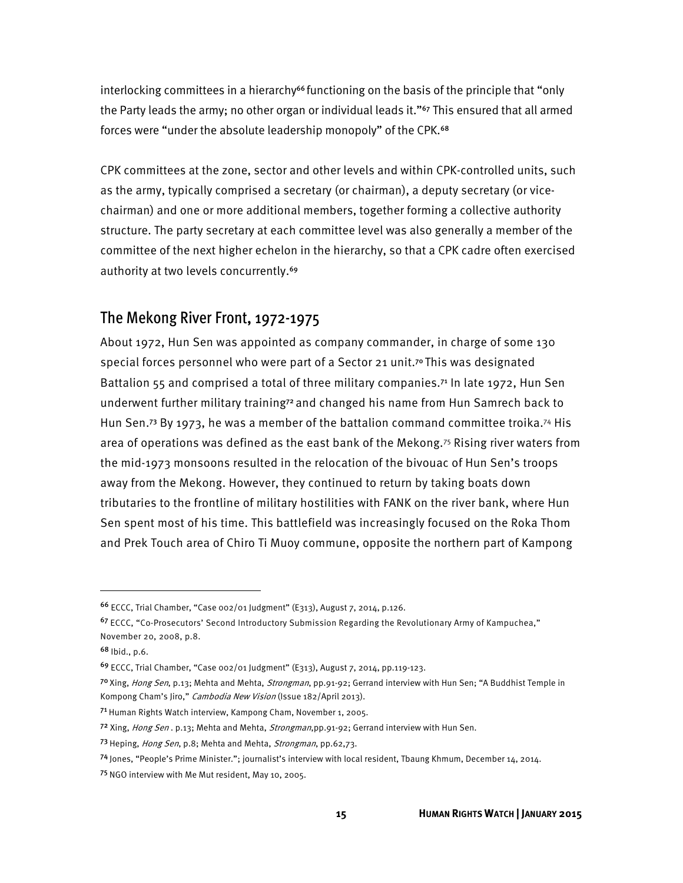interlocking committees in a hierarchy[66] functioning on the basis of the principle that "only the Party leads the army; no other organ or individual leads it."[67] This ensured that all armed forces were "under the absolute leadership monopoly" of the CPK.[68]

CPK committees at the zone, sector and other levels and within CPK-controlled units, such as the army, typically comprised a secretary (or chairman), a deputy secretary (or vice-chairman) and one or more additional members, together forming a collective authority structure. The party secretary at each committee level was also generally a member of the committee of the next higher echelon in the hierarchy, so that a CPK cadre often exercised authority at two levels concurrently.[69]

## The Mekong River Front, 1972-1975

About 1972, Hun Sen was appointed as company commander, in charge of some 130 special forces personnel who were part of a Sector 21 unit.[70] This was designated Battalion 55 and comprised a total of three military companies.[71] In late 1972, Hun Sen underwent further military training[72] and changed his name from Hun Samrech back to Hun Sen.[73] By 1973, he was a member of the battalion command committee troika.[74] His area of operations was defined as the east bank of the Mekong.[75] Rising river waters from the mid-1973 monsoons resulted in the relocation of the bivouac of Hun Sen's troops away from the Mekong. However, they continued to return by taking boats down tributaries to the frontline of military hostilities with FANK on the river bank, where Hun Sen spent most of his time. This battlefield was increasingly focused on the Roka Thom and Prek Touch area of Chiro Ti Muoy commune, opposite the northern part of Kampong

---

[66] ECCC, Trial Chamber, "Case 002/01 Judgment" (E313), August 7, 2014, p.126.

[67] ECCC, "Co-Prosecutors' Second Introductory Submission Regarding the Revolutionary Army of Kampuchea," November 20, 2008, p.8.

[68] Ibid., p.6.

[69] ECCC, Trial Chamber, "Case 002/01 Judgment" (E313), August 7, 2014, pp.119-123.

[70] Xing, *Hong Sen*, p.13; Mehta and Mehta, *Strongman*, pp.91-92; Gerrand interview with Hun Sen; "A Buddhist Temple in Kompong Cham's Jiro," *Cambodia New Vision* (Issue 182/April 2013).

[71] Human Rights Watch interview, Kampong Cham, November 1, 2005.

[72] Xing, *Hong Sen* . p.13; Mehta and Mehta, *Strongman*,pp.91-92; Gerrand interview with Hun Sen.

[73] Heping, *Hong Sen*, p.8; Mehta and Mehta, *Strongman*, pp.62,73.

[74] Jones, "People's Prime Minister."; journalist's interview with local resident, Tbaung Khmum, December 14, 2014.

[75] NGO interview with Me Mut resident, May 10, 2005.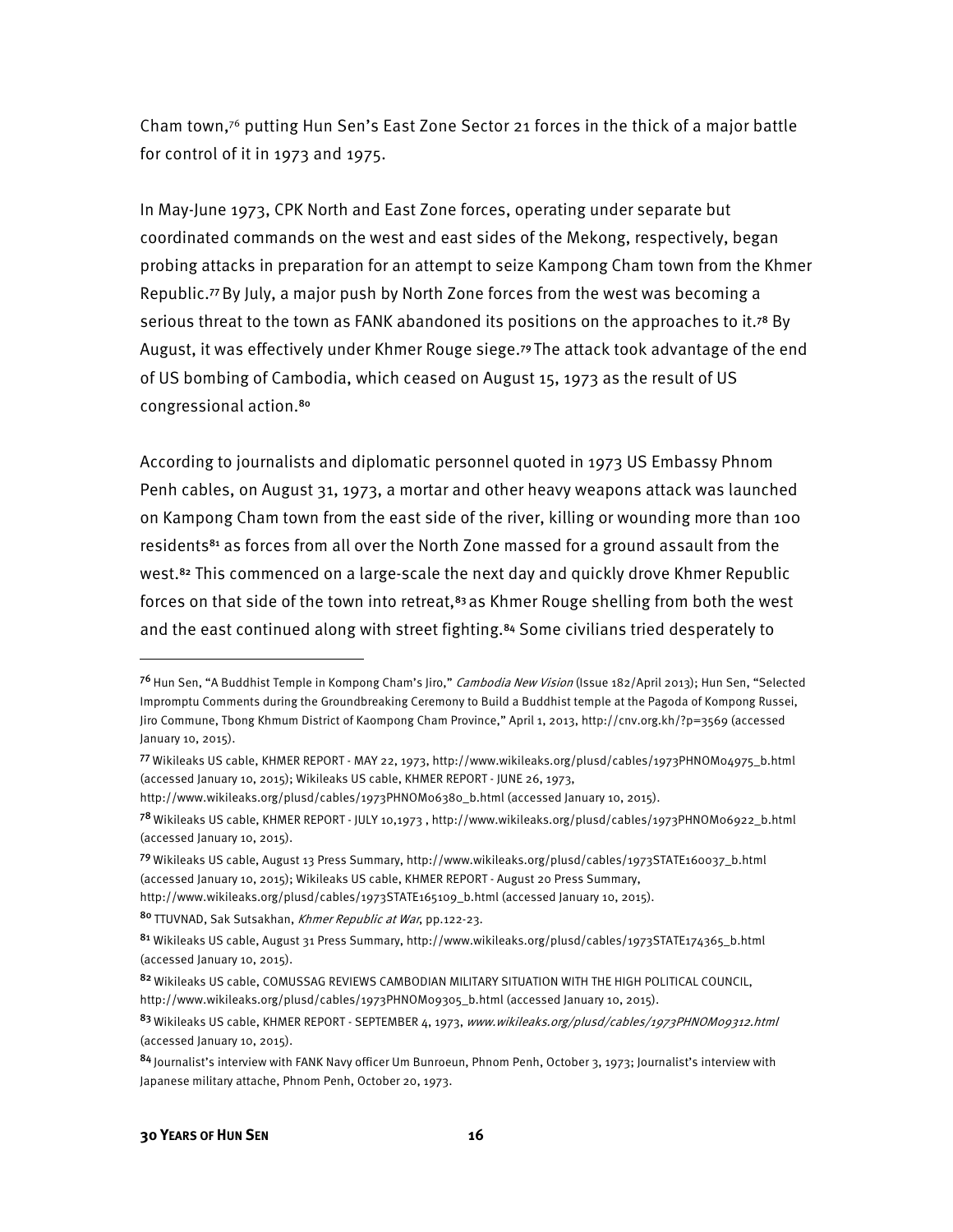Cham town,[76] putting Hun Sen's East Zone Sector 21 forces in the thick of a major battle for control of it in 1973 and 1975.

In May-June 1973, CPK North and East Zone forces, operating under separate but coordinated commands on the west and east sides of the Mekong, respectively, began probing attacks in preparation for an attempt to seize Kampong Cham town from the Khmer Republic.[77] By July, a major push by North Zone forces from the west was becoming a serious threat to the town as FANK abandoned its positions on the approaches to it.[78] By August, it was effectively under Khmer Rouge siege.[79] The attack took advantage of the end of US bombing of Cambodia, which ceased on August 15, 1973 as the result of US congressional action.[80]

According to journalists and diplomatic personnel quoted in 1973 US Embassy Phnom Penh cables, on August 31, 1973, a mortar and other heavy weapons attack was launched on Kampong Cham town from the east side of the river, killing or wounding more than 100 residents[81] as forces from all over the North Zone massed for a ground assault from the west.[82] This commenced on a large-scale the next day and quickly drove Khmer Republic forces on that side of the town into retreat,[83] as Khmer Rouge shelling from both the west and the east continued along with street fighting.[84] Some civilians tried desperately to

---

[76] Hun Sen, "A Buddhist Temple in Kompong Cham's Jiro," *Cambodia New Vision* (Issue 182/April 2013); Hun Sen, "Selected Impromptu Comments during the Groundbreaking Ceremony to Build a Buddhist temple at the Pagoda of Kompong Russei, Jiro Commune, Tbong Khmum District of Kaompong Cham Province," April 1, 2013, http://cnv.org.kh/?p=3569 (accessed January 10, 2015).

[77] Wikileaks US cable, KHMER REPORT - MAY 22, 1973, http://www.wikileaks.org/plusd/cables/1973PHNOM04975_b.html (accessed January 10, 2015); Wikileaks US cable, KHMER REPORT - JUNE 26, 1973, http://www.wikileaks.org/plusd/cables/1973PHNOM06380_b.html (accessed January 10, 2015).

[78] Wikileaks US cable, KHMER REPORT - JULY 10,1973 , http://www.wikileaks.org/plusd/cables/1973PHNOM06922_b.html (accessed January 10, 2015).

[79] Wikileaks US cable, August 13 Press Summary, http://www.wikileaks.org/plusd/cables/1973STATE160037_b.html (accessed January 10, 2015); Wikileaks US cable, KHMER REPORT - August 20 Press Summary, http://www.wikileaks.org/plusd/cables/1973STATE165109_b.html (accessed January 10, 2015).

[80] TTUVNAD, Sak Sutsakhan, *Khmer Republic at War*, pp.122-23.

[81] Wikileaks US cable, August 31 Press Summary, http://www.wikileaks.org/plusd/cables/1973STATE174365_b.html (accessed January 10, 2015).

[82] Wikileaks US cable, COMUSSAG REVIEWS CAMBODIAN MILITARY SITUATION WITH THE HIGH POLITICAL COUNCIL, http://www.wikileaks.org/plusd/cables/1973PHNOM09305_b.html (accessed January 10, 2015).

[83] Wikileaks US cable, KHMER REPORT - SEPTEMBER 4, 1973, *www.wikileaks.org/plusd/cables/1973PHNOM09312.html* (accessed January 10, 2015).

[84] Journalist's interview with FANK Navy officer Um Bunroeun, Phnom Penh, October 3, 1973; Journalist's interview with Japanese military attache, Phnom Penh, October 20, 1973.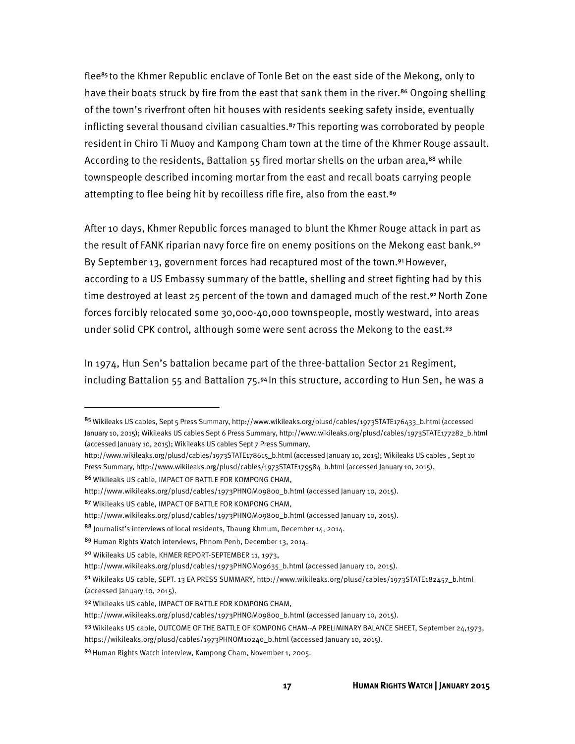flee[85] to the Khmer Republic enclave of Tonle Bet on the east side of the Mekong, only to have their boats struck by fire from the east that sank them in the river.[86] Ongoing shelling of the town's riverfront often hit houses with residents seeking safety inside, eventually inflicting several thousand civilian casualties.[87] This reporting was corroborated by people resident in Chiro Ti Muoy and Kampong Cham town at the time of the Khmer Rouge assault. According to the residents, Battalion 55 fired mortar shells on the urban area,[88] while townspeople described incoming mortar from the east and recall boats carrying people attempting to flee being hit by recoilless rifle fire, also from the east.[89]

After 10 days, Khmer Republic forces managed to blunt the Khmer Rouge attack in part as the result of FANK riparian navy force fire on enemy positions on the Mekong east bank.[90] By September 13, government forces had recaptured most of the town.[91] However, according to a US Embassy summary of the battle, shelling and street fighting had by this time destroyed at least 25 percent of the town and damaged much of the rest.[92] North Zone forces forcibly relocated some 30,000-40,000 townspeople, mostly westward, into areas under solid CPK control, although some were sent across the Mekong to the east.[93]

In 1974, Hun Sen's battalion became part of the three-battalion Sector 21 Regiment, including Battalion 55 and Battalion 75.[94] In this structure, according to Hun Sen, he was a

---

[85] Wikileaks US cables, Sept 5 Press Summary, http://www.wikileaks.org/plusd/cables/1973STATE176433_b.html (accessed January 10, 2015); Wikileaks US cables Sept 6 Press Summary, http://www.wikileaks.org/plusd/cables/1973STATE177282_b.html (accessed January 10, 2015); Wikileaks US cables Sept 7 Press Summary, http://www.wikileaks.org/plusd/cables/1973STATE178615_b.html (accessed January 10, 2015); Wikileaks US cables , Sept 10 Press Summary, http://www.wikileaks.org/plusd/cables/1973STATE179584_b.html (accessed January 10, 2015).

[86] Wikileaks US cable, IMPACT OF BATTLE FOR KOMPONG CHAM, http://www.wikileaks.org/plusd/cables/1973PHNOM09800_b.html (accessed January 10, 2015).

[87] Wikileaks US cable, IMPACT OF BATTLE FOR KOMPONG CHAM, http://www.wikileaks.org/plusd/cables/1973PHNOM09800_b.html (accessed January 10, 2015).

[88] Journalist's interviews of local residents, Tbaung Khmum, December 14, 2014.

[89] Human Rights Watch interviews, Phnom Penh, December 13, 2014.

[90] Wikileaks US cable, KHMER REPORT-SEPTEMBER 11, 1973, http://www.wikileaks.org/plusd/cables/1973PHNOM09635_b.html (accessed January 10, 2015).

[91] Wikileaks US cable, SEPT. 13 EA PRESS SUMMARY, http://www.wikileaks.org/plusd/cables/1973STATE182457_b.html (accessed January 10, 2015).

[92] Wikileaks US cable, IMPACT OF BATTLE FOR KOMPONG CHAM, http://www.wikileaks.org/plusd/cables/1973PHNOM09800_b.html (accessed January 10, 2015).

[93] Wikileaks US cable, OUTCOME OF THE BATTLE OF KOMPONG CHAM--A PRELIMINARY BALANCE SHEET, September 24,1973, https://wikileaks.org/plusd/cables/1973PHNOM10240_b.html (accessed January 10, 2015).

[94] Human Rights Watch interview, Kampong Cham, November 1, 2005.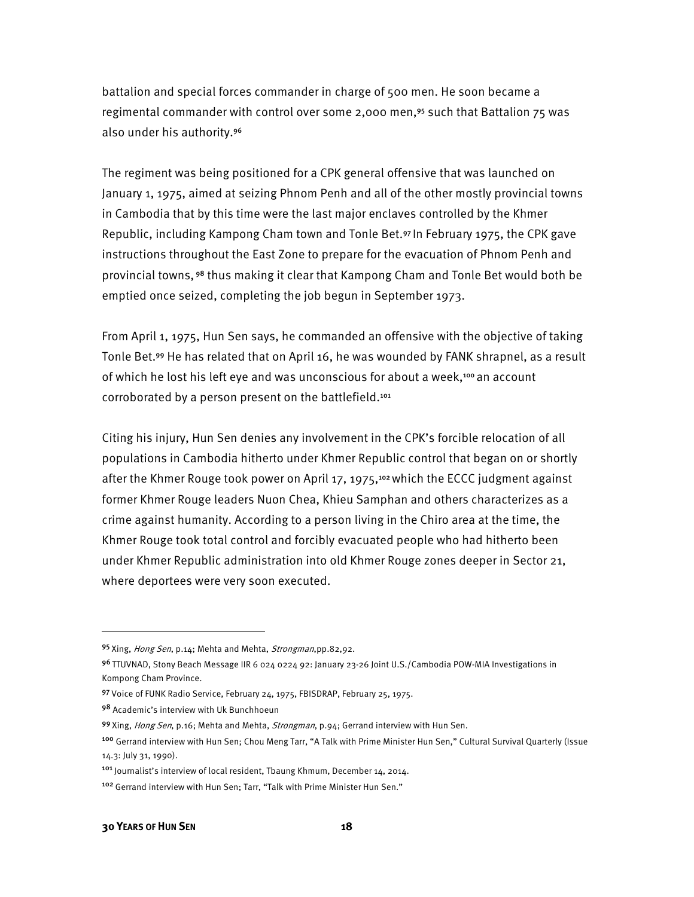battalion and special forces commander in charge of 500 men. He soon became a regimental commander with control over some 2,000 men,[95] such that Battalion 75 was also under his authority.[96]

The regiment was being positioned for a CPK general offensive that was launched on January 1, 1975, aimed at seizing Phnom Penh and all of the other mostly provincial towns in Cambodia that by this time were the last major enclaves controlled by the Khmer Republic, including Kampong Cham town and Tonle Bet.[97] In February 1975, the CPK gave instructions throughout the East Zone to prepare for the evacuation of Phnom Penh and provincial towns,[98] thus making it clear that Kampong Cham and Tonle Bet would both be emptied once seized, completing the job begun in September 1973.

From April 1, 1975, Hun Sen says, he commanded an offensive with the objective of taking Tonle Bet.[99] He has related that on April 16, he was wounded by FANK shrapnel, as a result of which he lost his left eye and was unconscious for about a week,[100] an account corroborated by a person present on the battlefield.[101]

Citing his injury, Hun Sen denies any involvement in the CPK's forcible relocation of all populations in Cambodia hitherto under Khmer Republic control that began on or shortly after the Khmer Rouge took power on April 17, 1975,[102] which the ECCC judgment against former Khmer Rouge leaders Nuon Chea, Khieu Samphan and others characterizes as a crime against humanity. According to a person living in the Chiro area at the time, the Khmer Rouge took total control and forcibly evacuated people who had hitherto been under Khmer Republic administration into old Khmer Rouge zones deeper in Sector 21, where deportees were very soon executed.

---

[95] Xing, *Hong Sen*, p.14; Mehta and Mehta, *Strongman*, pp.82,92.

[96] TTUVNAD, Stony Beach Message IIR 6 024 0224 92: January 23-26 Joint U.S./Cambodia POW-MIA Investigations in Kompong Cham Province.

[97] Voice of FUNK Radio Service, February 24, 1975, FBISDRAP, February 25, 1975.

[98] Academic's interview with Uk Bunchhoeun

[99] Xing, *Hong Sen*, p.16; Mehta and Mehta, *Strongman*, p.94; Gerrand interview with Hun Sen.

[100] Gerrand interview with Hun Sen; Chou Meng Tarr, "A Talk with Prime Minister Hun Sen," Cultural Survival Quarterly (Issue 14.3: July 31, 1990).

[101] Journalist's interview of local resident, Tbaung Khmum, December 14, 2014.

[102] Gerrand interview with Hun Sen; Tarr, "Talk with Prime Minister Hun Sen."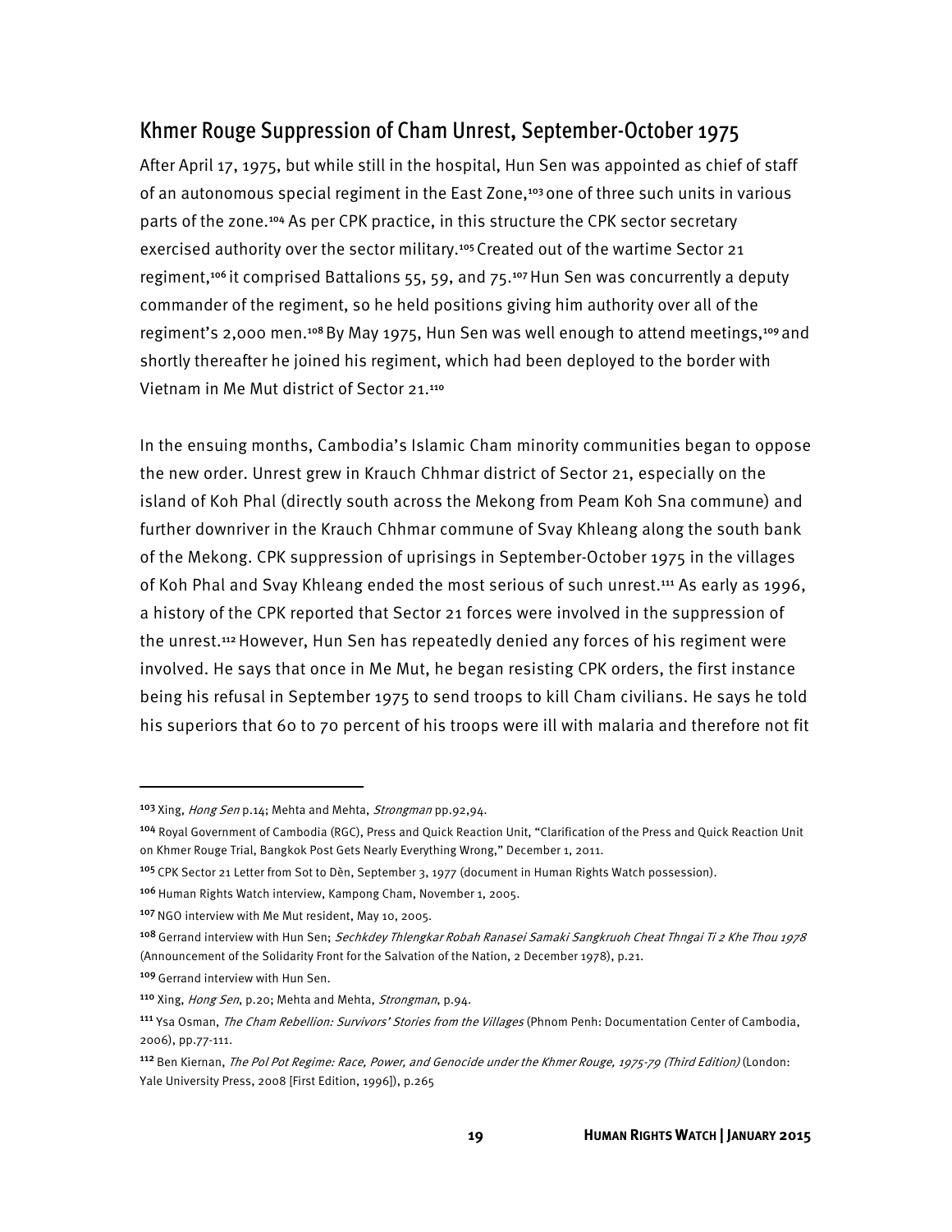## Khmer Rouge Suppression of Cham Unrest, September-October 1975

After April 17, 1975, but while still in the hospital, Hun Sen was appointed as chief of staff of an autonomous special regiment in the East Zone,[103] one of three such units in various parts of the zone.[104] As per CPK practice, in this structure the CPK sector secretary exercised authority over the sector military.[105] Created out of the wartime Sector 21 regiment,[106] it comprised Battalions 55, 59, and 75.[107] Hun Sen was concurrently a deputy commander of the regiment, so he held positions giving him authority over all of the regiment's 2,000 men.[108] By May 1975, Hun Sen was well enough to attend meetings,[109] and shortly thereafter he joined his regiment, which had been deployed to the border with Vietnam in Me Mut district of Sector 21.[110]

In the ensuing months, Cambodia's Islamic Cham minority communities began to oppose the new order. Unrest grew in Krauch Chhmar district of Sector 21, especially on the island of Koh Phal (directly south across the Mekong from Peam Koh Sna commune) and further downriver in the Krauch Chhmar commune of Svay Khleang along the south bank of the Mekong. CPK suppression of uprisings in September-October 1975 in the villages of Koh Phal and Svay Khleang ended the most serious of such unrest.[111] As early as 1996, a history of the CPK reported that Sector 21 forces were involved in the suppression of the unrest.[112] However, Hun Sen has repeatedly denied any forces of his regiment were involved. He says that once in Me Mut, he began resisting CPK orders, the first instance being his refusal in September 1975 to send troops to kill Cham civilians. He says he told his superiors that 60 to 70 percent of his troops were ill with malaria and therefore not fit

---

[103] Xing, *Hong Sen* p.14; Mehta and Mehta, *Strongman* pp.92,94.

[104] Royal Government of Cambodia (RGC), Press and Quick Reaction Unit, "Clarification of the Press and Quick Reaction Unit on Khmer Rouge Trial, Bangkok Post Gets Nearly Everything Wrong," December 1, 2011.

[105] CPK Sector 21 Letter from Sot to Dèn, September 3, 1977 (document in Human Rights Watch possession).

[106] Human Rights Watch interview, Kampong Cham, November 1, 2005.

[107] NGO interview with Me Mut resident, May 10, 2005.

[108] Gerrand interview with Hun Sen; *Sechkdey Thlengkar Robah Ranasei Samaki Sangkruoh Cheat Thngai Ti 2 Khe Thou 1978* (Announcement of the Solidarity Front for the Salvation of the Nation, 2 December 1978), p.21.

[109] Gerrand interview with Hun Sen.

[110] Xing, *Hong Sen*, p.20; Mehta and Mehta, *Strongman*, p.94.

[111] Ysa Osman, *The Cham Rebellion: Survivors' Stories from the Villages* (Phnom Penh: Documentation Center of Cambodia, 2006), pp.77-111.

[112] Ben Kiernan, *The Pol Pot Regime: Race, Power, and Genocide under the Khmer Rouge, 1975-79 (Third Edition)* (London: Yale University Press, 2008 [First Edition, 1996]), p.265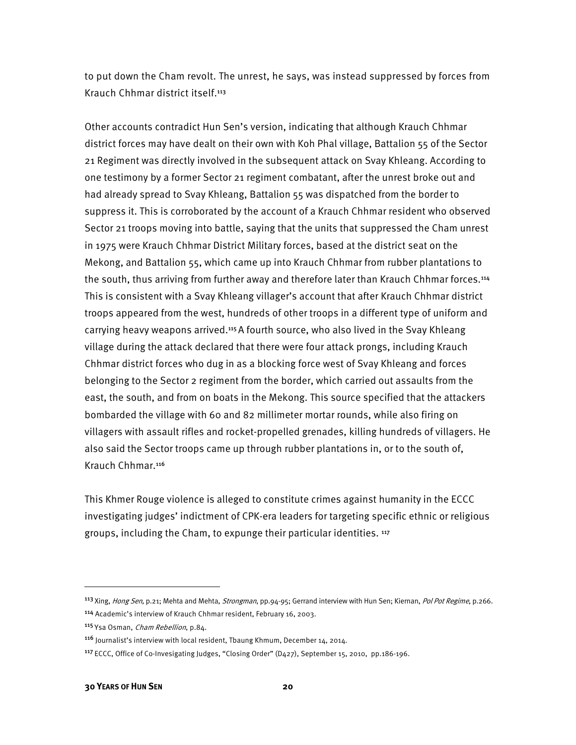to put down the Cham revolt. The unrest, he says, was instead suppressed by forces from Krauch Chhmar district itself.[113]

Other accounts contradict Hun Sen's version, indicating that although Krauch Chhmar district forces may have dealt on their own with Koh Phal village, Battalion 55 of the Sector 21 Regiment was directly involved in the subsequent attack on Svay Khleang. According to one testimony by a former Sector 21 regiment combatant, after the unrest broke out and had already spread to Svay Khleang, Battalion 55 was dispatched from the border to suppress it. This is corroborated by the account of a Krauch Chhmar resident who observed Sector 21 troops moving into battle, saying that the units that suppressed the Cham unrest in 1975 were Krauch Chhmar District Military forces, based at the district seat on the Mekong, and Battalion 55, which came up into Krauch Chhmar from rubber plantations to the south, thus arriving from further away and therefore later than Krauch Chhmar forces.[114] This is consistent with a Svay Khleang villager's account that after Krauch Chhmar district troops appeared from the west, hundreds of other troops in a different type of uniform and carrying heavy weapons arrived.[115] A fourth source, who also lived in the Svay Khleang village during the attack declared that there were four attack prongs, including Krauch Chhmar district forces who dug in as a blocking force west of Svay Khleang and forces belonging to the Sector 2 regiment from the border, which carried out assaults from the east, the south, and from on boats in the Mekong. This source specified that the attackers bombarded the village with 60 and 82 millimeter mortar rounds, while also firing on villagers with assault rifles and rocket-propelled grenades, killing hundreds of villagers. He also said the Sector troops came up through rubber plantations in, or to the south of, Krauch Chhmar.[116]

This Khmer Rouge violence is alleged to constitute crimes against humanity in the ECCC investigating judges' indictment of CPK-era leaders for targeting specific ethnic or religious groups, including the Cham, to expunge their particular identities. [117]

---

[113] Xing, *Hong Sen,* p.21; Mehta and Mehta, *Strongman*, pp.94-95; Gerrand interview with Hun Sen; Kiernan, *Pol Pot Regime*, p.266.

[114] Academic's interview of Krauch Chhmar resident, February 16, 2003.

[115] Ysa Osman, *Cham Rebellion*, p.84.

[116] Journalist's interview with local resident, Tbaung Khmum, December 14, 2014.

[117] ECCC, Office of Co-Invesigating Judges, "Closing Order" (D427), September 15, 2010, pp.186-196.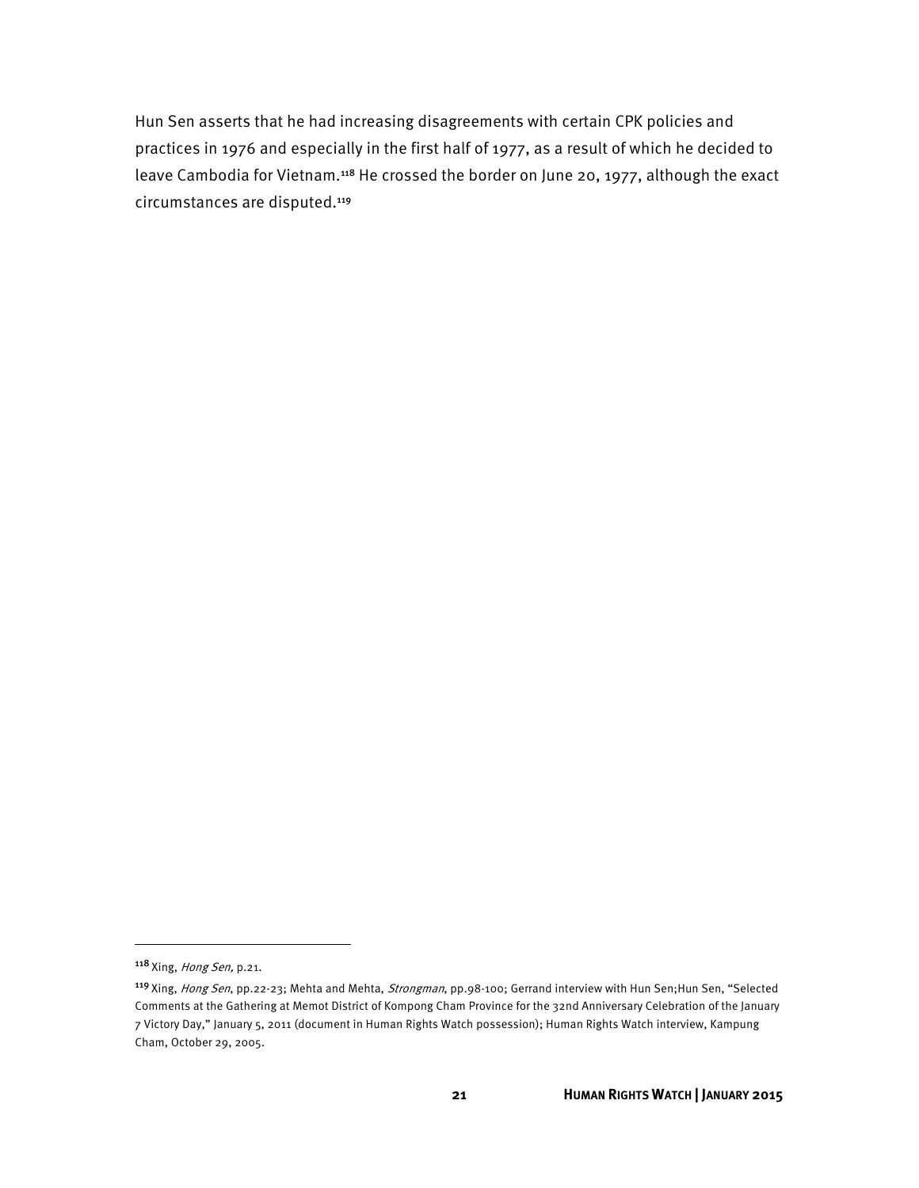Hun Sen asserts that he had increasing disagreements with certain CPK policies and practices in 1976 and especially in the first half of 1977, as a result of which he decided to leave Cambodia for Vietnam.[118] He crossed the border on June 20, 1977, although the exact circumstances are disputed.[119]

---

[118] Xing, *Hong Sen,* p.21.

[119] Xing, *Hong Sen*, pp.22-23; Mehta and Mehta, *Strongman*, pp.98-100; Gerrand interview with Hun Sen;Hun Sen, "Selected Comments at the Gathering at Memot District of Kompong Cham Province for the 32nd Anniversary Celebration of the January 7 Victory Day," January 5, 2011 (document in Human Rights Watch possession); Human Rights Watch interview, Kampung Cham, October 29, 2005.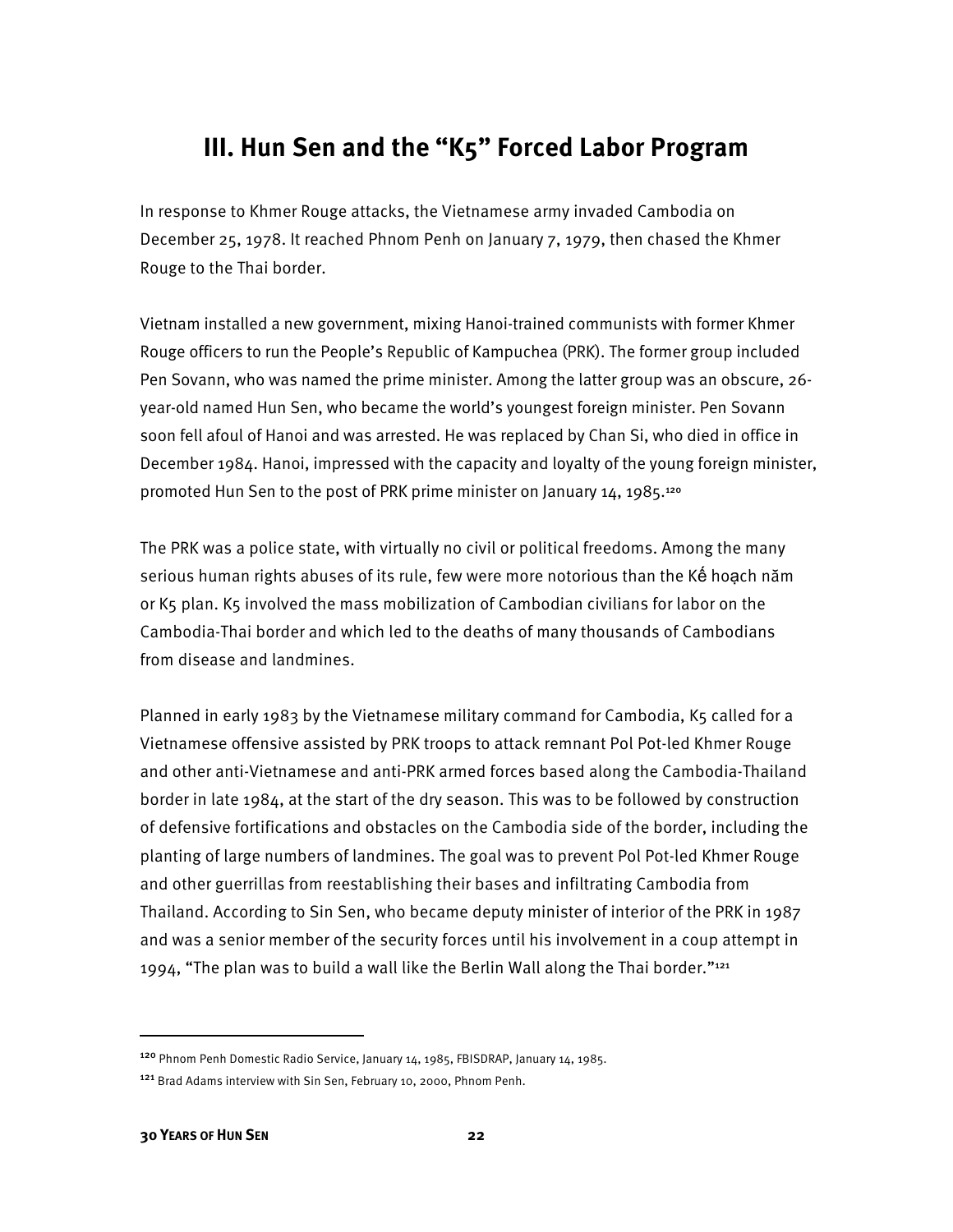## III. Hun Sen and the "K5" Forced Labor Program

In response to Khmer Rouge attacks, the Vietnamese army invaded Cambodia on December 25, 1978. It reached Phnom Penh on January 7, 1979, then chased the Khmer Rouge to the Thai border.

Vietnam installed a new government, mixing Hanoi-trained communists with former Khmer Rouge officers to run the People's Republic of Kampuchea (PRK). The former group included Pen Sovann, who was named the prime minister. Among the latter group was an obscure, 26-year-old named Hun Sen, who became the world's youngest foreign minister. Pen Sovann soon fell afoul of Hanoi and was arrested. He was replaced by Chan Si, who died in office in December 1984. Hanoi, impressed with the capacity and loyalty of the young foreign minister, promoted Hun Sen to the post of PRK prime minister on January 14, 1985.[120]

The PRK was a police state, with virtually no civil or political freedoms. Among the many serious human rights abuses of its rule, few were more notorious than the Kế hoạch năm or K5 plan. K5 involved the mass mobilization of Cambodian civilians for labor on the Cambodia-Thai border and which led to the deaths of many thousands of Cambodians from disease and landmines.

Planned in early 1983 by the Vietnamese military command for Cambodia, K5 called for a Vietnamese offensive assisted by PRK troops to attack remnant Pol Pot-led Khmer Rouge and other anti-Vietnamese and anti-PRK armed forces based along the Cambodia-Thailand border in late 1984, at the start of the dry season. This was to be followed by construction of defensive fortifications and obstacles on the Cambodia side of the border, including the planting of large numbers of landmines. The goal was to prevent Pol Pot-led Khmer Rouge and other guerrillas from reestablishing their bases and infiltrating Cambodia from Thailand. According to Sin Sen, who became deputy minister of interior of the PRK in 1987 and was a senior member of the security forces until his involvement in a coup attempt in 1994, "The plan was to build a wall like the Berlin Wall along the Thai border."[121]

---

[120] Phnom Penh Domestic Radio Service, January 14, 1985, FBISDRAP, January 14, 1985.

[121] Brad Adams interview with Sin Sen, February 10, 2000, Phnom Penh.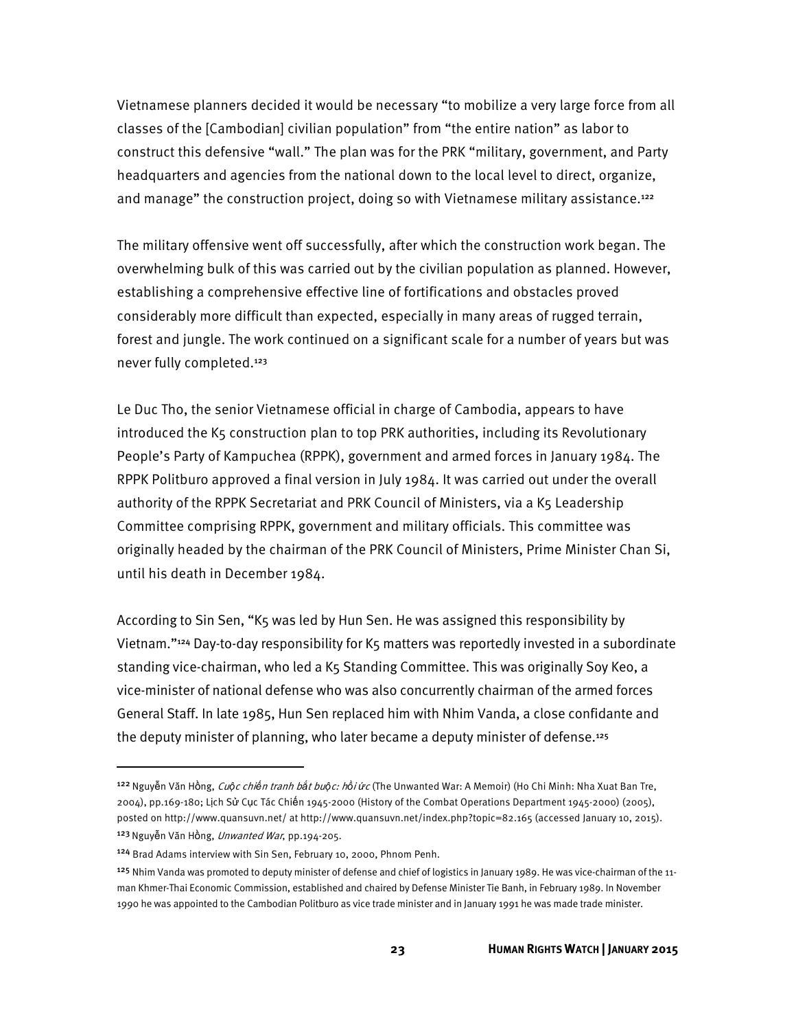Vietnamese planners decided it would be necessary "to mobilize a very large force from all classes of the [Cambodian] civilian population" from "the entire nation" as labor to construct this defensive "wall." The plan was for the PRK "military, government, and Party headquarters and agencies from the national down to the local level to direct, organize, and manage" the construction project, doing so with Vietnamese military assistance.[122]

The military offensive went off successfully, after which the construction work began. The overwhelming bulk of this was carried out by the civilian population as planned. However, establishing a comprehensive effective line of fortifications and obstacles proved considerably more difficult than expected, especially in many areas of rugged terrain, forest and jungle. The work continued on a significant scale for a number of years but was never fully completed.[123]

Le Duc Tho, the senior Vietnamese official in charge of Cambodia, appears to have introduced the K5 construction plan to top PRK authorities, including its Revolutionary People's Party of Kampuchea (RPPK), government and armed forces in January 1984. The RPPK Politburo approved a final version in July 1984. It was carried out under the overall authority of the RPPK Secretariat and PRK Council of Ministers, via a K5 Leadership Committee comprising RPPK, government and military officials. This committee was originally headed by the chairman of the PRK Council of Ministers, Prime Minister Chan Si, until his death in December 1984.

According to Sin Sen, "K5 was led by Hun Sen. He was assigned this responsibility by Vietnam."[124] Day-to-day responsibility for K5 matters was reportedly invested in a subordinate standing vice-chairman, who led a K5 Standing Committee. This was originally Soy Keo, a vice-minister of national defense who was also concurrently chairman of the armed forces General Staff. In late 1985, Hun Sen replaced him with Nhim Vanda, a close confidante and the deputy minister of planning, who later became a deputy minister of defense.[125]

---

[122] Nguyễn Văn Hồng, *Cuộc chiến tranh bắt buộc: hồi ức* (The Unwanted War: A Memoir) (Ho Chi Minh: Nha Xuat Ban Tre, 2004), pp.169-180; Lịch Sử Cục Tác Chiến 1945-2000 (History of the Combat Operations Department 1945-2000) (2005), posted on http://www.quansuvn.net/ at http://www.quansuvn.net/index.php?topic=82.165 (accessed January 10, 2015).

[123] Nguyễn Văn Hồng, *Unwanted War*, pp.194-205.

[124] Brad Adams interview with Sin Sen, February 10, 2000, Phnom Penh.

[125] Nhim Vanda was promoted to deputy minister of defense and chief of logistics in January 1989. He was vice-chairman of the 11-man Khmer-Thai Economic Commission, established and chaired by Defense Minister Tie Banh, in February 1989. In November 1990 he was appointed to the Cambodian Politburo as vice trade minister and in January 1991 he was made trade minister.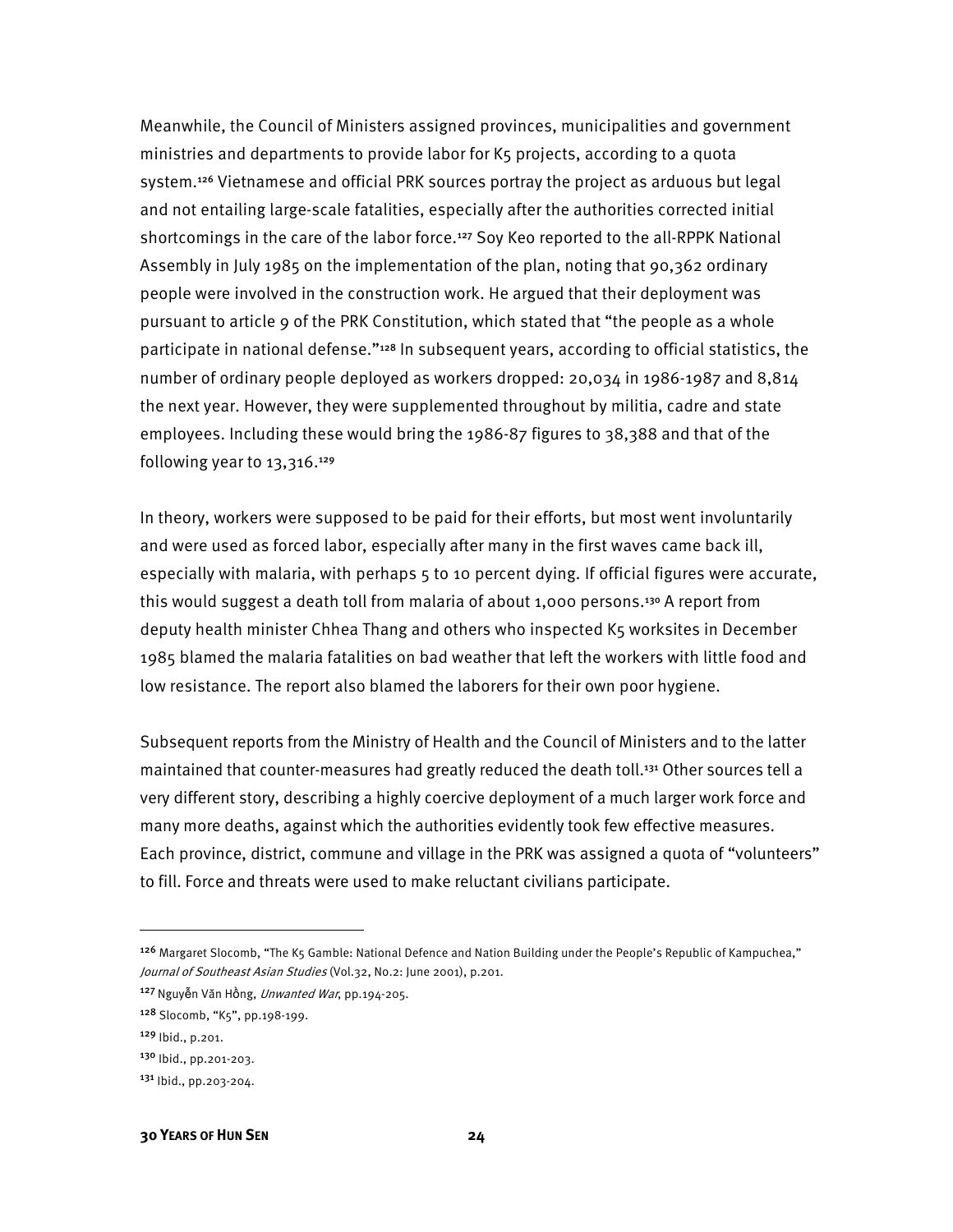Meanwhile, the Council of Ministers assigned provinces, municipalities and government ministries and departments to provide labor for K5 projects, according to a quota system.[126] Vietnamese and official PRK sources portray the project as arduous but legal and not entailing large-scale fatalities, especially after the authorities corrected initial shortcomings in the care of the labor force.[127] Soy Keo reported to the all-RPPK National Assembly in July 1985 on the implementation of the plan, noting that 90,362 ordinary people were involved in the construction work. He argued that their deployment was pursuant to article 9 of the PRK Constitution, which stated that "the people as a whole participate in national defense."[128] In subsequent years, according to official statistics, the number of ordinary people deployed as workers dropped: 20,034 in 1986-1987 and 8,814 the next year. However, they were supplemented throughout by militia, cadre and state employees. Including these would bring the 1986-87 figures to 38,388 and that of the following year to 13,316.[129]

In theory, workers were supposed to be paid for their efforts, but most went involuntarily and were used as forced labor, especially after many in the first waves came back ill, especially with malaria, with perhaps 5 to 10 percent dying. If official figures were accurate, this would suggest a death toll from malaria of about 1,000 persons.[130] A report from deputy health minister Chhea Thang and others who inspected K5 worksites in December 1985 blamed the malaria fatalities on bad weather that left the workers with little food and low resistance. The report also blamed the laborers for their own poor hygiene.

Subsequent reports from the Ministry of Health and the Council of Ministers and to the latter maintained that counter-measures had greatly reduced the death toll.[131] Other sources tell a very different story, describing a highly coercive deployment of a much larger work force and many more deaths, against which the authorities evidently took few effective measures. Each province, district, commune and village in the PRK was assigned a quota of "volunteers" to fill. Force and threats were used to make reluctant civilians participate.

---

[126] Margaret Slocomb, "The K5 Gamble: National Defence and Nation Building under the People's Republic of Kampuchea," *Journal of Southeast Asian Studies* (Vol.32, No.2: June 2001), p.201.

[127] Nguyễn Văn Hồng, *Unwanted War*, pp.194-205.

[128] Slocomb, "K5", pp.198-199.

[129] Ibid., p.201.

[130] Ibid., pp.201-203.

[131] Ibid., pp.203-204.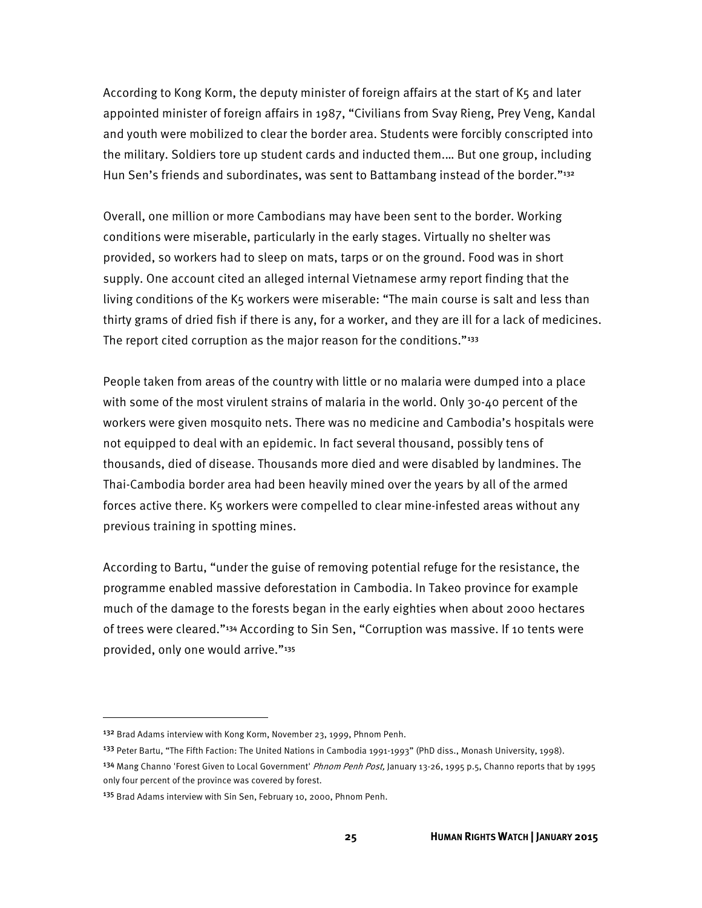According to Kong Korm, the deputy minister of foreign affairs at the start of K5 and later appointed minister of foreign affairs in 1987, "Civilians from Svay Rieng, Prey Veng, Kandal and youth were mobilized to clear the border area. Students were forcibly conscripted into the military. Soldiers tore up student cards and inducted them.… But one group, including Hun Sen's friends and subordinates, was sent to Battambang instead of the border."[132]

Overall, one million or more Cambodians may have been sent to the border. Working conditions were miserable, particularly in the early stages. Virtually no shelter was provided, so workers had to sleep on mats, tarps or on the ground. Food was in short supply. One account cited an alleged internal Vietnamese army report finding that the living conditions of the K5 workers were miserable: "The main course is salt and less than thirty grams of dried fish if there is any, for a worker, and they are ill for a lack of medicines. The report cited corruption as the major reason for the conditions."[133]

People taken from areas of the country with little or no malaria were dumped into a place with some of the most virulent strains of malaria in the world. Only 30-40 percent of the workers were given mosquito nets. There was no medicine and Cambodia's hospitals were not equipped to deal with an epidemic. In fact several thousand, possibly tens of thousands, died of disease. Thousands more died and were disabled by landmines. The Thai-Cambodia border area had been heavily mined over the years by all of the armed forces active there. K5 workers were compelled to clear mine-infested areas without any previous training in spotting mines.

According to Bartu, "under the guise of removing potential refuge for the resistance, the programme enabled massive deforestation in Cambodia. In Takeo province for example much of the damage to the forests began in the early eighties when about 2000 hectares of trees were cleared."[134] According to Sin Sen, "Corruption was massive. If 10 tents were provided, only one would arrive."[135]

---

[132] Brad Adams interview with Kong Korm, November 23, 1999, Phnom Penh.

[133] Peter Bartu, "The Fifth Faction: The United Nations in Cambodia 1991-1993" (PhD diss., Monash University, 1998).

[134] Mang Channo 'Forest Given to Local Government' *Phnom Penh Post,* January 13-26, 1995 p.5, Channo reports that by 1995 only four percent of the province was covered by forest.

[135] Brad Adams interview with Sin Sen, February 10, 2000, Phnom Penh.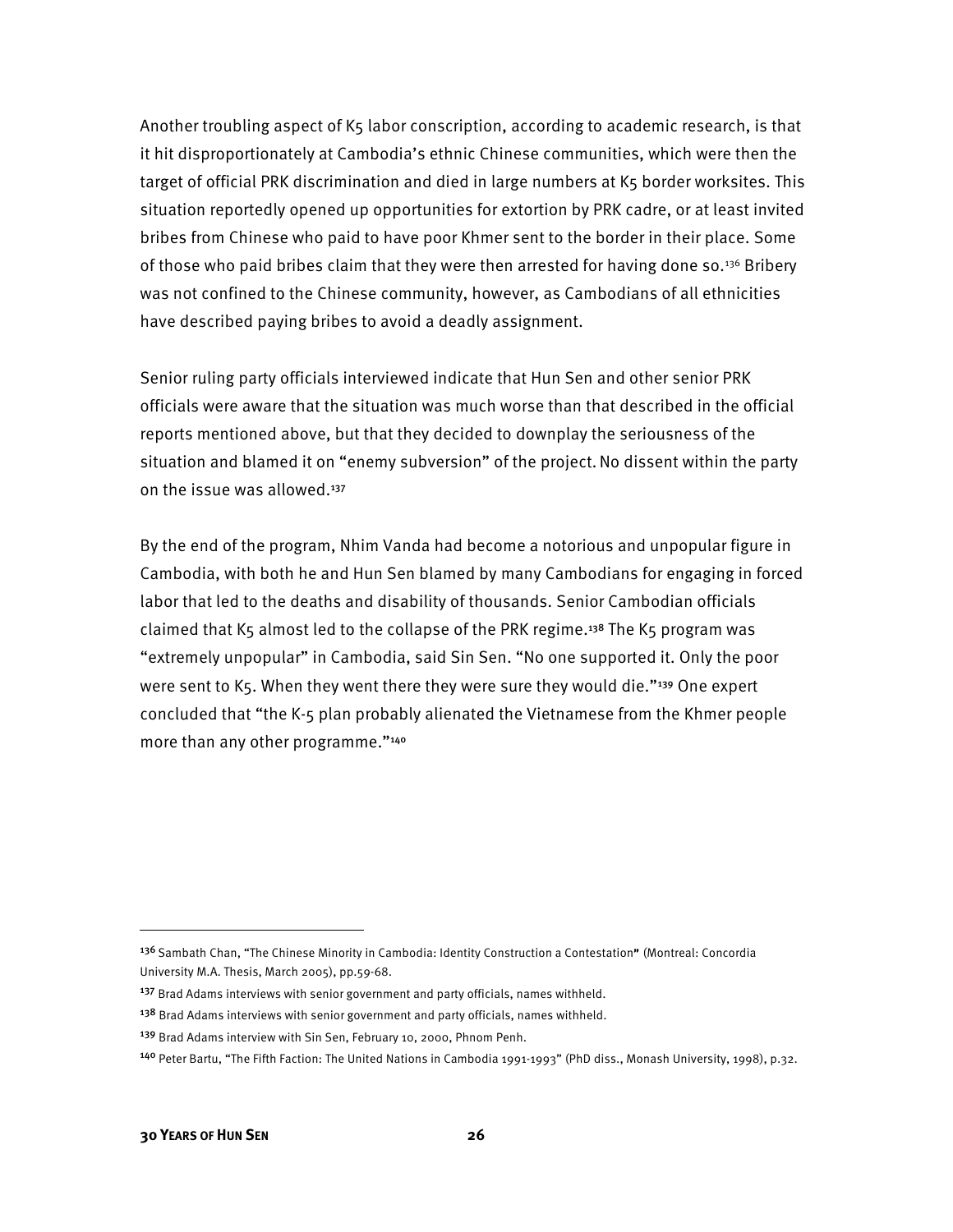Another troubling aspect of K5 labor conscription, according to academic research, is that it hit disproportionately at Cambodia's ethnic Chinese communities, which were then the target of official PRK discrimination and died in large numbers at K5 border worksites. This situation reportedly opened up opportunities for extortion by PRK cadre, or at least invited bribes from Chinese who paid to have poor Khmer sent to the border in their place. Some of those who paid bribes claim that they were then arrested for having done so.[136] Bribery was not confined to the Chinese community, however, as Cambodians of all ethnicities have described paying bribes to avoid a deadly assignment.

Senior ruling party officials interviewed indicate that Hun Sen and other senior PRK officials were aware that the situation was much worse than that described in the official reports mentioned above, but that they decided to downplay the seriousness of the situation and blamed it on "enemy subversion" of the project. No dissent within the party on the issue was allowed.[137]

By the end of the program, Nhim Vanda had become a notorious and unpopular figure in Cambodia, with both he and Hun Sen blamed by many Cambodians for engaging in forced labor that led to the deaths and disability of thousands. Senior Cambodian officials claimed that K5 almost led to the collapse of the PRK regime.[138] The K5 program was "extremely unpopular" in Cambodia, said Sin Sen. "No one supported it. Only the poor were sent to K5. When they went there they were sure they would die."[139] One expert concluded that "the K-5 plan probably alienated the Vietnamese from the Khmer people more than any other programme."[140]

---

[136] Sambath Chan, "The Chinese Minority in Cambodia: Identity Construction a Contestation" (Montreal: Concordia University M.A. Thesis, March 2005), pp.59-68.

[137] Brad Adams interviews with senior government and party officials, names withheld.

[138] Brad Adams interviews with senior government and party officials, names withheld.

[139] Brad Adams interview with Sin Sen, February 10, 2000, Phnom Penh.

[140] Peter Bartu, "The Fifth Faction: The United Nations in Cambodia 1991-1993" (PhD diss., Monash University, 1998), p.32.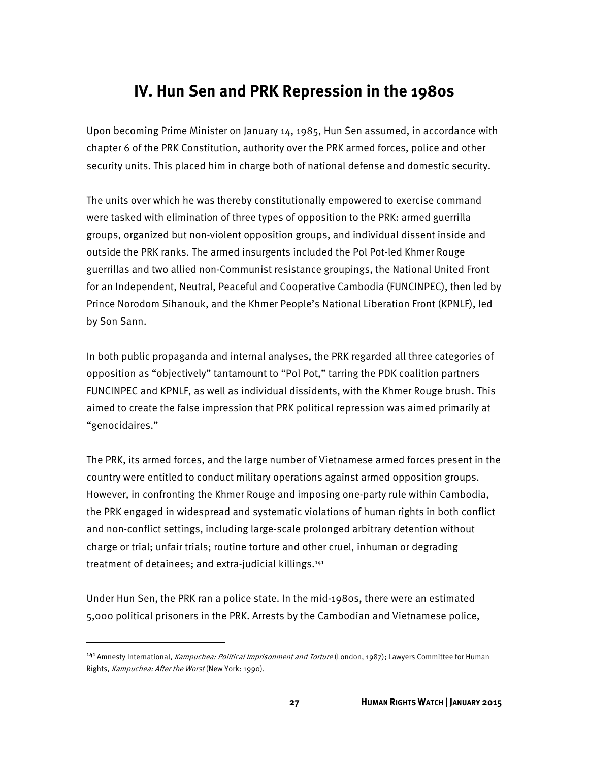## IV. Hun Sen and PRK Repression in the 1980s

Upon becoming Prime Minister on January 14, 1985, Hun Sen assumed, in accordance with chapter 6 of the PRK Constitution, authority over the PRK armed forces, police and other security units. This placed him in charge both of national defense and domestic security.

The units over which he was thereby constitutionally empowered to exercise command were tasked with elimination of three types of opposition to the PRK: armed guerrilla groups, organized but non-violent opposition groups, and individual dissent inside and outside the PRK ranks. The armed insurgents included the Pol Pot-led Khmer Rouge guerrillas and two allied non-Communist resistance groupings, the National United Front for an Independent, Neutral, Peaceful and Cooperative Cambodia (FUNCINPEC), then led by Prince Norodom Sihanouk, and the Khmer People's National Liberation Front (KPNLF), led by Son Sann.

In both public propaganda and internal analyses, the PRK regarded all three categories of opposition as "objectively" tantamount to "Pol Pot," tarring the PDK coalition partners FUNCINPEC and KPNLF, as well as individual dissidents, with the Khmer Rouge brush. This aimed to create the false impression that PRK political repression was aimed primarily at "genocidaires."

The PRK, its armed forces, and the large number of Vietnamese armed forces present in the country were entitled to conduct military operations against armed opposition groups. However, in confronting the Khmer Rouge and imposing one-party rule within Cambodia, the PRK engaged in widespread and systematic violations of human rights in both conflict and non-conflict settings, including large-scale prolonged arbitrary detention without charge or trial; unfair trials; routine torture and other cruel, inhuman or degrading treatment of detainees; and extra-judicial killings.[141]

Under Hun Sen, the PRK ran a police state. In the mid-1980s, there were an estimated 5,000 political prisoners in the PRK. Arrests by the Cambodian and Vietnamese police,

---

[141] Amnesty International, *Kampuchea: Political Imprisonment and Torture* (London, 1987); Lawyers Committee for Human Rights, *Kampuchea: After the Worst* (New York: 1990).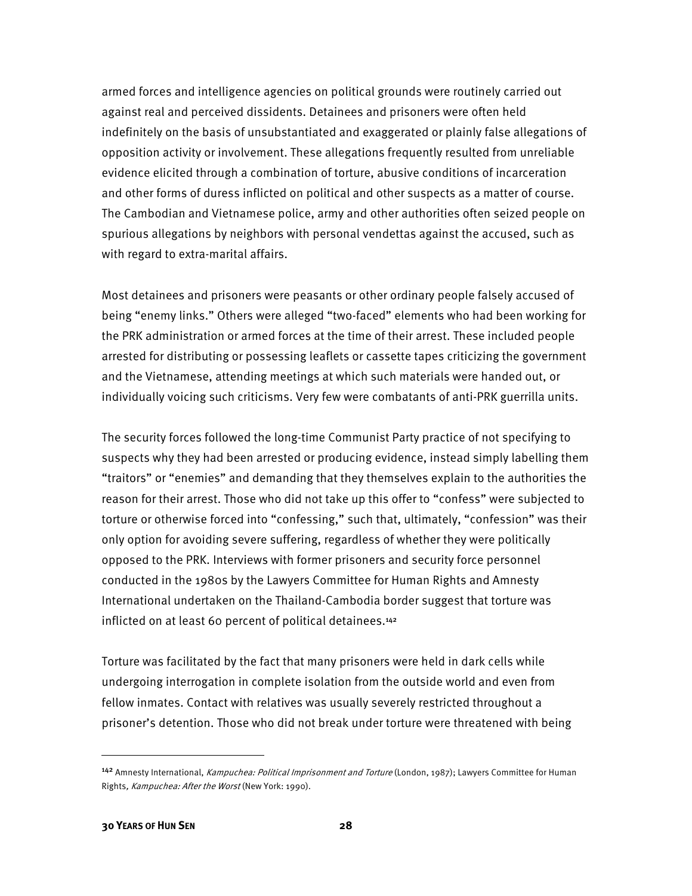armed forces and intelligence agencies on political grounds were routinely carried out against real and perceived dissidents. Detainees and prisoners were often held indefinitely on the basis of unsubstantiated and exaggerated or plainly false allegations of opposition activity or involvement. These allegations frequently resulted from unreliable evidence elicited through a combination of torture, abusive conditions of incarceration and other forms of duress inflicted on political and other suspects as a matter of course. The Cambodian and Vietnamese police, army and other authorities often seized people on spurious allegations by neighbors with personal vendettas against the accused, such as with regard to extra-marital affairs.

Most detainees and prisoners were peasants or other ordinary people falsely accused of being "enemy links." Others were alleged "two-faced" elements who had been working for the PRK administration or armed forces at the time of their arrest. These included people arrested for distributing or possessing leaflets or cassette tapes criticizing the government and the Vietnamese, attending meetings at which such materials were handed out, or individually voicing such criticisms. Very few were combatants of anti-PRK guerrilla units.

The security forces followed the long-time Communist Party practice of not specifying to suspects why they had been arrested or producing evidence, instead simply labelling them "traitors" or "enemies" and demanding that they themselves explain to the authorities the reason for their arrest. Those who did not take up this offer to "confess" were subjected to torture or otherwise forced into "confessing," such that, ultimately, "confession" was their only option for avoiding severe suffering, regardless of whether they were politically opposed to the PRK. Interviews with former prisoners and security force personnel conducted in the 1980s by the Lawyers Committee for Human Rights and Amnesty International undertaken on the Thailand-Cambodia border suggest that torture was inflicted on at least 60 percent of political detainees.[142]

Torture was facilitated by the fact that many prisoners were held in dark cells while undergoing interrogation in complete isolation from the outside world and even from fellow inmates. Contact with relatives was usually severely restricted throughout a prisoner's detention. Those who did not break under torture were threatened with being

---

[142] Amnesty International, *Kampuchea: Political Imprisonment and Torture* (London, 1987); Lawyers Committee for Human Rights, *Kampuchea: After the Worst* (New York: 1990).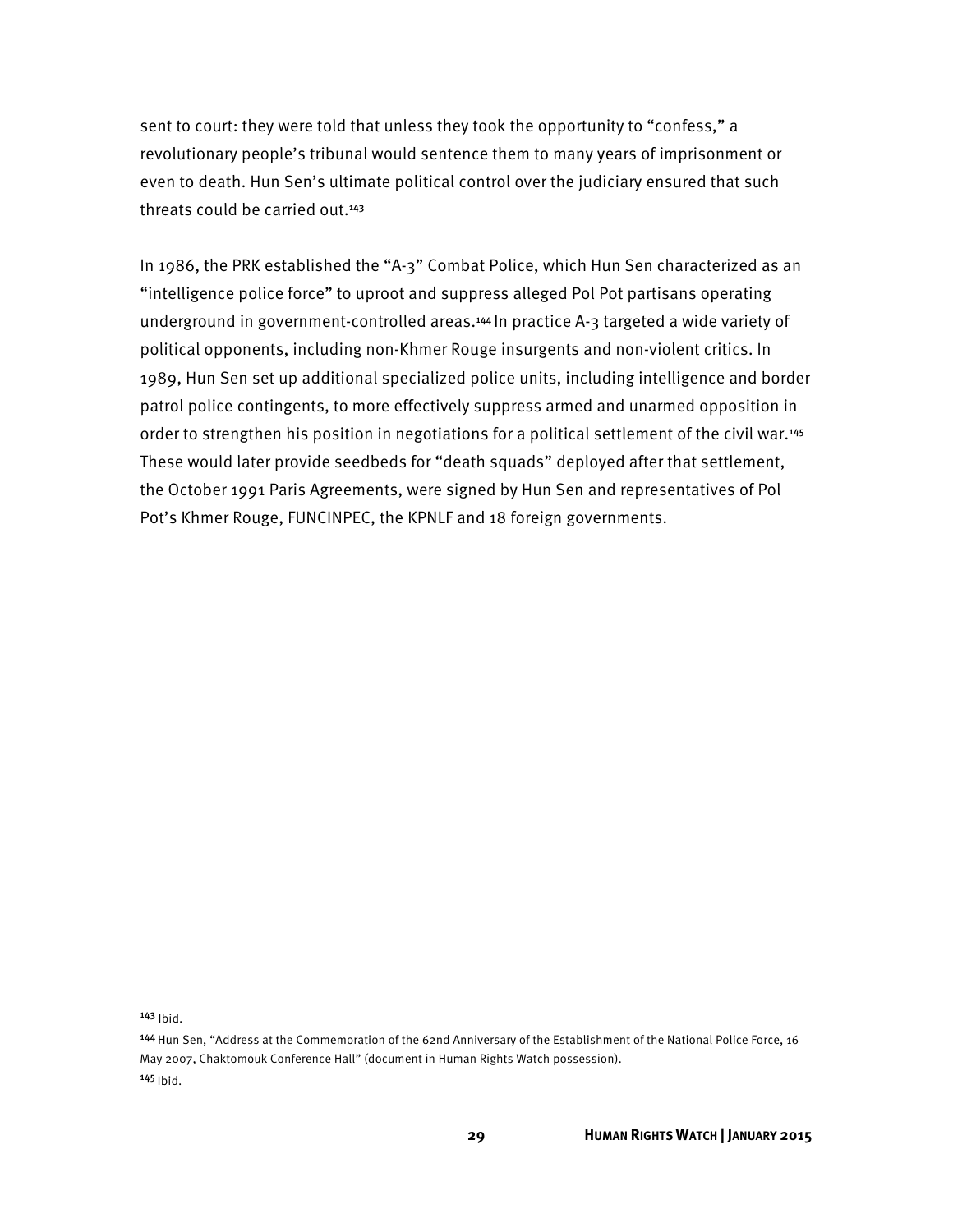sent to court: they were told that unless they took the opportunity to "confess," a revolutionary people's tribunal would sentence them to many years of imprisonment or even to death. Hun Sen's ultimate political control over the judiciary ensured that such threats could be carried out.[143]

In 1986, the PRK established the "A-3" Combat Police, which Hun Sen characterized as an "intelligence police force" to uproot and suppress alleged Pol Pot partisans operating underground in government-controlled areas.[144] In practice A-3 targeted a wide variety of political opponents, including non-Khmer Rouge insurgents and non-violent critics. In 1989, Hun Sen set up additional specialized police units, including intelligence and border patrol police contingents, to more effectively suppress armed and unarmed opposition in order to strengthen his position in negotiations for a political settlement of the civil war.[145] These would later provide seedbeds for "death squads" deployed after that settlement, the October 1991 Paris Agreements, were signed by Hun Sen and representatives of Pol Pot's Khmer Rouge, FUNCINPEC, the KPNLF and 18 foreign governments.

---

[143] Ibid.

[144] Hun Sen, "Address at the Commemoration of the 62nd Anniversary of the Establishment of the National Police Force, 16 May 2007, Chaktomouk Conference Hall" (document in Human Rights Watch possession).

[145] Ibid.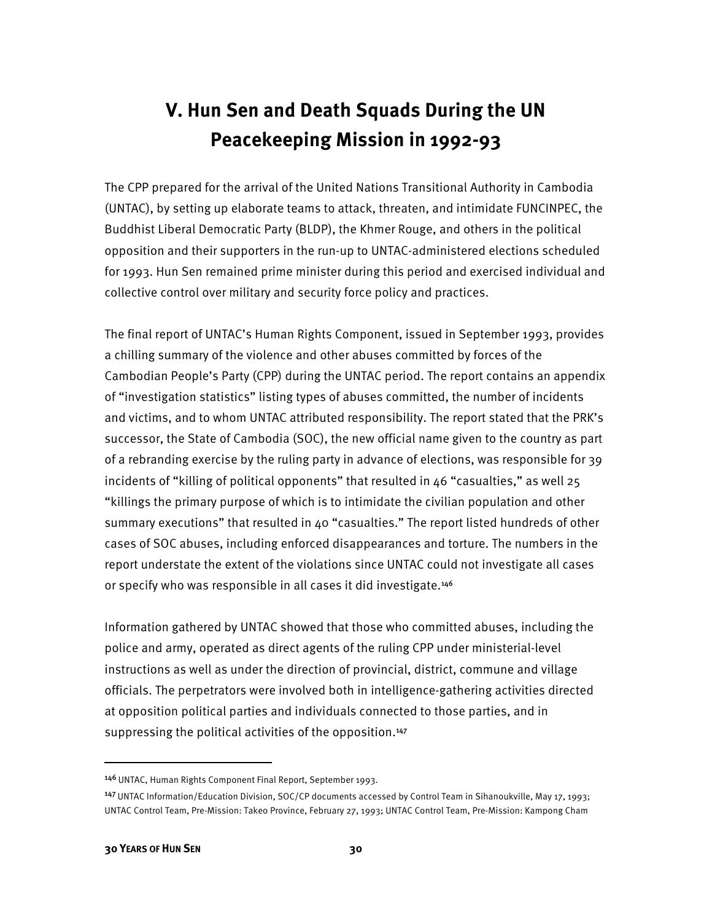# V. Hun Sen and Death Squads During the UN Peacekeeping Mission in 1992-93

The CPP prepared for the arrival of the United Nations Transitional Authority in Cambodia (UNTAC), by setting up elaborate teams to attack, threaten, and intimidate FUNCINPEC, the Buddhist Liberal Democratic Party (BLDP), the Khmer Rouge, and others in the political opposition and their supporters in the run-up to UNTAC-administered elections scheduled for 1993. Hun Sen remained prime minister during this period and exercised individual and collective control over military and security force policy and practices.

The final report of UNTAC's Human Rights Component, issued in September 1993, provides a chilling summary of the violence and other abuses committed by forces of the Cambodian People's Party (CPP) during the UNTAC period. The report contains an appendix of "investigation statistics" listing types of abuses committed, the number of incidents and victims, and to whom UNTAC attributed responsibility. The report stated that the PRK's successor, the State of Cambodia (SOC), the new official name given to the country as part of a rebranding exercise by the ruling party in advance of elections, was responsible for 39 incidents of "killing of political opponents" that resulted in 46 "casualties," as well 25 "killings the primary purpose of which is to intimidate the civilian population and other summary executions" that resulted in 40 "casualties." The report listed hundreds of other cases of SOC abuses, including enforced disappearances and torture. The numbers in the report understate the extent of the violations since UNTAC could not investigate all cases or specify who was responsible in all cases it did investigate.[146]

Information gathered by UNTAC showed that those who committed abuses, including the police and army, operated as direct agents of the ruling CPP under ministerial-level instructions as well as under the direction of provincial, district, commune and village officials. The perpetrators were involved both in intelligence-gathering activities directed at opposition political parties and individuals connected to those parties, and in suppressing the political activities of the opposition.[147]

---

[146] UNTAC, Human Rights Component Final Report, September 1993.

[147] UNTAC Information/Education Division, SOC/CP documents accessed by Control Team in Sihanoukville, May 17, 1993; UNTAC Control Team, Pre-Mission: Takeo Province, February 27, 1993; UNTAC Control Team, Pre-Mission: Kampong Cham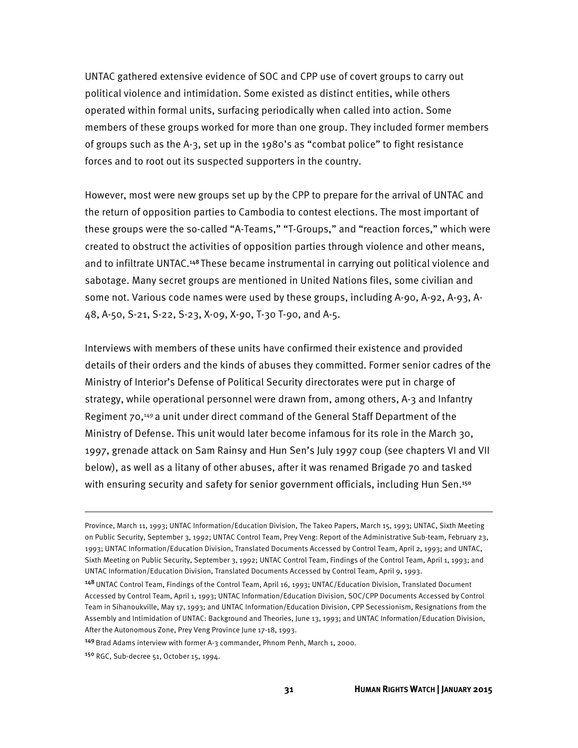UNTAC gathered extensive evidence of SOC and CPP use of covert groups to carry out political violence and intimidation. Some existed as distinct entities, while others operated within formal units, surfacing periodically when called into action. Some members of these groups worked for more than one group. They included former members of groups such as the A-3, set up in the 1980's as "combat police" to fight resistance forces and to root out its suspected supporters in the country.

However, most were new groups set up by the CPP to prepare for the arrival of UNTAC and the return of opposition parties to Cambodia to contest elections. The most important of these groups were the so-called "A-Teams," "T-Groups," and "reaction forces," which were created to obstruct the activities of opposition parties through violence and other means, and to infiltrate UNTAC.[148] These became instrumental in carrying out political violence and sabotage. Many secret groups are mentioned in United Nations files, some civilian and some not. Various code names were used by these groups, including A-90, A-92, A-93, A-48, A-50, S-21, S-22, S-23, X-09, X-90, T-30 T-90, and A-5.

Interviews with members of these units have confirmed their existence and provided details of their orders and the kinds of abuses they committed. Former senior cadres of the Ministry of Interior's Defense of Political Security directorates were put in charge of strategy, while operational personnel were drawn from, among others, A-3 and Infantry Regiment 70,[149] a unit under direct command of the General Staff Department of the Ministry of Defense. This unit would later become infamous for its role in the March 30, 1997, grenade attack on Sam Rainsy and Hun Sen's July 1997 coup (see chapters VI and VII below), as well as a litany of other abuses, after it was renamed Brigade 70 and tasked with ensuring security and safety for senior government officials, including Hun Sen.[150]

---

Province, March 11, 1993; UNTAC Information/Education Division, The Takeo Papers, March 15, 1993; UNTAC, Sixth Meeting on Public Security, September 3, 1992; UNTAC Control Team, Prey Veng: Report of the Administrative Sub-team, February 23, 1993; UNTAC Information/Education Division, Translated Documents Accessed by Control Team, April 2, 1993; and UNTAC, Sixth Meeting on Public Security, September 3, 1992; UNTAC Control Team, Findings of the Control Team, April 1, 1993; and UNTAC Information/Education Division, Translated Documents Accessed by Control Team, April 9, 1993.

[148] UNTAC Control Team, Findings of the Control Team, April 16, 1993; UNTAC/Education Division, Translated Document Accessed by Control Team, April 1, 1993; UNTAC Information/Education Division, SOC/CPP Documents Accessed by Control Team in Sihanoukville, May 17, 1993; and UNTAC Information/Education Division, CPP Secessionism, Resignations from the Assembly and Intimidation of UNTAC: Background and Theories, June 13, 1993; and UNTAC Information/Education Division, After the Autonomous Zone, Prey Veng Province June 17-18, 1993.

[149] Brad Adams interview with former A-3 commander, Phnom Penh, March 1, 2000.

[150] RGC, Sub-decree 51, October 15, 1994.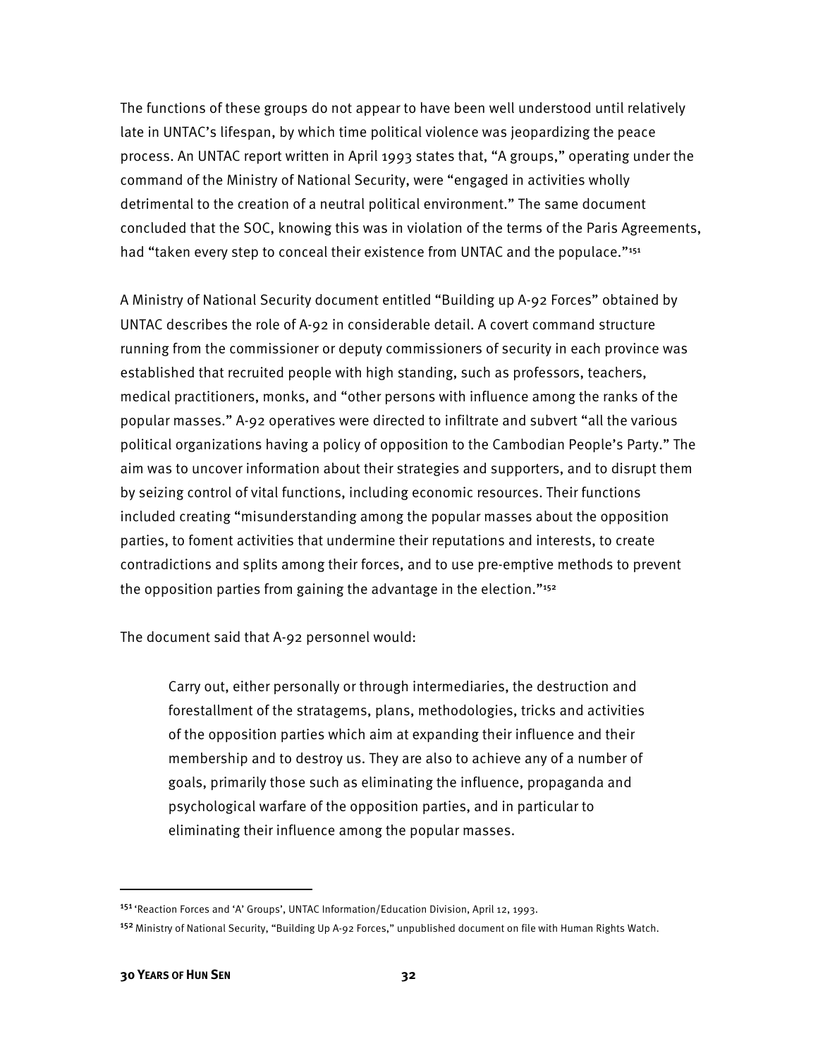The functions of these groups do not appear to have been well understood until relatively late in UNTAC's lifespan, by which time political violence was jeopardizing the peace process. An UNTAC report written in April 1993 states that, "A groups," operating under the command of the Ministry of National Security, were "engaged in activities wholly detrimental to the creation of a neutral political environment." The same document concluded that the SOC, knowing this was in violation of the terms of the Paris Agreements, had "taken every step to conceal their existence from UNTAC and the populace."[151]

A Ministry of National Security document entitled "Building up A-92 Forces" obtained by UNTAC describes the role of A-92 in considerable detail. A covert command structure running from the commissioner or deputy commissioners of security in each province was established that recruited people with high standing, such as professors, teachers, medical practitioners, monks, and "other persons with influence among the ranks of the popular masses." A-92 operatives were directed to infiltrate and subvert "all the various political organizations having a policy of opposition to the Cambodian People's Party." The aim was to uncover information about their strategies and supporters, and to disrupt them by seizing control of vital functions, including economic resources. Their functions included creating "misunderstanding among the popular masses about the opposition parties, to foment activities that undermine their reputations and interests, to create contradictions and splits among their forces, and to use pre-emptive methods to prevent the opposition parties from gaining the advantage in the election."[152]

The document said that A-92 personnel would:

> Carry out, either personally or through intermediaries, the destruction and forestallment of the stratagems, plans, methodologies, tricks and activities of the opposition parties which aim at expanding their influence and their membership and to destroy us. They are also to achieve any of a number of goals, primarily those such as eliminating the influence, propaganda and psychological warfare of the opposition parties, and in particular to eliminating their influence among the popular masses.

---

[151] 'Reaction Forces and 'A' Groups', UNTAC Information/Education Division, April 12, 1993.

[152] Ministry of National Security, "Building Up A-92 Forces," unpublished document on file with Human Rights Watch.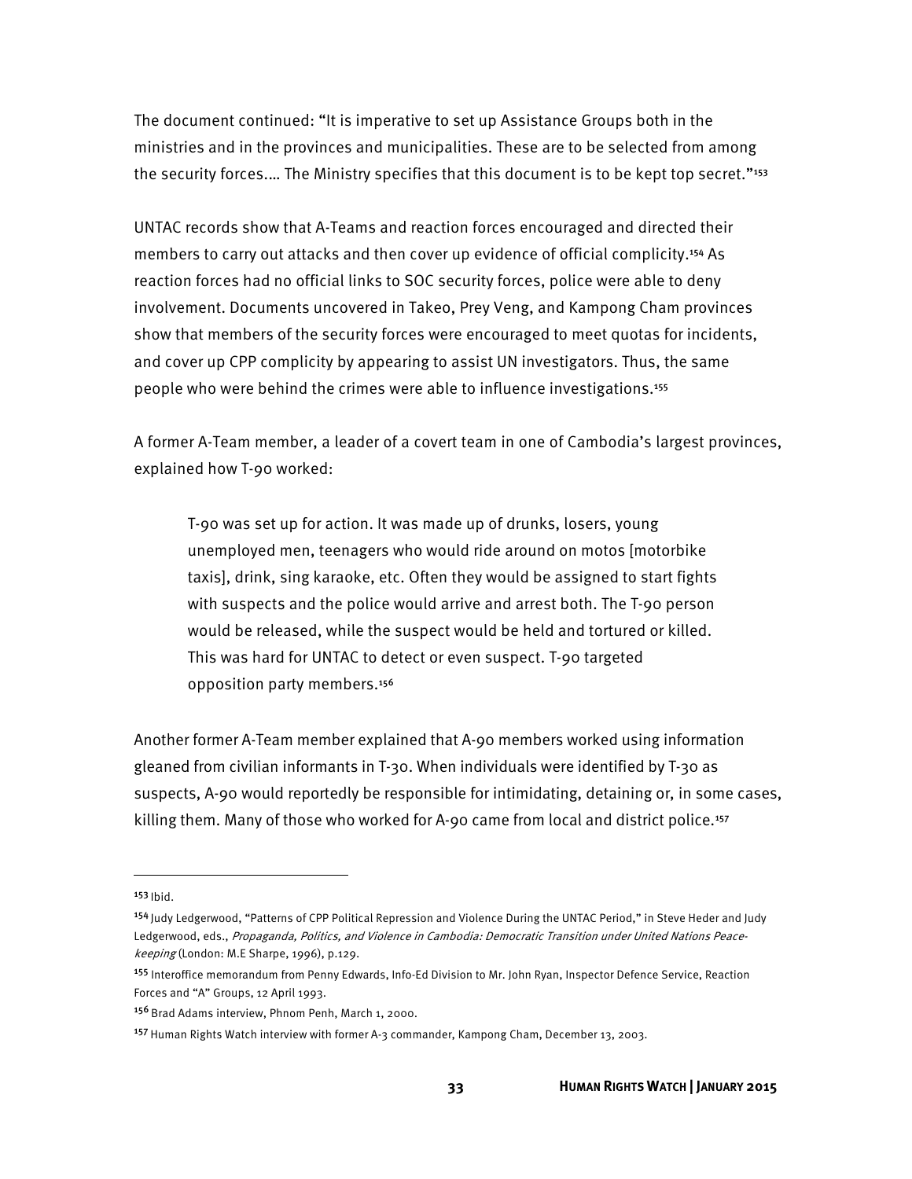The document continued: "It is imperative to set up Assistance Groups both in the ministries and in the provinces and municipalities. These are to be selected from among the security forces.… The Ministry specifies that this document is to be kept top secret."[153]

UNTAC records show that A-Teams and reaction forces encouraged and directed their members to carry out attacks and then cover up evidence of official complicity.[154] As reaction forces had no official links to SOC security forces, police were able to deny involvement. Documents uncovered in Takeo, Prey Veng, and Kampong Cham provinces show that members of the security forces were encouraged to meet quotas for incidents, and cover up CPP complicity by appearing to assist UN investigators. Thus, the same people who were behind the crimes were able to influence investigations.[155]

A former A-Team member, a leader of a covert team in one of Cambodia's largest provinces, explained how T-90 worked:

> T-90 was set up for action. It was made up of drunks, losers, young unemployed men, teenagers who would ride around on motos [motorbike taxis], drink, sing karaoke, etc. Often they would be assigned to start fights with suspects and the police would arrive and arrest both. The T-90 person would be released, while the suspect would be held and tortured or killed. This was hard for UNTAC to detect or even suspect. T-90 targeted opposition party members.[156]

Another former A-Team member explained that A-90 members worked using information gleaned from civilian informants in T-30. When individuals were identified by T-30 as suspects, A-90 would reportedly be responsible for intimidating, detaining or, in some cases, killing them. Many of those who worked for A-90 came from local and district police.[157]

---

[153] Ibid.

[154] Judy Ledgerwood, "Patterns of CPP Political Repression and Violence During the UNTAC Period," in Steve Heder and Judy Ledgerwood, eds., *Propaganda, Politics, and Violence in Cambodia: Democratic Transition under United Nations Peace-keeping* (London: M.E Sharpe, 1996), p.129.

[155] Interoffice memorandum from Penny Edwards, Info-Ed Division to Mr. John Ryan, Inspector Defence Service, Reaction Forces and "A" Groups, 12 April 1993.

[156] Brad Adams interview, Phnom Penh, March 1, 2000.

[157] Human Rights Watch interview with former A-3 commander, Kampong Cham, December 13, 2003.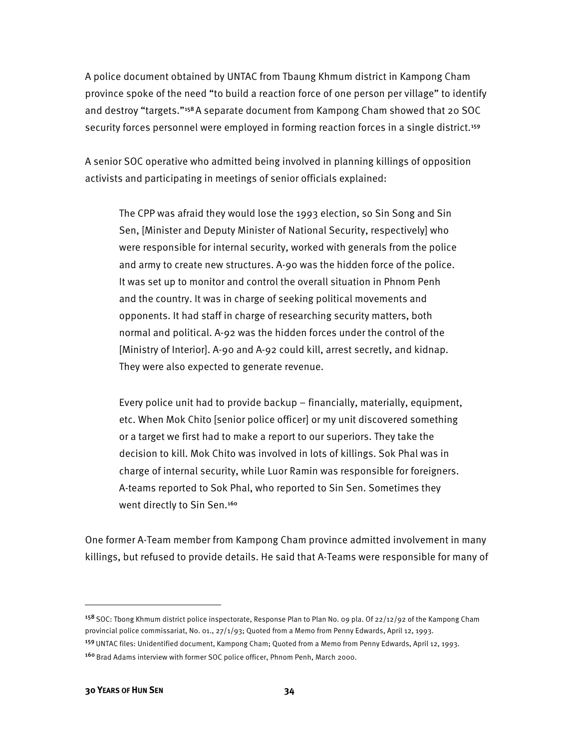A police document obtained by UNTAC from Tbaung Khmum district in Kampong Cham province spoke of the need "to build a reaction force of one person per village" to identify and destroy "targets."[158] A separate document from Kampong Cham showed that 20 SOC security forces personnel were employed in forming reaction forces in a single district.[159]

A senior SOC operative who admitted being involved in planning killings of opposition activists and participating in meetings of senior officials explained:

> The CPP was afraid they would lose the 1993 election, so Sin Song and Sin Sen, [Minister and Deputy Minister of National Security, respectively] who were responsible for internal security, worked with generals from the police and army to create new structures. A-90 was the hidden force of the police. It was set up to monitor and control the overall situation in Phnom Penh and the country. It was in charge of seeking political movements and opponents. It had staff in charge of researching security matters, both normal and political. A-92 was the hidden forces under the control of the [Ministry of Interior]. A-90 and A-92 could kill, arrest secretly, and kidnap. They were also expected to generate revenue.
>
> Every police unit had to provide backup – financially, materially, equipment, etc. When Mok Chito [senior police officer] or my unit discovered something or a target we first had to make a report to our superiors. They take the decision to kill. Mok Chito was involved in lots of killings. Sok Phal was in charge of internal security, while Luor Ramin was responsible for foreigners. A-teams reported to Sok Phal, who reported to Sin Sen. Sometimes they went directly to Sin Sen.[160]

One former A-Team member from Kampong Cham province admitted involvement in many killings, but refused to provide details. He said that A-Teams were responsible for many of

---

[158] SOC: Tbong Khmum district police inspectorate, Response Plan to Plan No. 09 pla. Of 22/12/92 of the Kampong Cham provincial police commissariat, No. 01., 27/1/93; Quoted from a Memo from Penny Edwards, April 12, 1993.

[159] UNTAC files: Unidentified document, Kampong Cham; Quoted from a Memo from Penny Edwards, April 12, 1993.

[160] Brad Adams interview with former SOC police officer, Phnom Penh, March 2000.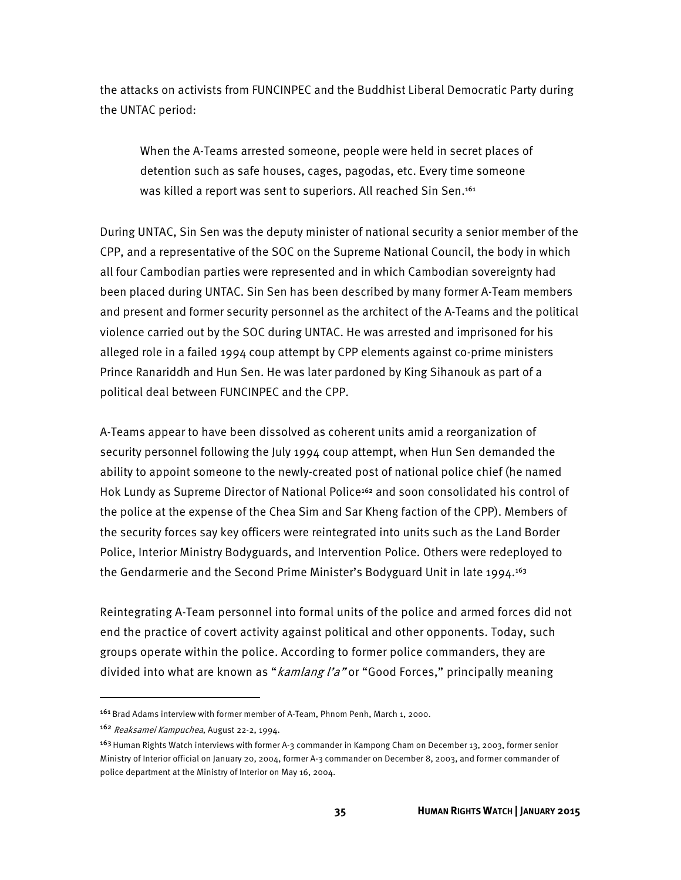the attacks on activists from FUNCINPEC and the Buddhist Liberal Democratic Party during the UNTAC period:

> When the A-Teams arrested someone, people were held in secret places of detention such as safe houses, cages, pagodas, etc. Every time someone was killed a report was sent to superiors. All reached Sin Sen.[161]

During UNTAC, Sin Sen was the deputy minister of national security a senior member of the CPP, and a representative of the SOC on the Supreme National Council, the body in which all four Cambodian parties were represented and in which Cambodian sovereignty had been placed during UNTAC. Sin Sen has been described by many former A-Team members and present and former security personnel as the architect of the A-Teams and the political violence carried out by the SOC during UNTAC. He was arrested and imprisoned for his alleged role in a failed 1994 coup attempt by CPP elements against co-prime ministers Prince Ranariddh and Hun Sen. He was later pardoned by King Sihanouk as part of a political deal between FUNCINPEC and the CPP.

A-Teams appear to have been dissolved as coherent units amid a reorganization of security personnel following the July 1994 coup attempt, when Hun Sen demanded the ability to appoint someone to the newly-created post of national police chief (he named Hok Lundy as Supreme Director of National Police[162] and soon consolidated his control of the police at the expense of the Chea Sim and Sar Kheng faction of the CPP). Members of the security forces say key officers were reintegrated into units such as the Land Border Police, Interior Ministry Bodyguards, and Intervention Police. Others were redeployed to the Gendarmerie and the Second Prime Minister's Bodyguard Unit in late 1994.[163]

Reintegrating A-Team personnel into formal units of the police and armed forces did not end the practice of covert activity against political and other opponents. Today, such groups operate within the police. According to former police commanders, they are divided into what are known as "*kamlang l'a*" or "Good Forces," principally meaning

---

[161] Brad Adams interview with former member of A-Team, Phnom Penh, March 1, 2000.

[162] *Reaksamei Kampuchea*, August 22-2, 1994.

[163] Human Rights Watch interviews with former A-3 commander in Kampong Cham on December 13, 2003, former senior Ministry of Interior official on January 20, 2004, former A-3 commander on December 8, 2003, and former commander of police department at the Ministry of Interior on May 16, 2004.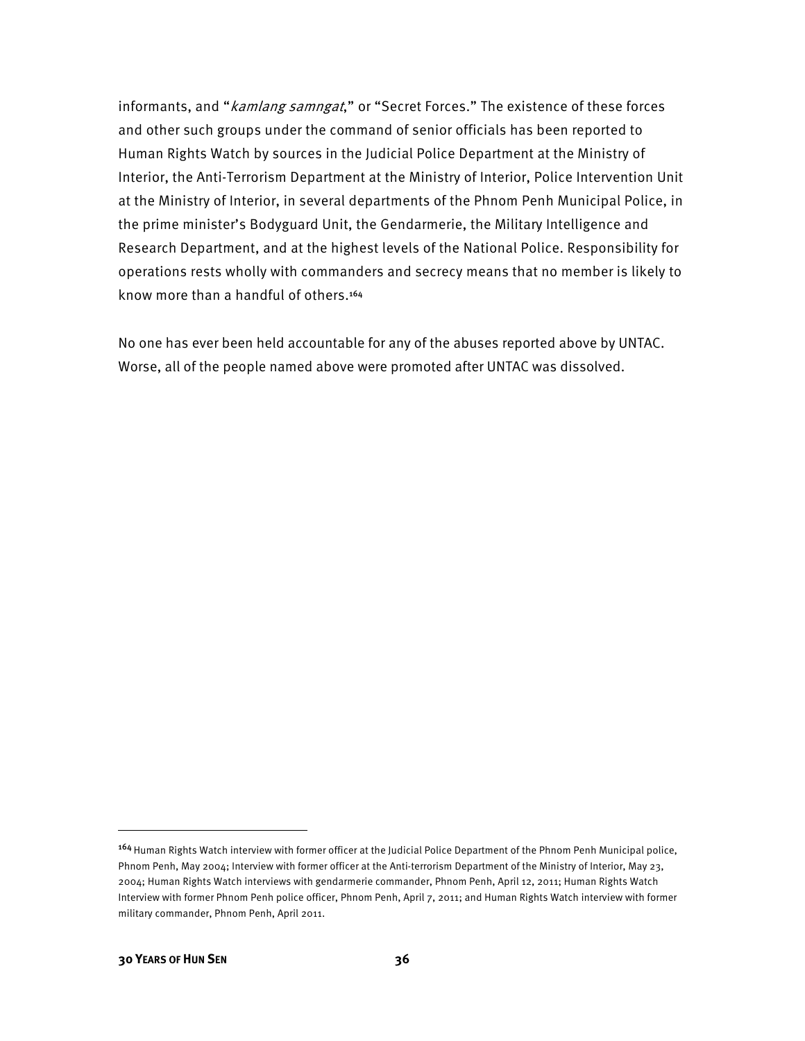informants, and "*kamlang samngat*," or "Secret Forces." The existence of these forces and other such groups under the command of senior officials has been reported to Human Rights Watch by sources in the Judicial Police Department at the Ministry of Interior, the Anti-Terrorism Department at the Ministry of Interior, Police Intervention Unit at the Ministry of Interior, in several departments of the Phnom Penh Municipal Police, in the prime minister's Bodyguard Unit, the Gendarmerie, the Military Intelligence and Research Department, and at the highest levels of the National Police. Responsibility for operations rests wholly with commanders and secrecy means that no member is likely to know more than a handful of others.[164]

No one has ever been held accountable for any of the abuses reported above by UNTAC. Worse, all of the people named above were promoted after UNTAC was dissolved.

---

[164] Human Rights Watch interview with former officer at the Judicial Police Department of the Phnom Penh Municipal police, Phnom Penh, May 2004; Interview with former officer at the Anti-terrorism Department of the Ministry of Interior, May 23, 2004; Human Rights Watch interviews with gendarmerie commander, Phnom Penh, April 12, 2011; Human Rights Watch Interview with former Phnom Penh police officer, Phnom Penh, April 7, 2011; and Human Rights Watch interview with former military commander, Phnom Penh, April 2011.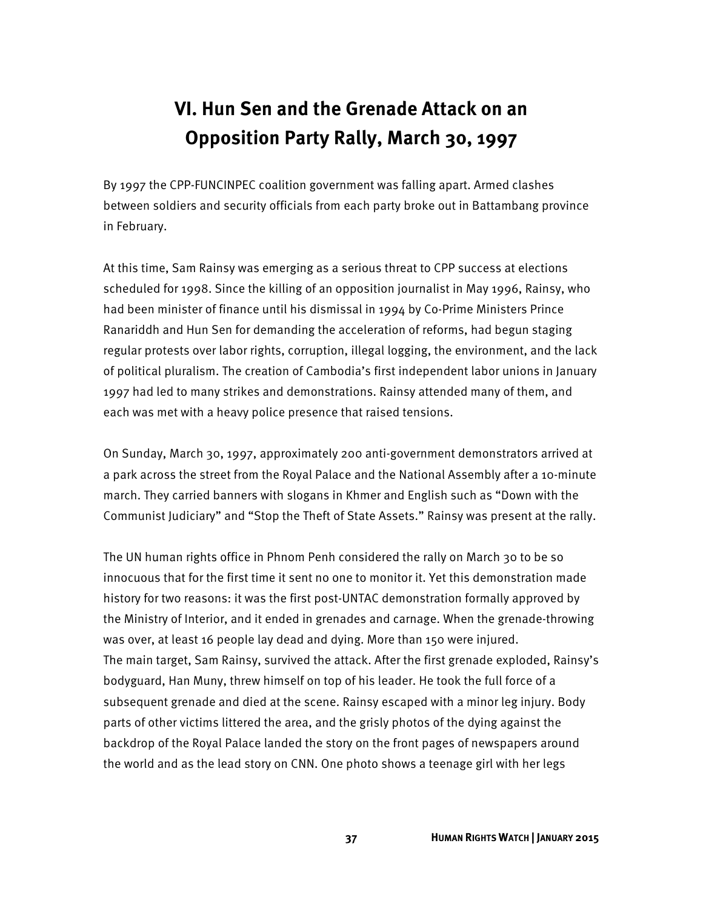# VI. Hun Sen and the Grenade Attack on an Opposition Party Rally, March 30, 1997

By 1997 the CPP-FUNCINPEC coalition government was falling apart. Armed clashes between soldiers and security officials from each party broke out in Battambang province in February.

At this time, Sam Rainsy was emerging as a serious threat to CPP success at elections scheduled for 1998. Since the killing of an opposition journalist in May 1996, Rainsy, who had been minister of finance until his dismissal in 1994 by Co-Prime Ministers Prince Ranariddh and Hun Sen for demanding the acceleration of reforms, had begun staging regular protests over labor rights, corruption, illegal logging, the environment, and the lack of political pluralism. The creation of Cambodia's first independent labor unions in January 1997 had led to many strikes and demonstrations. Rainsy attended many of them, and each was met with a heavy police presence that raised tensions.

On Sunday, March 30, 1997, approximately 200 anti-government demonstrators arrived at a park across the street from the Royal Palace and the National Assembly after a 10-minute march. They carried banners with slogans in Khmer and English such as "Down with the Communist Judiciary" and "Stop the Theft of State Assets." Rainsy was present at the rally.

The UN human rights office in Phnom Penh considered the rally on March 30 to be so innocuous that for the first time it sent no one to monitor it. Yet this demonstration made history for two reasons: it was the first post-UNTAC demonstration formally approved by the Ministry of Interior, and it ended in grenades and carnage. When the grenade-throwing was over, at least 16 people lay dead and dying. More than 150 were injured.
The main target, Sam Rainsy, survived the attack. After the first grenade exploded, Rainsy's bodyguard, Han Muny, threw himself on top of his leader. He took the full force of a subsequent grenade and died at the scene. Rainsy escaped with a minor leg injury. Body parts of other victims littered the area, and the grisly photos of the dying against the backdrop of the Royal Palace landed the story on the front pages of newspapers around the world and as the lead story on CNN. One photo shows a teenage girl with her legs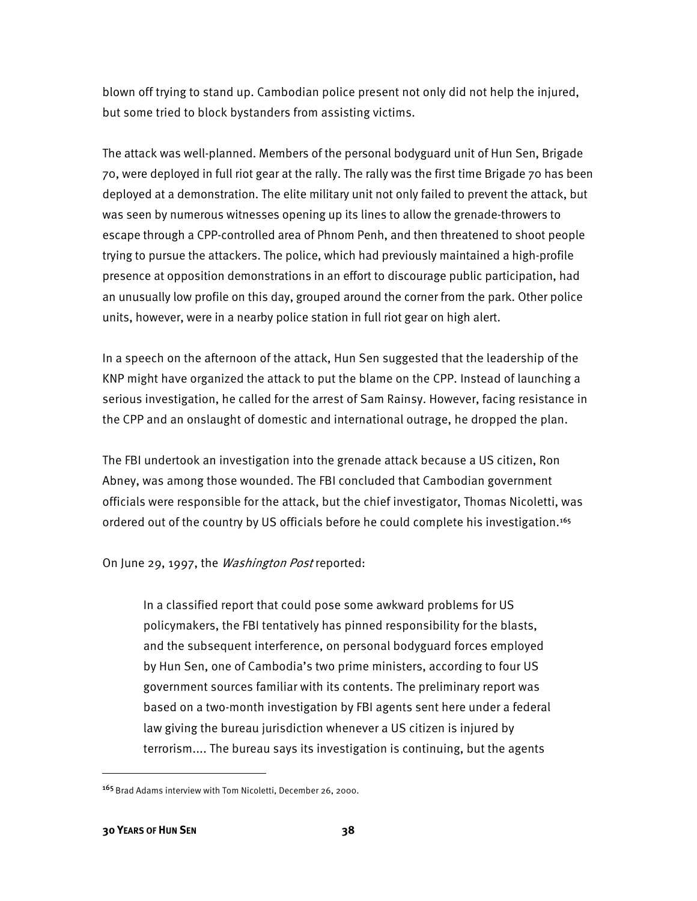blown off trying to stand up. Cambodian police present not only did not help the injured, but some tried to block bystanders from assisting victims.

The attack was well-planned. Members of the personal bodyguard unit of Hun Sen, Brigade 70, were deployed in full riot gear at the rally. The rally was the first time Brigade 70 has been deployed at a demonstration. The elite military unit not only failed to prevent the attack, but was seen by numerous witnesses opening up its lines to allow the grenade-throwers to escape through a CPP-controlled area of Phnom Penh, and then threatened to shoot people trying to pursue the attackers. The police, which had previously maintained a high-profile presence at opposition demonstrations in an effort to discourage public participation, had an unusually low profile on this day, grouped around the corner from the park. Other police units, however, were in a nearby police station in full riot gear on high alert.

In a speech on the afternoon of the attack, Hun Sen suggested that the leadership of the KNP might have organized the attack to put the blame on the CPP. Instead of launching a serious investigation, he called for the arrest of Sam Rainsy. However, facing resistance in the CPP and an onslaught of domestic and international outrage, he dropped the plan.

The FBI undertook an investigation into the grenade attack because a US citizen, Ron Abney, was among those wounded. The FBI concluded that Cambodian government officials were responsible for the attack, but the chief investigator, Thomas Nicoletti, was ordered out of the country by US officials before he could complete his investigation.[165]

On June 29, 1997, the *Washington Post* reported:

> In a classified report that could pose some awkward problems for US policymakers, the FBI tentatively has pinned responsibility for the blasts, and the subsequent interference, on personal bodyguard forces employed by Hun Sen, one of Cambodia's two prime ministers, according to four US government sources familiar with its contents. The preliminary report was based on a two-month investigation by FBI agents sent here under a federal law giving the bureau jurisdiction whenever a US citizen is injured by terrorism.... The bureau says its investigation is continuing, but the agents

---

[165] Brad Adams interview with Tom Nicoletti, December 26, 2000.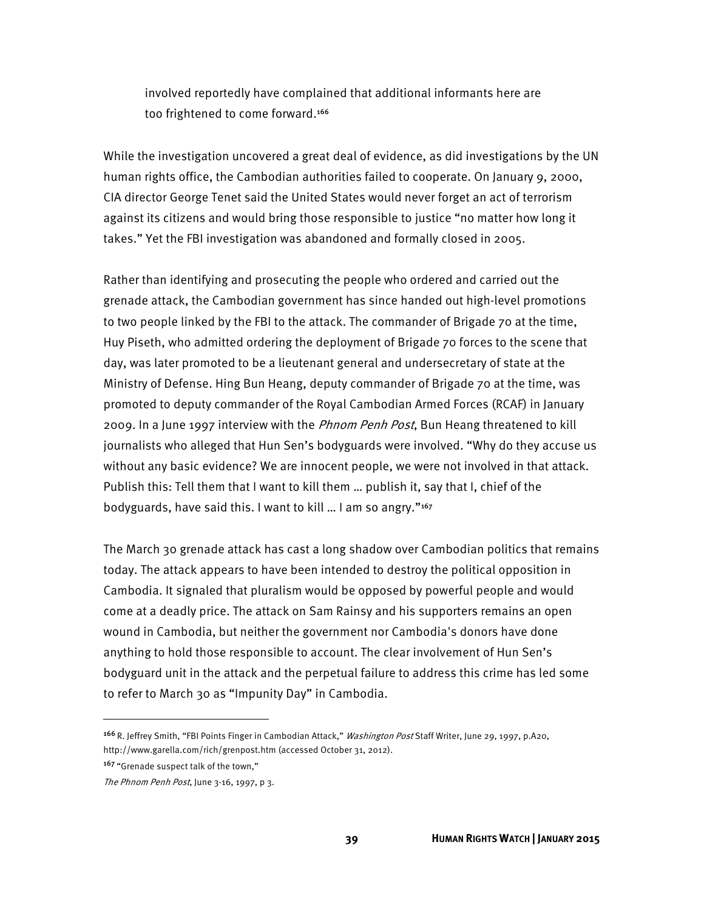> involved reportedly have complained that additional informants here are too frightened to come forward.[166]

While the investigation uncovered a great deal of evidence, as did investigations by the UN human rights office, the Cambodian authorities failed to cooperate. On January 9, 2000, CIA director George Tenet said the United States would never forget an act of terrorism against its citizens and would bring those responsible to justice "no matter how long it takes." Yet the FBI investigation was abandoned and formally closed in 2005.

Rather than identifying and prosecuting the people who ordered and carried out the grenade attack, the Cambodian government has since handed out high-level promotions to two people linked by the FBI to the attack. The commander of Brigade 70 at the time, Huy Piseth, who admitted ordering the deployment of Brigade 70 forces to the scene that day, was later promoted to be a lieutenant general and undersecretary of state at the Ministry of Defense. Hing Bun Heang, deputy commander of Brigade 70 at the time, was promoted to deputy commander of the Royal Cambodian Armed Forces (RCAF) in January 2009. In a June 1997 interview with the *Phnom Penh Post*, Bun Heang threatened to kill journalists who alleged that Hun Sen's bodyguards were involved. "Why do they accuse us without any basic evidence? We are innocent people, we were not involved in that attack. Publish this: Tell them that I want to kill them … publish it, say that I, chief of the bodyguards, have said this. I want to kill … I am so angry."[167]

The March 30 grenade attack has cast a long shadow over Cambodian politics that remains today. The attack appears to have been intended to destroy the political opposition in Cambodia. It signaled that pluralism would be opposed by powerful people and would come at a deadly price. The attack on Sam Rainsy and his supporters remains an open wound in Cambodia, but neither the government nor Cambodia's donors have done anything to hold those responsible to account. The clear involvement of Hun Sen's bodyguard unit in the attack and the perpetual failure to address this crime has led some to refer to March 30 as "Impunity Day" in Cambodia.

---

[166] R. Jeffrey Smith, "FBI Points Finger in Cambodian Attack," *Washington Post* Staff Writer, June 29, 1997, p.A20, http://www.garella.com/rich/grenpost.htm (accessed October 31, 2012).

[167] "Grenade suspect talk of the town," *The Phnom Penh Post*, June 3-16, 1997, p 3.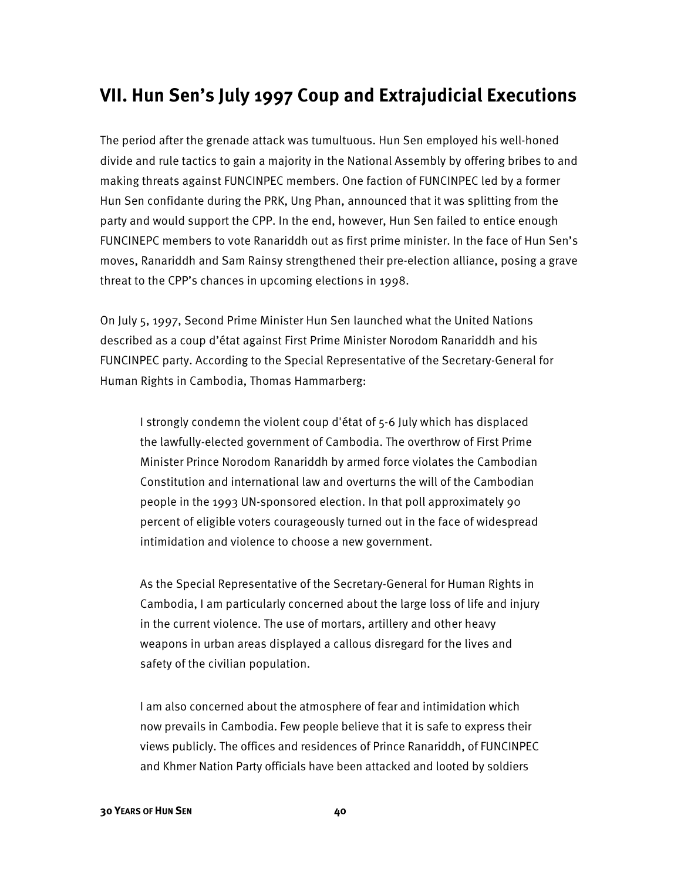## VII. Hun Sen's July 1997 Coup and Extrajudicial Executions

The period after the grenade attack was tumultuous. Hun Sen employed his well-honed divide and rule tactics to gain a majority in the National Assembly by offering bribes to and making threats against FUNCINPEC members. One faction of FUNCINPEC led by a former Hun Sen confidante during the PRK, Ung Phan, announced that it was splitting from the party and would support the CPP. In the end, however, Hun Sen failed to entice enough FUNCINEPC members to vote Ranariddh out as first prime minister. In the face of Hun Sen's moves, Ranariddh and Sam Rainsy strengthened their pre-election alliance, posing a grave threat to the CPP's chances in upcoming elections in 1998.

On July 5, 1997, Second Prime Minister Hun Sen launched what the United Nations described as a coup d'état against First Prime Minister Norodom Ranariddh and his FUNCINPEC party. According to the Special Representative of the Secretary-General for Human Rights in Cambodia, Thomas Hammarberg:

> I strongly condemn the violent coup d'état of 5-6 July which has displaced the lawfully-elected government of Cambodia. The overthrow of First Prime Minister Prince Norodom Ranariddh by armed force violates the Cambodian Constitution and international law and overturns the will of the Cambodian people in the 1993 UN-sponsored election. In that poll approximately 90 percent of eligible voters courageously turned out in the face of widespread intimidation and violence to choose a new government.
>
> As the Special Representative of the Secretary-General for Human Rights in Cambodia, I am particularly concerned about the large loss of life and injury in the current violence. The use of mortars, artillery and other heavy weapons in urban areas displayed a callous disregard for the lives and safety of the civilian population.
>
> I am also concerned about the atmosphere of fear and intimidation which now prevails in Cambodia. Few people believe that it is safe to express their views publicly. The offices and residences of Prince Ranariddh, of FUNCINPEC and Khmer Nation Party officials have been attacked and looted by soldiers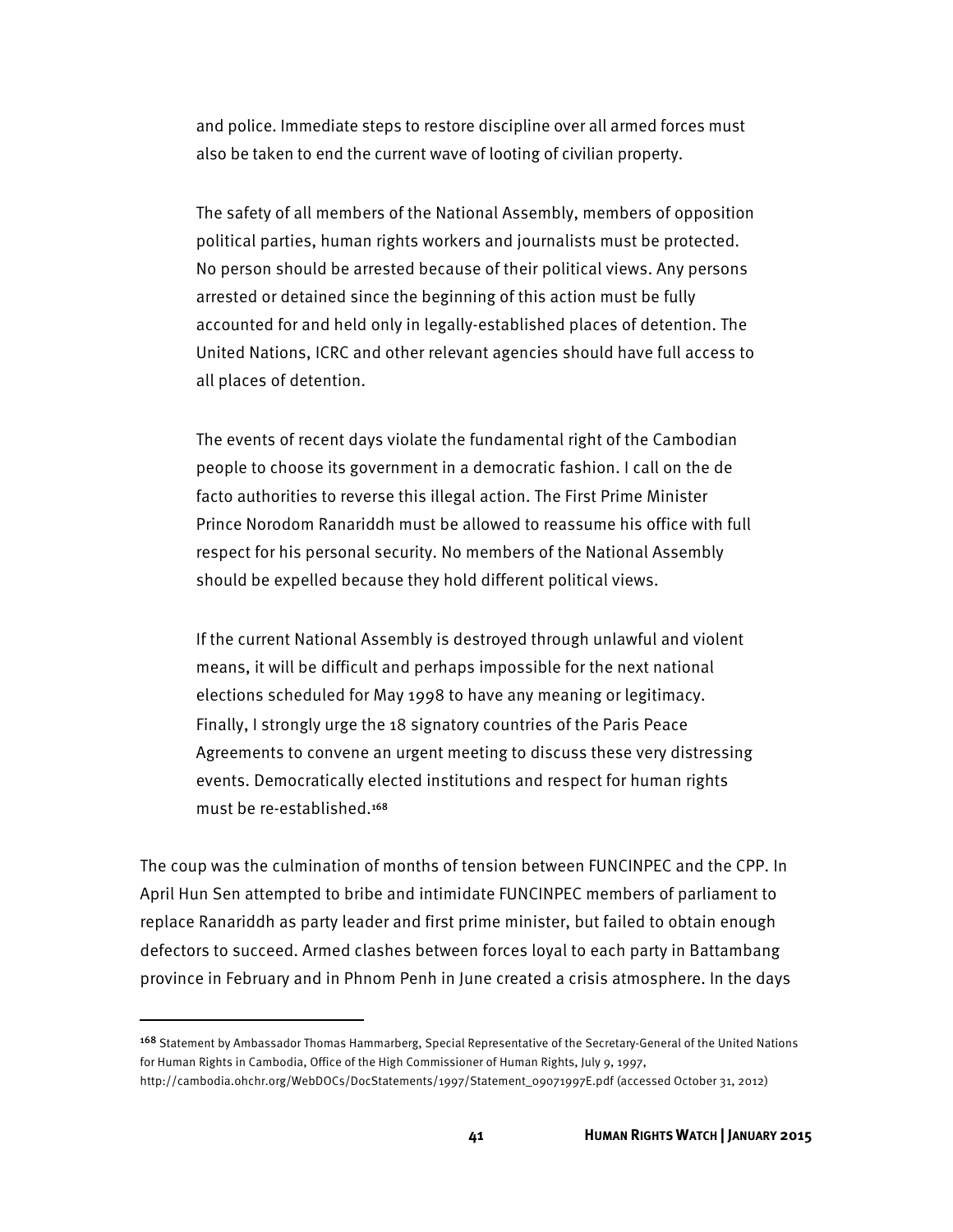> and police. Immediate steps to restore discipline over all armed forces must also be taken to end the current wave of looting of civilian property.
>
> The safety of all members of the National Assembly, members of opposition political parties, human rights workers and journalists must be protected. No person should be arrested because of their political views. Any persons arrested or detained since the beginning of this action must be fully accounted for and held only in legally-established places of detention. The United Nations, ICRC and other relevant agencies should have full access to all places of detention.
>
> The events of recent days violate the fundamental right of the Cambodian people to choose its government in a democratic fashion. I call on the de facto authorities to reverse this illegal action. The First Prime Minister Prince Norodom Ranariddh must be allowed to reassume his office with full respect for his personal security. No members of the National Assembly should be expelled because they hold different political views.
>
> If the current National Assembly is destroyed through unlawful and violent means, it will be difficult and perhaps impossible for the next national elections scheduled for May 1998 to have any meaning or legitimacy. Finally, I strongly urge the 18 signatory countries of the Paris Peace Agreements to convene an urgent meeting to discuss these very distressing events. Democratically elected institutions and respect for human rights must be re-established.[168]

The coup was the culmination of months of tension between FUNCINPEC and the CPP. In April Hun Sen attempted to bribe and intimidate FUNCINPEC members of parliament to replace Ranariddh as party leader and first prime minister, but failed to obtain enough defectors to succeed. Armed clashes between forces loyal to each party in Battambang province in February and in Phnom Penh in June created a crisis atmosphere. In the days

---

[168] Statement by Ambassador Thomas Hammarberg, Special Representative of the Secretary-General of the United Nations for Human Rights in Cambodia, Office of the High Commissioner of Human Rights, July 9, 1997, http://cambodia.ohchr.org/WebDOCs/DocStatements/1997/Statement_09071997E.pdf (accessed October 31, 2012)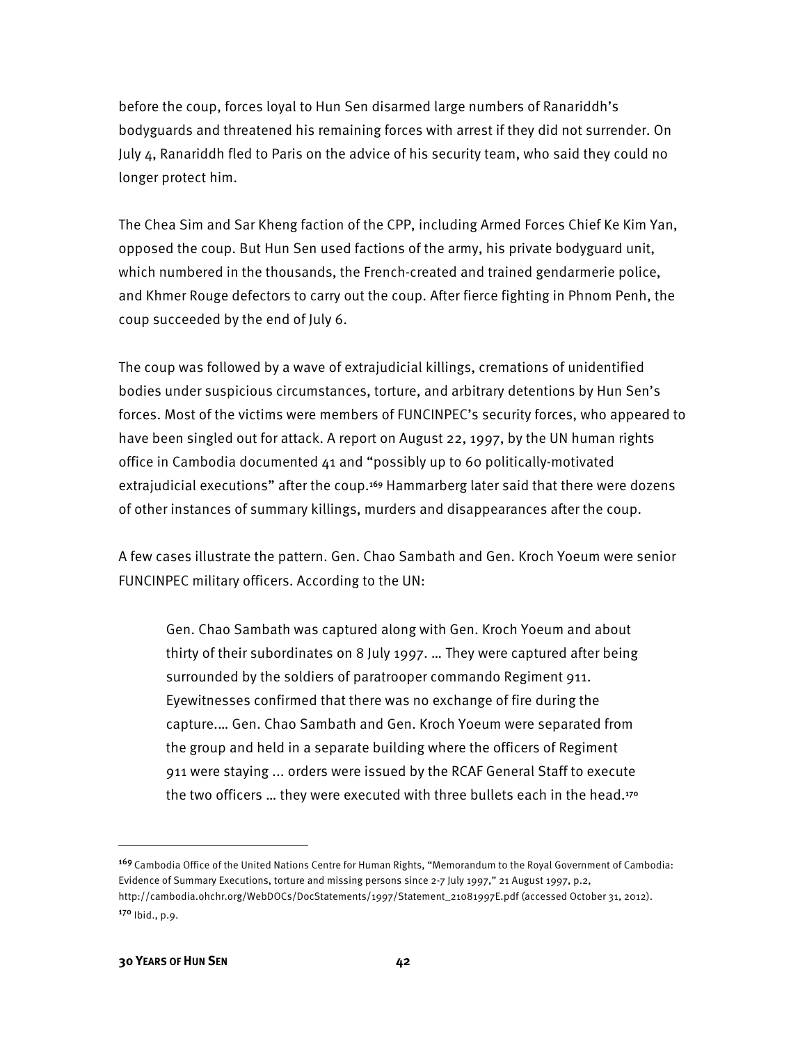before the coup, forces loyal to Hun Sen disarmed large numbers of Ranariddh's bodyguards and threatened his remaining forces with arrest if they did not surrender. On July 4, Ranariddh fled to Paris on the advice of his security team, who said they could no longer protect him.

The Chea Sim and Sar Kheng faction of the CPP, including Armed Forces Chief Ke Kim Yan, opposed the coup. But Hun Sen used factions of the army, his private bodyguard unit, which numbered in the thousands, the French-created and trained gendarmerie police, and Khmer Rouge defectors to carry out the coup. After fierce fighting in Phnom Penh, the coup succeeded by the end of July 6.

The coup was followed by a wave of extrajudicial killings, cremations of unidentified bodies under suspicious circumstances, torture, and arbitrary detentions by Hun Sen's forces. Most of the victims were members of FUNCINPEC's security forces, who appeared to have been singled out for attack. A report on August 22, 1997, by the UN human rights office in Cambodia documented 41 and "possibly up to 60 politically-motivated extrajudicial executions" after the coup.[169] Hammarberg later said that there were dozens of other instances of summary killings, murders and disappearances after the coup.

A few cases illustrate the pattern. Gen. Chao Sambath and Gen. Kroch Yoeum were senior FUNCINPEC military officers. According to the UN:

> Gen. Chao Sambath was captured along with Gen. Kroch Yoeum and about thirty of their subordinates on 8 July 1997. … They were captured after being surrounded by the soldiers of paratrooper commando Regiment 911. Eyewitnesses confirmed that there was no exchange of fire during the capture.… Gen. Chao Sambath and Gen. Kroch Yoeum were separated from the group and held in a separate building where the officers of Regiment 911 were staying ... orders were issued by the RCAF General Staff to execute the two officers … they were executed with three bullets each in the head.[170]

---

[169] Cambodia Office of the United Nations Centre for Human Rights, "Memorandum to the Royal Government of Cambodia: Evidence of Summary Executions, torture and missing persons since 2-7 July 1997," 21 August 1997, p.2, http://cambodia.ohchr.org/WebDOCs/DocStatements/1997/Statement_21081997E.pdf (accessed October 31, 2012).

[170] Ibid., p.9.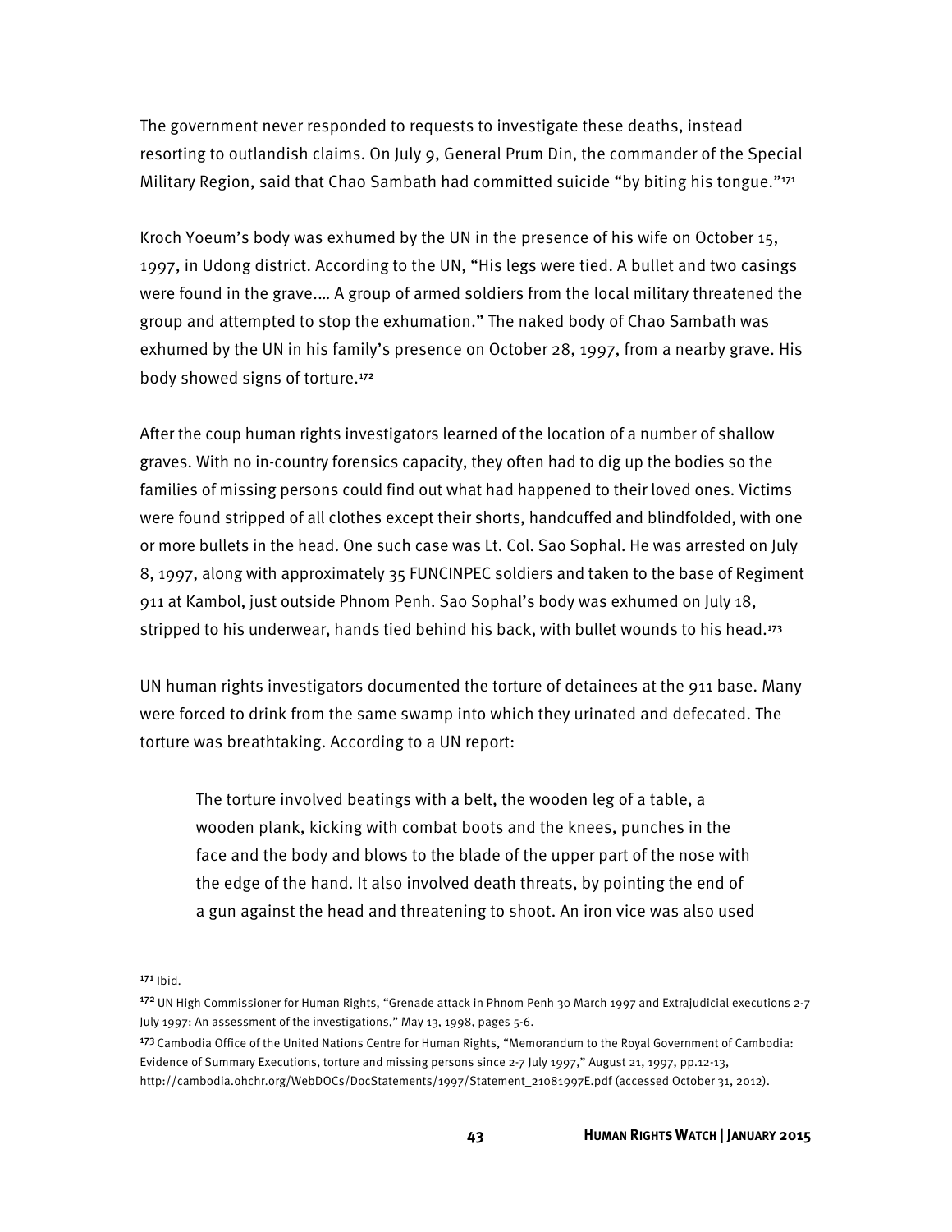The government never responded to requests to investigate these deaths, instead resorting to outlandish claims. On July 9, General Prum Din, the commander of the Special Military Region, said that Chao Sambath had committed suicide "by biting his tongue."[171]

Kroch Yoeum's body was exhumed by the UN in the presence of his wife on October 15, 1997, in Udong district. According to the UN, "His legs were tied. A bullet and two casings were found in the grave.… A group of armed soldiers from the local military threatened the group and attempted to stop the exhumation." The naked body of Chao Sambath was exhumed by the UN in his family's presence on October 28, 1997, from a nearby grave. His body showed signs of torture.[172]

After the coup human rights investigators learned of the location of a number of shallow graves. With no in-country forensics capacity, they often had to dig up the bodies so the families of missing persons could find out what had happened to their loved ones. Victims were found stripped of all clothes except their shorts, handcuffed and blindfolded, with one or more bullets in the head. One such case was Lt. Col. Sao Sophal. He was arrested on July 8, 1997, along with approximately 35 FUNCINPEC soldiers and taken to the base of Regiment 911 at Kambol, just outside Phnom Penh. Sao Sophal's body was exhumed on July 18, stripped to his underwear, hands tied behind his back, with bullet wounds to his head.[173]

UN human rights investigators documented the torture of detainees at the 911 base. Many were forced to drink from the same swamp into which they urinated and defecated. The torture was breathtaking. According to a UN report:

> The torture involved beatings with a belt, the wooden leg of a table, a wooden plank, kicking with combat boots and the knees, punches in the face and the body and blows to the blade of the upper part of the nose with the edge of the hand. It also involved death threats, by pointing the end of a gun against the head and threatening to shoot. An iron vice was also used

---

[171] Ibid.

[172] UN High Commissioner for Human Rights, "Grenade attack in Phnom Penh 30 March 1997 and Extrajudicial executions 2-7 July 1997: An assessment of the investigations," May 13, 1998, pages 5-6.

[173] Cambodia Office of the United Nations Centre for Human Rights, "Memorandum to the Royal Government of Cambodia: Evidence of Summary Executions, torture and missing persons since 2-7 July 1997," August 21, 1997, pp.12-13, http://cambodia.ohchr.org/WebDOCs/DocStatements/1997/Statement_21081997E.pdf (accessed October 31, 2012).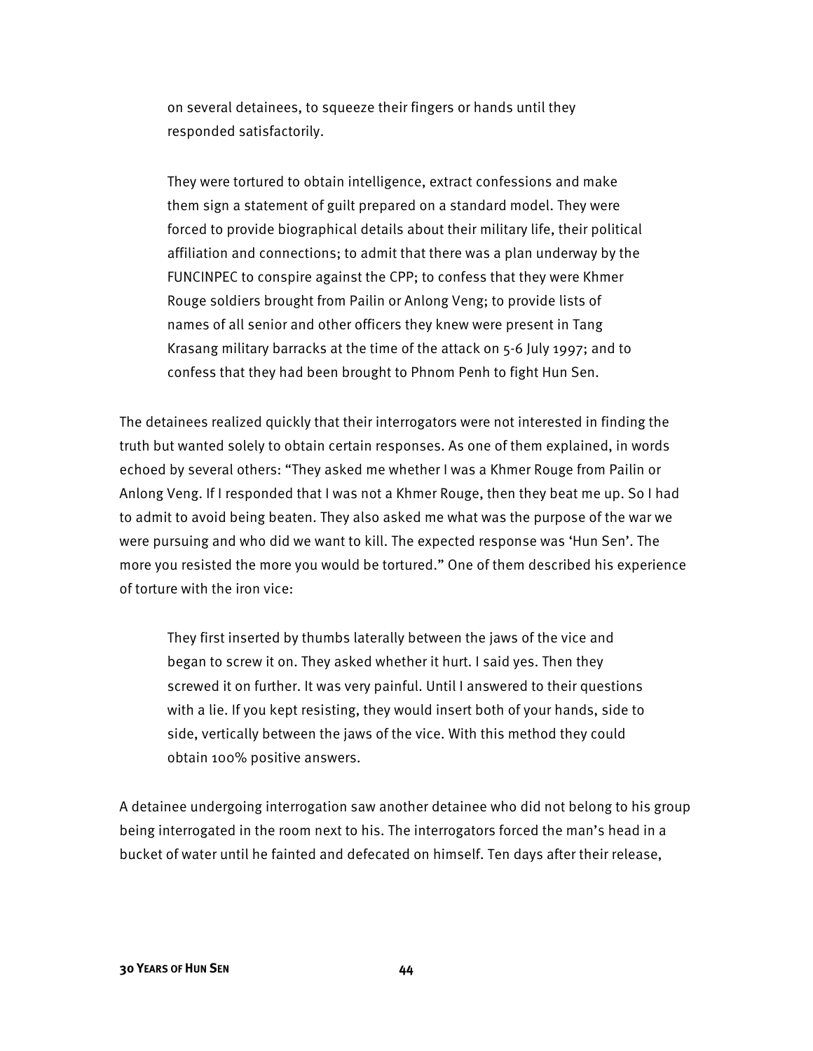on several detainees, to squeeze their fingers or hands until they responded satisfactorily.

> They were tortured to obtain intelligence, extract confessions and make them sign a statement of guilt prepared on a standard model. They were forced to provide biographical details about their military life, their political affiliation and connections; to admit that there was a plan underway by the FUNCINPEC to conspire against the CPP; to confess that they were Khmer Rouge soldiers brought from Pailin or Anlong Veng; to provide lists of names of all senior and other officers they knew were present in Tang Krasang military barracks at the time of the attack on 5-6 July 1997; and to confess that they had been brought to Phnom Penh to fight Hun Sen.

The detainees realized quickly that their interrogators were not interested in finding the truth but wanted solely to obtain certain responses. As one of them explained, in words echoed by several others: "They asked me whether I was a Khmer Rouge from Pailin or Anlong Veng. If I responded that I was not a Khmer Rouge, then they beat me up. So I had to admit to avoid being beaten. They also asked me what was the purpose of the war we were pursuing and who did we want to kill. The expected response was 'Hun Sen'. The more you resisted the more you would be tortured." One of them described his experience of torture with the iron vice:

> They first inserted by thumbs laterally between the jaws of the vice and began to screw it on. They asked whether it hurt. I said yes. Then they screwed it on further. It was very painful. Until I answered to their questions with a lie. If you kept resisting, they would insert both of your hands, side to side, vertically between the jaws of the vice. With this method they could obtain 100% positive answers.

A detainee undergoing interrogation saw another detainee who did not belong to his group being interrogated in the room next to his. The interrogators forced the man's head in a bucket of water until he fainted and defecated on himself. Ten days after their release,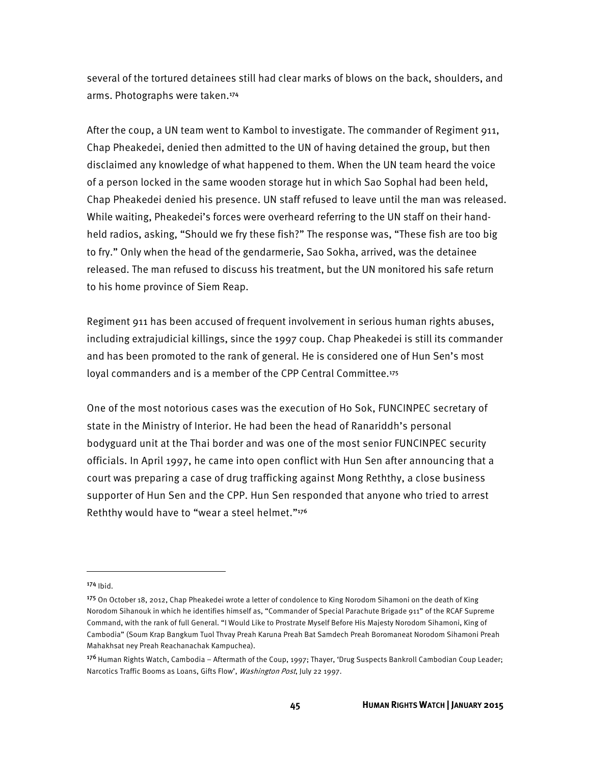several of the tortured detainees still had clear marks of blows on the back, shoulders, and arms. Photographs were taken.[174]

After the coup, a UN team went to Kambol to investigate. The commander of Regiment 911, Chap Pheakedei, denied then admitted to the UN of having detained the group, but then disclaimed any knowledge of what happened to them. When the UN team heard the voice of a person locked in the same wooden storage hut in which Sao Sophal had been held, Chap Pheakedei denied his presence. UN staff refused to leave until the man was released. While waiting, Pheakedei's forces were overheard referring to the UN staff on their hand-held radios, asking, "Should we fry these fish?" The response was, "These fish are too big to fry." Only when the head of the gendarmerie, Sao Sokha, arrived, was the detainee released. The man refused to discuss his treatment, but the UN monitored his safe return to his home province of Siem Reap.

Regiment 911 has been accused of frequent involvement in serious human rights abuses, including extrajudicial killings, since the 1997 coup. Chap Pheakedei is still its commander and has been promoted to the rank of general. He is considered one of Hun Sen's most loyal commanders and is a member of the CPP Central Committee.[175]

One of the most notorious cases was the execution of Ho Sok, FUNCINPEC secretary of state in the Ministry of Interior. He had been the head of Ranariddh's personal bodyguard unit at the Thai border and was one of the most senior FUNCINPEC security officials. In April 1997, he came into open conflict with Hun Sen after announcing that a court was preparing a case of drug trafficking against Mong Reththy, a close business supporter of Hun Sen and the CPP. Hun Sen responded that anyone who tried to arrest Reththy would have to "wear a steel helmet."[176]

---

[174] Ibid.

[175] On October 18, 2012, Chap Pheakedei wrote a letter of condolence to King Norodom Sihamoni on the death of King Norodom Sihanouk in which he identifies himself as, "Commander of Special Parachute Brigade 911" of the RCAF Supreme Command, with the rank of full General. "I Would Like to Prostrate Myself Before His Majesty Norodom Sihamoni, King of Cambodia" (Soum Krap Bangkum Tuol Thvay Preah Karuna Preah Bat Samdech Preah Boromaneat Norodom Sihamoni Preah Mahakhsat ney Preah Reachanachak Kampuchea).

[176] Human Rights Watch, Cambodia – Aftermath of the Coup, 1997; Thayer, 'Drug Suspects Bankroll Cambodian Coup Leader; Narcotics Traffic Booms as Loans, Gifts Flow', *Washington Post*, July 22 1997.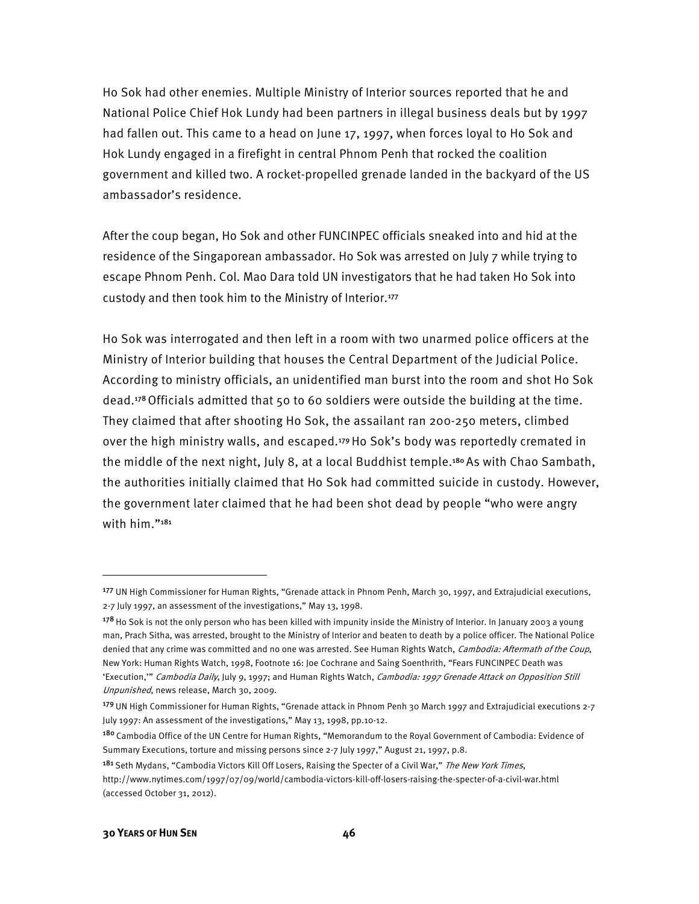Ho Sok had other enemies. Multiple Ministry of Interior sources reported that he and National Police Chief Hok Lundy had been partners in illegal business deals but by 1997 had fallen out. This came to a head on June 17, 1997, when forces loyal to Ho Sok and Hok Lundy engaged in a firefight in central Phnom Penh that rocked the coalition government and killed two. A rocket-propelled grenade landed in the backyard of the US ambassador's residence.

After the coup began, Ho Sok and other FUNCINPEC officials sneaked into and hid at the residence of the Singaporean ambassador. Ho Sok was arrested on July 7 while trying to escape Phnom Penh. Col. Mao Dara told UN investigators that he had taken Ho Sok into custody and then took him to the Ministry of Interior.[177]

Ho Sok was interrogated and then left in a room with two unarmed police officers at the Ministry of Interior building that houses the Central Department of the Judicial Police. According to ministry officials, an unidentified man burst into the room and shot Ho Sok dead.[178] Officials admitted that 50 to 60 soldiers were outside the building at the time. They claimed that after shooting Ho Sok, the assailant ran 200-250 meters, climbed over the high ministry walls, and escaped.[179] Ho Sok's body was reportedly cremated in the middle of the next night, July 8, at a local Buddhist temple.[180] As with Chao Sambath, the authorities initially claimed that Ho Sok had committed suicide in custody. However, the government later claimed that he had been shot dead by people "who were angry with him."[181]

---

[177] UN High Commissioner for Human Rights, "Grenade attack in Phnom Penh, March 30, 1997, and Extrajudicial executions, 2-7 July 1997, an assessment of the investigations," May 13, 1998.

[178] Ho Sok is not the only person who has been killed with impunity inside the Ministry of Interior. In January 2003 a young man, Prach Sitha, was arrested, brought to the Ministry of Interior and beaten to death by a police officer. The National Police denied that any crime was committed and no one was arrested. See Human Rights Watch, *Cambodia: Aftermath of the Coup*, New York: Human Rights Watch, 1998, Footnote 16: Joe Cochrane and Saing Soenthrith, "Fears FUNCINPEC Death was 'Execution,'" *Cambodia Daily*, July 9, 1997; and Human Rights Watch, *Cambodia: 1997 Grenade Attack on Opposition Still Unpunished*, news release, March 30, 2009.

[179] UN High Commissioner for Human Rights, "Grenade attack in Phnom Penh 30 March 1997 and Extrajudicial executions 2-7 July 1997: An assessment of the investigations," May 13, 1998, pp.10-12.

[180] Cambodia Office of the UN Centre for Human Rights, "Memorandum to the Royal Government of Cambodia: Evidence of Summary Executions, torture and missing persons since 2-7 July 1997," August 21, 1997, p.8.

[181] Seth Mydans, "Cambodia Victors Kill Off Losers, Raising the Specter of a Civil War," *The New York Times*, http://www.nytimes.com/1997/07/09/world/cambodia-victors-kill-off-losers-raising-the-specter-of-a-civil-war.html (accessed October 31, 2012).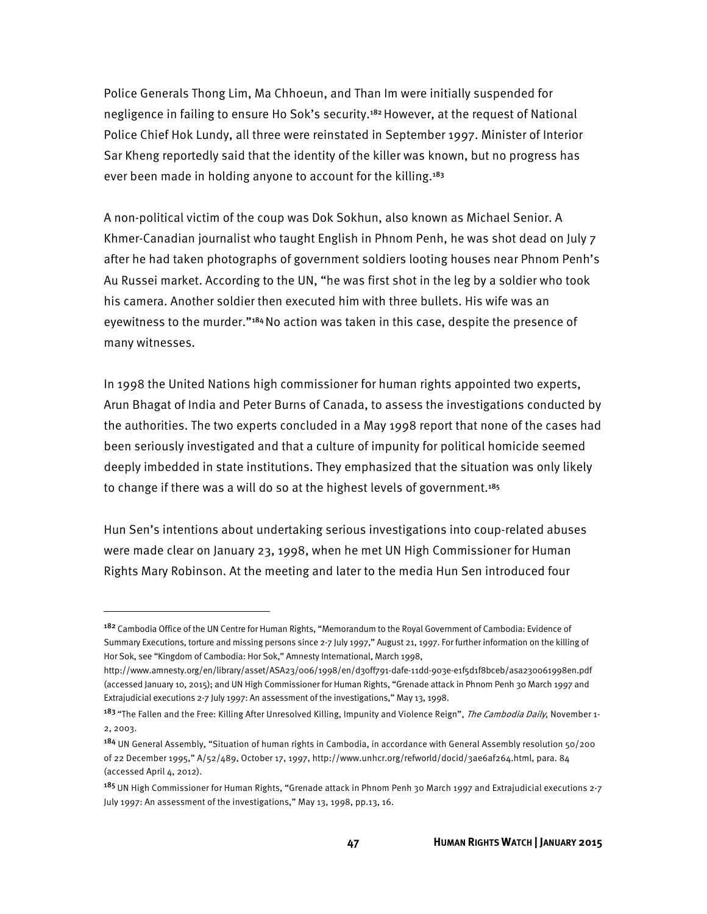Police Generals Thong Lim, Ma Chhoeun, and Than Im were initially suspended for negligence in failing to ensure Ho Sok's security.[182] However, at the request of National Police Chief Hok Lundy, all three were reinstated in September 1997. Minister of Interior Sar Kheng reportedly said that the identity of the killer was known, but no progress has ever been made in holding anyone to account for the killing.[183]

A non-political victim of the coup was Dok Sokhun, also known as Michael Senior. A Khmer-Canadian journalist who taught English in Phnom Penh, he was shot dead on July 7 after he had taken photographs of government soldiers looting houses near Phnom Penh's Au Russei market. According to the UN, "he was first shot in the leg by a soldier who took his camera. Another soldier then executed him with three bullets. His wife was an eyewitness to the murder."[184] No action was taken in this case, despite the presence of many witnesses.

In 1998 the United Nations high commissioner for human rights appointed two experts, Arun Bhagat of India and Peter Burns of Canada, to assess the investigations conducted by the authorities. The two experts concluded in a May 1998 report that none of the cases had been seriously investigated and that a culture of impunity for political homicide seemed deeply imbedded in state institutions. They emphasized that the situation was only likely to change if there was a will do so at the highest levels of government.[185]

Hun Sen's intentions about undertaking serious investigations into coup-related abuses were made clear on January 23, 1998, when he met UN High Commissioner for Human Rights Mary Robinson. At the meeting and later to the media Hun Sen introduced four

---

[182] Cambodia Office of the UN Centre for Human Rights, "Memorandum to the Royal Government of Cambodia: Evidence of Summary Executions, torture and missing persons since 2-7 July 1997," August 21, 1997. For further information on the killing of Hor Sok, see "Kingdom of Cambodia: Hor Sok," Amnesty International, March 1998, http://www.amnesty.org/en/library/asset/ASA23/006/1998/en/d30ff791-dafe-11dd-903e-e1f5d1f8bceb/asa230061998en.pdf (accessed January 10, 2015); and UN High Commissioner for Human Rights, "Grenade attack in Phnom Penh 30 March 1997 and Extrajudicial executions 2-7 July 1997: An assessment of the investigations," May 13, 1998.

[183] "The Fallen and the Free: Killing After Unresolved Killing, Impunity and Violence Reign", *The Cambodia Daily*, November 1-2, 2003.

[184] UN General Assembly, "Situation of human rights in Cambodia, in accordance with General Assembly resolution 50/200 of 22 December 1995," A/52/489, October 17, 1997, http://www.unhcr.org/refworld/docid/3ae6af264.html, para. 84 (accessed April 4, 2012).

[185] UN High Commissioner for Human Rights, "Grenade attack in Phnom Penh 30 March 1997 and Extrajudicial executions 2-7 July 1997: An assessment of the investigations," May 13, 1998, pp.13, 16.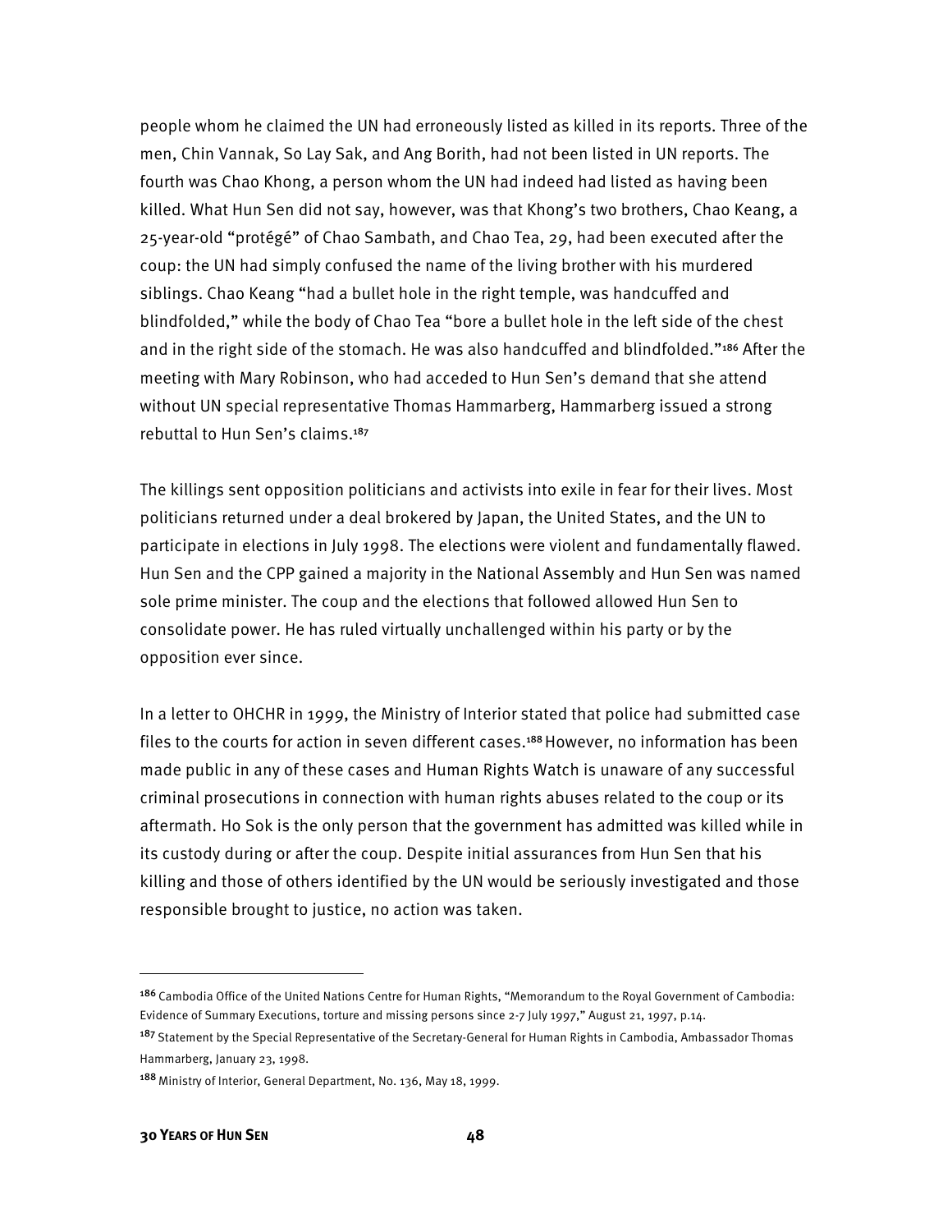people whom he claimed the UN had erroneously listed as killed in its reports. Three of the men, Chin Vannak, So Lay Sak, and Ang Borith, had not been listed in UN reports. The fourth was Chao Khong, a person whom the UN had indeed had listed as having been killed. What Hun Sen did not say, however, was that Khong's two brothers, Chao Keang, a 25-year-old "protégé" of Chao Sambath, and Chao Tea, 29, had been executed after the coup: the UN had simply confused the name of the living brother with his murdered siblings. Chao Keang "had a bullet hole in the right temple, was handcuffed and blindfolded," while the body of Chao Tea "bore a bullet hole in the left side of the chest and in the right side of the stomach. He was also handcuffed and blindfolded."[186] After the meeting with Mary Robinson, who had acceded to Hun Sen's demand that she attend without UN special representative Thomas Hammarberg, Hammarberg issued a strong rebuttal to Hun Sen's claims.[187]

The killings sent opposition politicians and activists into exile in fear for their lives. Most politicians returned under a deal brokered by Japan, the United States, and the UN to participate in elections in July 1998. The elections were violent and fundamentally flawed. Hun Sen and the CPP gained a majority in the National Assembly and Hun Sen was named sole prime minister. The coup and the elections that followed allowed Hun Sen to consolidate power. He has ruled virtually unchallenged within his party or by the opposition ever since.

In a letter to OHCHR in 1999, the Ministry of Interior stated that police had submitted case files to the courts for action in seven different cases.[188] However, no information has been made public in any of these cases and Human Rights Watch is unaware of any successful criminal prosecutions in connection with human rights abuses related to the coup or its aftermath. Ho Sok is the only person that the government has admitted was killed while in its custody during or after the coup. Despite initial assurances from Hun Sen that his killing and those of others identified by the UN would be seriously investigated and those responsible brought to justice, no action was taken.

---

[186] Cambodia Office of the United Nations Centre for Human Rights, "Memorandum to the Royal Government of Cambodia: Evidence of Summary Executions, torture and missing persons since 2-7 July 1997," August 21, 1997, p.14.

[187] Statement by the Special Representative of the Secretary-General for Human Rights in Cambodia, Ambassador Thomas Hammarberg, January 23, 1998.

[188] Ministry of Interior, General Department, No. 136, May 18, 1999.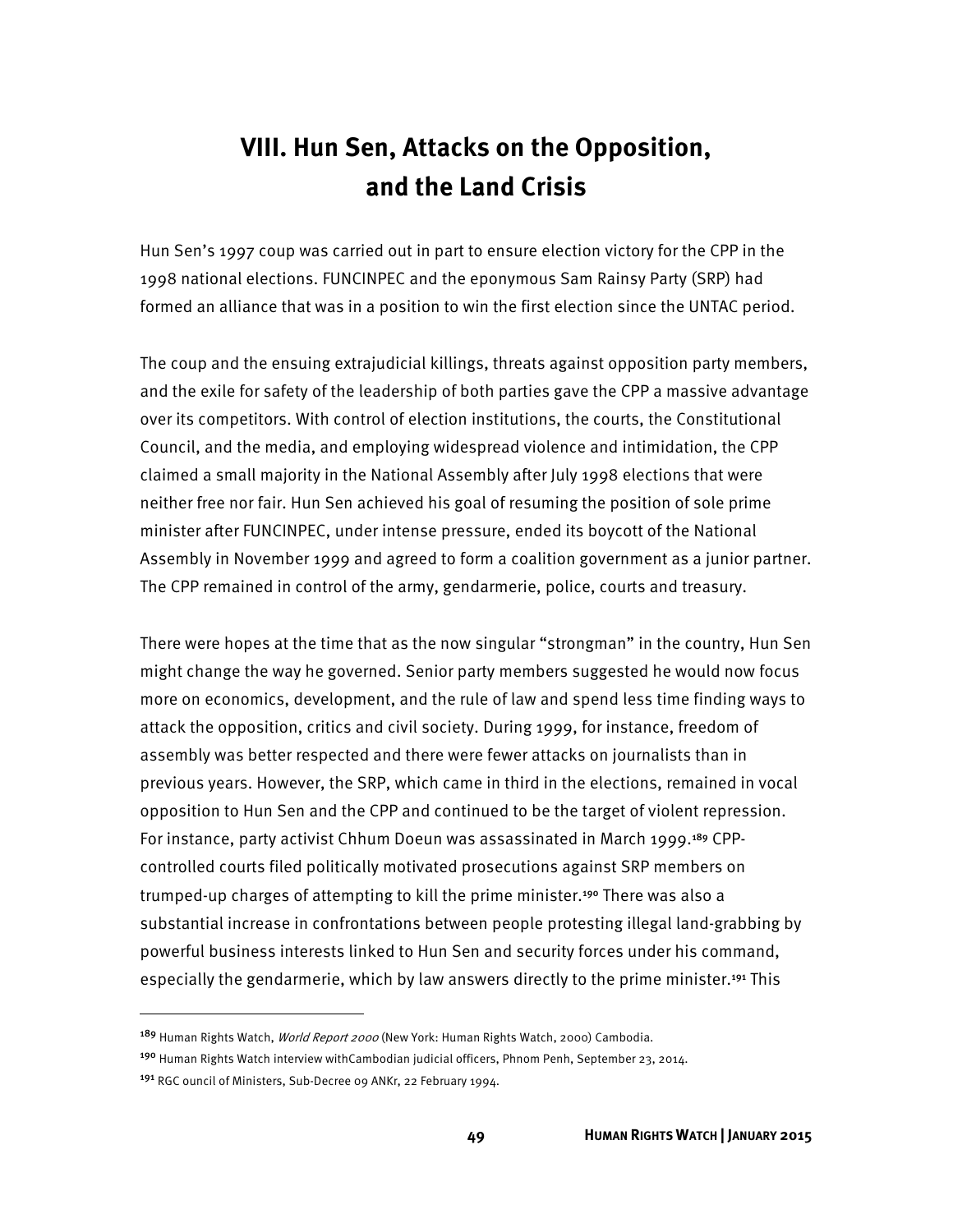# VIII. Hun Sen, Attacks on the Opposition, and the Land Crisis

Hun Sen's 1997 coup was carried out in part to ensure election victory for the CPP in the 1998 national elections. FUNCINPEC and the eponymous Sam Rainsy Party (SRP) had formed an alliance that was in a position to win the first election since the UNTAC period.

The coup and the ensuing extrajudicial killings, threats against opposition party members, and the exile for safety of the leadership of both parties gave the CPP a massive advantage over its competitors. With control of election institutions, the courts, the Constitutional Council, and the media, and employing widespread violence and intimidation, the CPP claimed a small majority in the National Assembly after July 1998 elections that were neither free nor fair. Hun Sen achieved his goal of resuming the position of sole prime minister after FUNCINPEC, under intense pressure, ended its boycott of the National Assembly in November 1999 and agreed to form a coalition government as a junior partner. The CPP remained in control of the army, gendarmerie, police, courts and treasury.

There were hopes at the time that as the now singular "strongman" in the country, Hun Sen might change the way he governed. Senior party members suggested he would now focus more on economics, development, and the rule of law and spend less time finding ways to attack the opposition, critics and civil society. During 1999, for instance, freedom of assembly was better respected and there were fewer attacks on journalists than in previous years. However, the SRP, which came in third in the elections, remained in vocal opposition to Hun Sen and the CPP and continued to be the target of violent repression. For instance, party activist Chhum Doeun was assassinated in March 1999.[189] CPP-controlled courts filed politically motivated prosecutions against SRP members on trumped-up charges of attempting to kill the prime minister.[190] There was also a substantial increase in confrontations between people protesting illegal land-grabbing by powerful business interests linked to Hun Sen and security forces under his command, especially the gendarmerie, which by law answers directly to the prime minister.[191] This

---

[189] Human Rights Watch, *World Report 2000* (New York: Human Rights Watch, 2000) Cambodia.

[190] Human Rights Watch interview withCambodian judicial officers, Phnom Penh, September 23, 2014.

[191] RGC ouncil of Ministers, Sub-Decree 09 ANKr, 22 February 1994.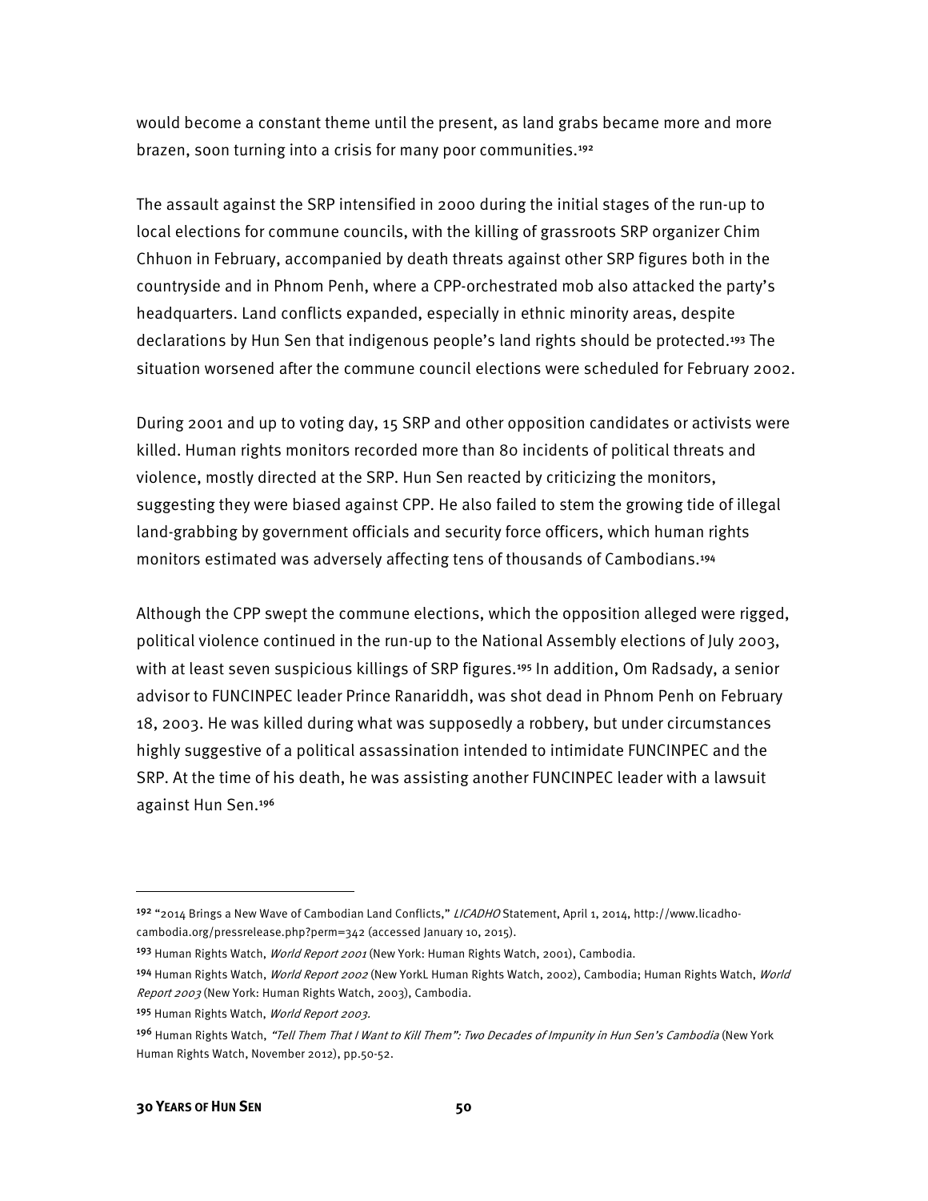would become a constant theme until the present, as land grabs became more and more brazen, soon turning into a crisis for many poor communities.[192]

The assault against the SRP intensified in 2000 during the initial stages of the run-up to local elections for commune councils, with the killing of grassroots SRP organizer Chim Chhuon in February, accompanied by death threats against other SRP figures both in the countryside and in Phnom Penh, where a CPP-orchestrated mob also attacked the party's headquarters. Land conflicts expanded, especially in ethnic minority areas, despite declarations by Hun Sen that indigenous people's land rights should be protected.[193] The situation worsened after the commune council elections were scheduled for February 2002.

During 2001 and up to voting day, 15 SRP and other opposition candidates or activists were killed. Human rights monitors recorded more than 80 incidents of political threats and violence, mostly directed at the SRP. Hun Sen reacted by criticizing the monitors, suggesting they were biased against CPP. He also failed to stem the growing tide of illegal land-grabbing by government officials and security force officers, which human rights monitors estimated was adversely affecting tens of thousands of Cambodians.[194]

Although the CPP swept the commune elections, which the opposition alleged were rigged, political violence continued in the run-up to the National Assembly elections of July 2003, with at least seven suspicious killings of SRP figures.[195] In addition, Om Radsady, a senior advisor to FUNCINPEC leader Prince Ranariddh, was shot dead in Phnom Penh on February 18, 2003. He was killed during what was supposedly a robbery, but under circumstances highly suggestive of a political assassination intended to intimidate FUNCINPEC and the SRP. At the time of his death, he was assisting another FUNCINPEC leader with a lawsuit against Hun Sen.[196]

---

[192] "2014 Brings a New Wave of Cambodian Land Conflicts," *LICADHO* Statement, April 1, 2014, http://www.licadho-cambodia.org/pressrelease.php?perm=342 (accessed January 10, 2015).

[193] Human Rights Watch, *World Report 2001* (New York: Human Rights Watch, 2001), Cambodia.

[194] Human Rights Watch, *World Report 2002* (New YorkL Human Rights Watch, 2002), Cambodia; Human Rights Watch, *World Report 2003* (New York: Human Rights Watch, 2003), Cambodia.

[195] Human Rights Watch, *World Report 2003.*

[196] Human Rights Watch, *"Tell Them That I Want to Kill Them": Two Decades of Impunity in Hun Sen's Cambodia* (New York Human Rights Watch, November 2012), pp.50-52.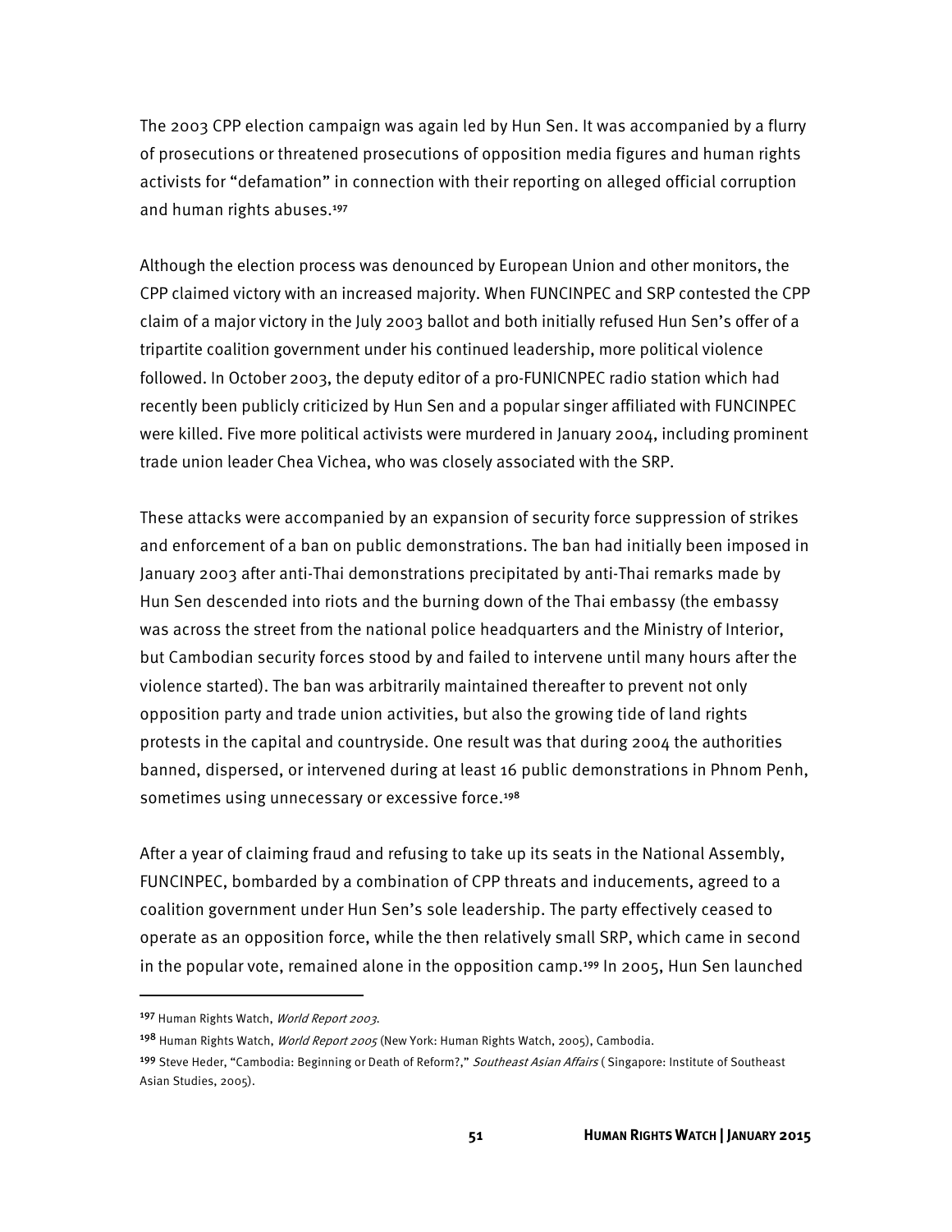The 2003 CPP election campaign was again led by Hun Sen. It was accompanied by a flurry of prosecutions or threatened prosecutions of opposition media figures and human rights activists for "defamation" in connection with their reporting on alleged official corruption and human rights abuses.[197]

Although the election process was denounced by European Union and other monitors, the CPP claimed victory with an increased majority. When FUNCINPEC and SRP contested the CPP claim of a major victory in the July 2003 ballot and both initially refused Hun Sen's offer of a tripartite coalition government under his continued leadership, more political violence followed. In October 2003, the deputy editor of a pro-FUNICNPEC radio station which had recently been publicly criticized by Hun Sen and a popular singer affiliated with FUNCINPEC were killed. Five more political activists were murdered in January 2004, including prominent trade union leader Chea Vichea, who was closely associated with the SRP.

These attacks were accompanied by an expansion of security force suppression of strikes and enforcement of a ban on public demonstrations. The ban had initially been imposed in January 2003 after anti-Thai demonstrations precipitated by anti-Thai remarks made by Hun Sen descended into riots and the burning down of the Thai embassy (the embassy was across the street from the national police headquarters and the Ministry of Interior, but Cambodian security forces stood by and failed to intervene until many hours after the violence started). The ban was arbitrarily maintained thereafter to prevent not only opposition party and trade union activities, but also the growing tide of land rights protests in the capital and countryside. One result was that during 2004 the authorities banned, dispersed, or intervened during at least 16 public demonstrations in Phnom Penh, sometimes using unnecessary or excessive force.[198]

After a year of claiming fraud and refusing to take up its seats in the National Assembly, FUNCINPEC, bombarded by a combination of CPP threats and inducements, agreed to a coalition government under Hun Sen's sole leadership. The party effectively ceased to operate as an opposition force, while the then relatively small SRP, which came in second in the popular vote, remained alone in the opposition camp.[199] In 2005, Hun Sen launched

---

[197] Human Rights Watch, *World Report 2003*.

[198] Human Rights Watch, *World Report 2005* (New York: Human Rights Watch, 2005), Cambodia.

[199] Steve Heder, "Cambodia: Beginning or Death of Reform?," *Southeast Asian Affairs* ( Singapore: Institute of Southeast Asian Studies, 2005).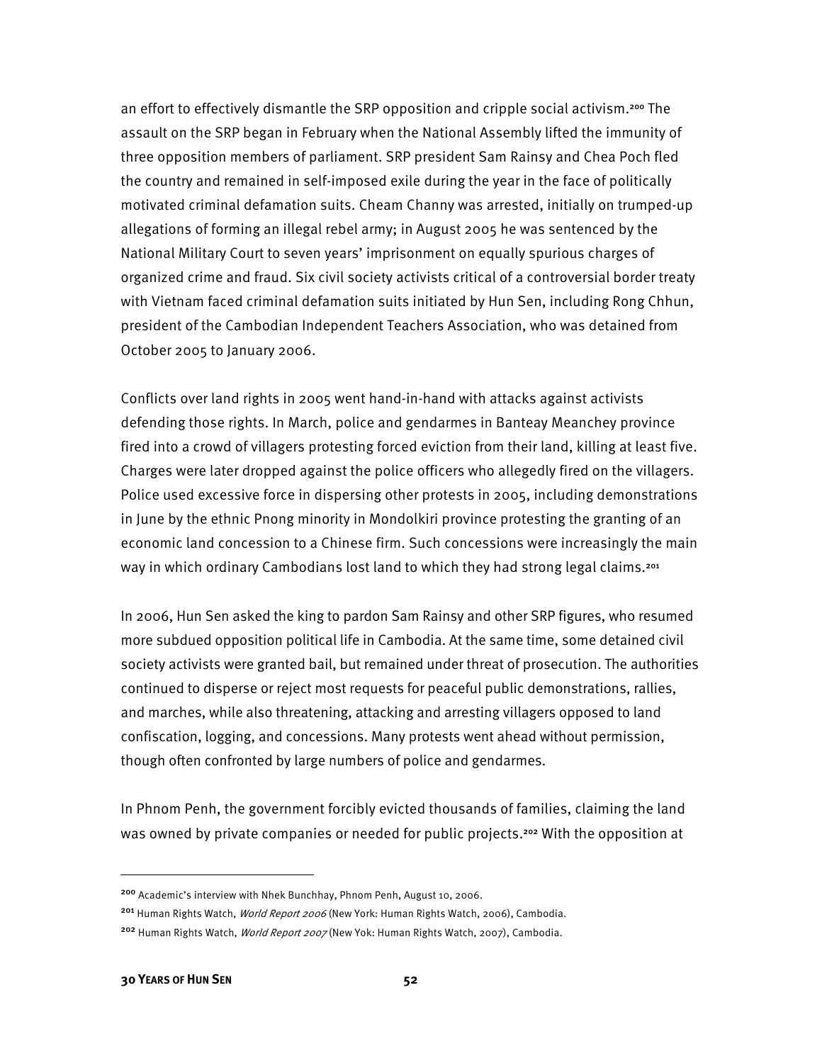an effort to effectively dismantle the SRP opposition and cripple social activism.[200] The assault on the SRP began in February when the National Assembly lifted the immunity of three opposition members of parliament. SRP president Sam Rainsy and Chea Poch fled the country and remained in self-imposed exile during the year in the face of politically motivated criminal defamation suits. Cheam Channy was arrested, initially on trumped-up allegations of forming an illegal rebel army; in August 2005 he was sentenced by the National Military Court to seven years' imprisonment on equally spurious charges of organized crime and fraud. Six civil society activists critical of a controversial border treaty with Vietnam faced criminal defamation suits initiated by Hun Sen, including Rong Chhun, president of the Cambodian Independent Teachers Association, who was detained from October 2005 to January 2006.

Conflicts over land rights in 2005 went hand-in-hand with attacks against activists defending those rights. In March, police and gendarmes in Banteay Meanchey province fired into a crowd of villagers protesting forced eviction from their land, killing at least five. Charges were later dropped against the police officers who allegedly fired on the villagers. Police used excessive force in dispersing other protests in 2005, including demonstrations in June by the ethnic Pnong minority in Mondolkiri province protesting the granting of an economic land concession to a Chinese firm. Such concessions were increasingly the main way in which ordinary Cambodians lost land to which they had strong legal claims.[201]

In 2006, Hun Sen asked the king to pardon Sam Rainsy and other SRP figures, who resumed more subdued opposition political life in Cambodia. At the same time, some detained civil society activists were granted bail, but remained under threat of prosecution. The authorities continued to disperse or reject most requests for peaceful public demonstrations, rallies, and marches, while also threatening, attacking and arresting villagers opposed to land confiscation, logging, and concessions. Many protests went ahead without permission, though often confronted by large numbers of police and gendarmes.

In Phnom Penh, the government forcibly evicted thousands of families, claiming the land was owned by private companies or needed for public projects.[202] With the opposition at

---

[200] Academic's interview with Nhek Bunchhay, Phnom Penh, August 10, 2006.

[201] Human Rights Watch, *World Report 2006* (New York: Human Rights Watch, 2006), Cambodia.

[202] Human Rights Watch, *World Report 2007* (New Yok: Human Rights Watch, 2007), Cambodia.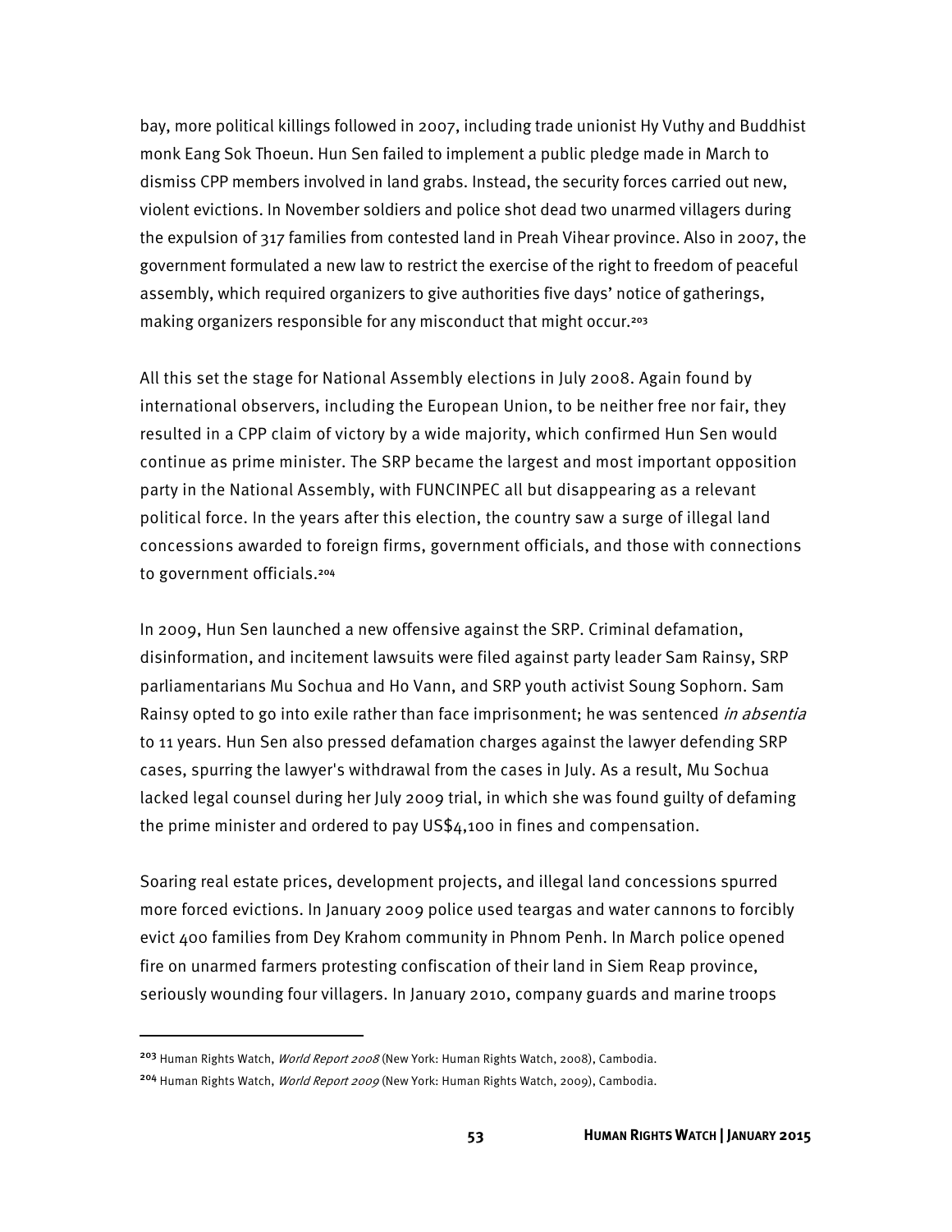bay, more political killings followed in 2007, including trade unionist Hy Vuthy and Buddhist monk Eang Sok Thoeun. Hun Sen failed to implement a public pledge made in March to dismiss CPP members involved in land grabs. Instead, the security forces carried out new, violent evictions. In November soldiers and police shot dead two unarmed villagers during the expulsion of 317 families from contested land in Preah Vihear province. Also in 2007, the government formulated a new law to restrict the exercise of the right to freedom of peaceful assembly, which required organizers to give authorities five days' notice of gatherings, making organizers responsible for any misconduct that might occur.[203]

All this set the stage for National Assembly elections in July 2008. Again found by international observers, including the European Union, to be neither free nor fair, they resulted in a CPP claim of victory by a wide majority, which confirmed Hun Sen would continue as prime minister. The SRP became the largest and most important opposition party in the National Assembly, with FUNCINPEC all but disappearing as a relevant political force. In the years after this election, the country saw a surge of illegal land concessions awarded to foreign firms, government officials, and those with connections to government officials.[204]

In 2009, Hun Sen launched a new offensive against the SRP. Criminal defamation, disinformation, and incitement lawsuits were filed against party leader Sam Rainsy, SRP parliamentarians Mu Sochua and Ho Vann, and SRP youth activist Soung Sophorn. Sam Rainsy opted to go into exile rather than face imprisonment; he was sentenced *in absentia* to 11 years. Hun Sen also pressed defamation charges against the lawyer defending SRP cases, spurring the lawyer's withdrawal from the cases in July. As a result, Mu Sochua lacked legal counsel during her July 2009 trial, in which she was found guilty of defaming the prime minister and ordered to pay US$4,100 in fines and compensation.

Soaring real estate prices, development projects, and illegal land concessions spurred more forced evictions. In January 2009 police used teargas and water cannons to forcibly evict 400 families from Dey Krahom community in Phnom Penh. In March police opened fire on unarmed farmers protesting confiscation of their land in Siem Reap province, seriously wounding four villagers. In January 2010, company guards and marine troops

---

[203] Human Rights Watch, *World Report 2008* (New York: Human Rights Watch, 2008), Cambodia.

[204] Human Rights Watch, *World Report 2009* (New York: Human Rights Watch, 2009), Cambodia.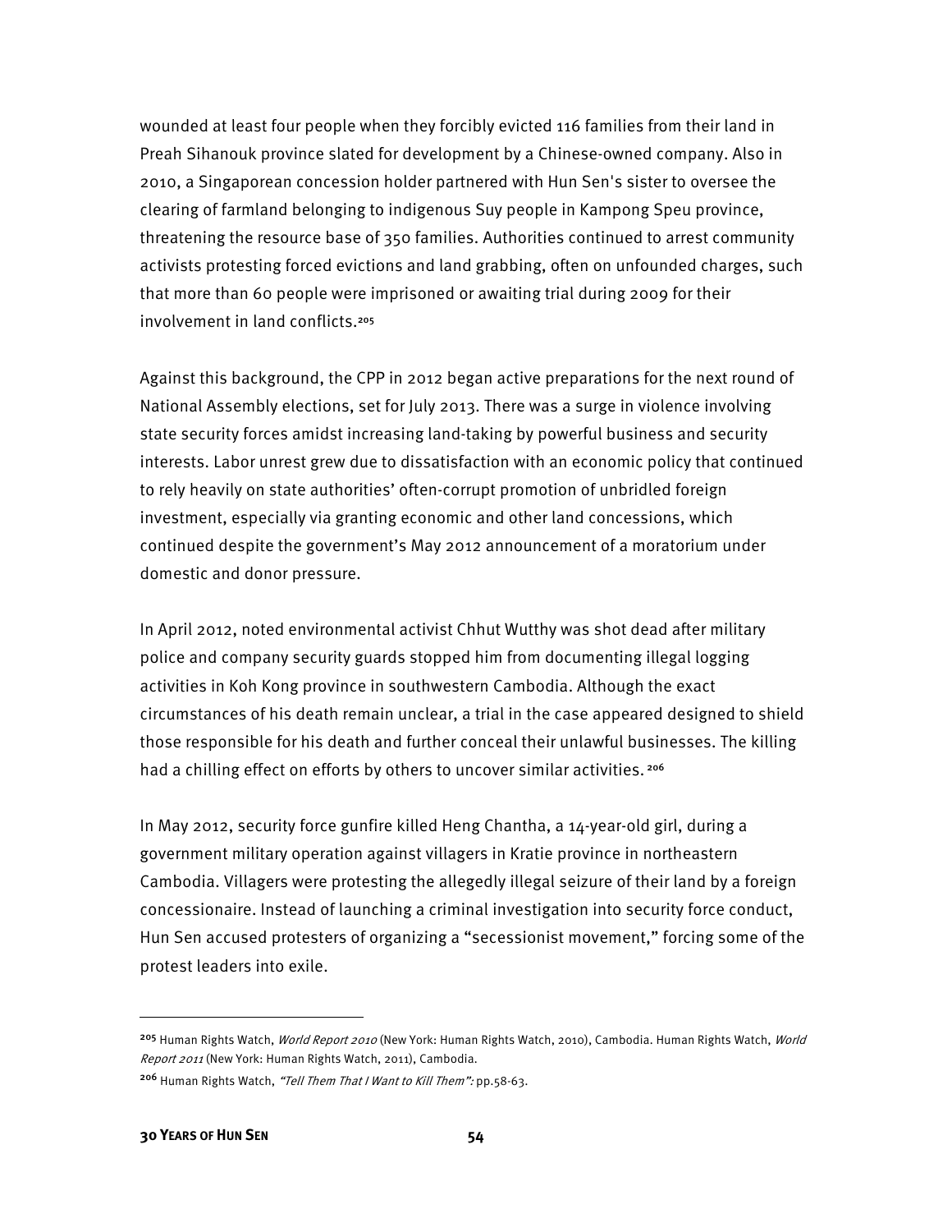wounded at least four people when they forcibly evicted 116 families from their land in Preah Sihanouk province slated for development by a Chinese-owned company. Also in 2010, a Singaporean concession holder partnered with Hun Sen's sister to oversee the clearing of farmland belonging to indigenous Suy people in Kampong Speu province, threatening the resource base of 350 families. Authorities continued to arrest community activists protesting forced evictions and land grabbing, often on unfounded charges, such that more than 60 people were imprisoned or awaiting trial during 2009 for their involvement in land conflicts.[205]

Against this background, the CPP in 2012 began active preparations for the next round of National Assembly elections, set for July 2013. There was a surge in violence involving state security forces amidst increasing land-taking by powerful business and security interests. Labor unrest grew due to dissatisfaction with an economic policy that continued to rely heavily on state authorities' often-corrupt promotion of unbridled foreign investment, especially via granting economic and other land concessions, which continued despite the government's May 2012 announcement of a moratorium under domestic and donor pressure.

In April 2012, noted environmental activist Chhut Wutthy was shot dead after military police and company security guards stopped him from documenting illegal logging activities in Koh Kong province in southwestern Cambodia. Although the exact circumstances of his death remain unclear, a trial in the case appeared designed to shield those responsible for his death and further conceal their unlawful businesses. The killing had a chilling effect on efforts by others to uncover similar activities. [206]

In May 2012, security force gunfire killed Heng Chantha, a 14-year-old girl, during a government military operation against villagers in Kratie province in northeastern Cambodia. Villagers were protesting the allegedly illegal seizure of their land by a foreign concessionaire. Instead of launching a criminal investigation into security force conduct, Hun Sen accused protesters of organizing a "secessionist movement," forcing some of the protest leaders into exile.

---

[205] Human Rights Watch, *World Report 2010* (New York: Human Rights Watch, 2010), Cambodia. Human Rights Watch, *World Report 2011* (New York: Human Rights Watch, 2011), Cambodia.

[206] Human Rights Watch, *"Tell Them That I Want to Kill Them":* pp.58-63.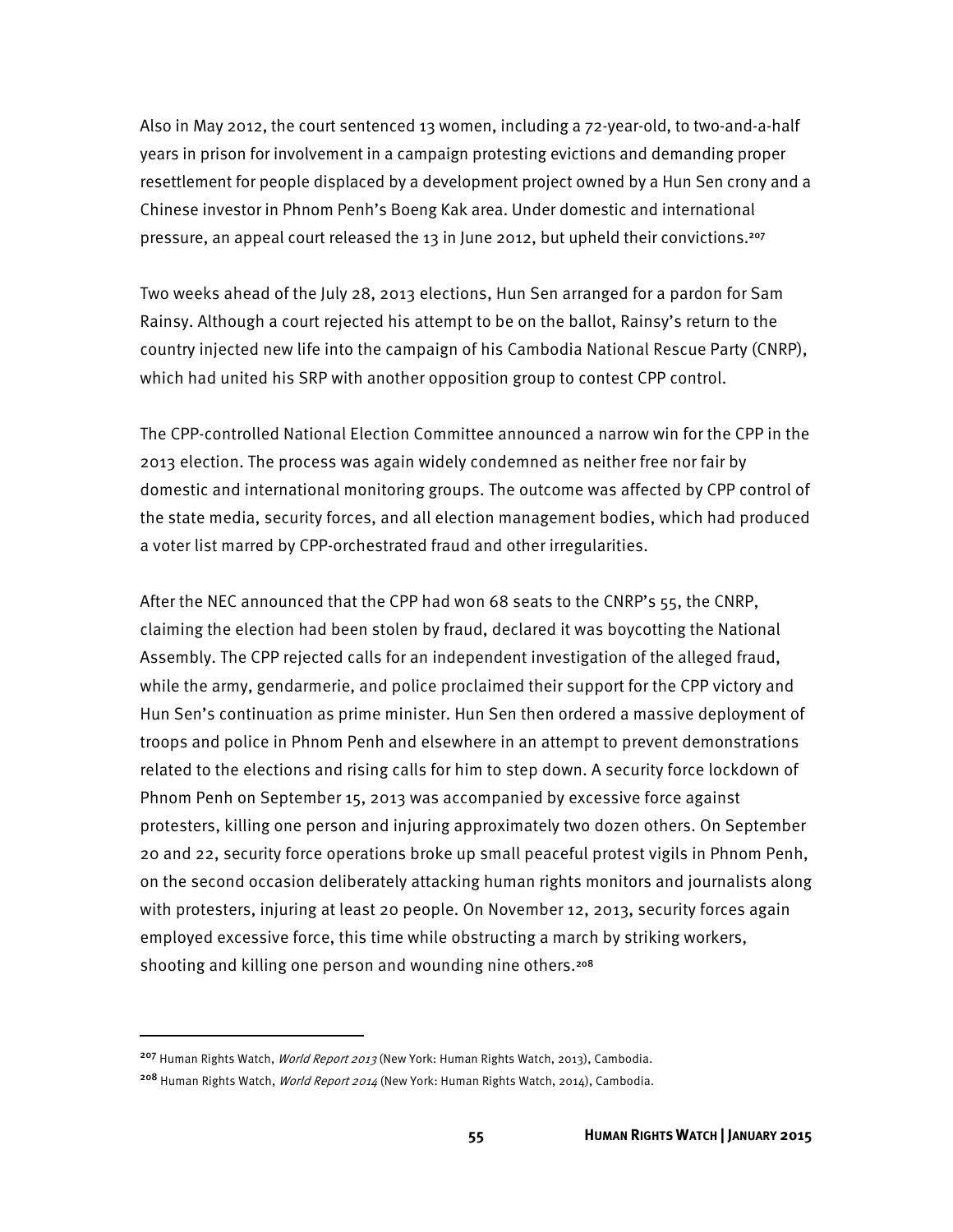Also in May 2012, the court sentenced 13 women, including a 72-year-old, to two-and-a-half years in prison for involvement in a campaign protesting evictions and demanding proper resettlement for people displaced by a development project owned by a Hun Sen crony and a Chinese investor in Phnom Penh's Boeng Kak area. Under domestic and international pressure, an appeal court released the 13 in June 2012, but upheld their convictions.[207]

Two weeks ahead of the July 28, 2013 elections, Hun Sen arranged for a pardon for Sam Rainsy. Although a court rejected his attempt to be on the ballot, Rainsy's return to the country injected new life into the campaign of his Cambodia National Rescue Party (CNRP), which had united his SRP with another opposition group to contest CPP control.

The CPP-controlled National Election Committee announced a narrow win for the CPP in the 2013 election. The process was again widely condemned as neither free nor fair by domestic and international monitoring groups. The outcome was affected by CPP control of the state media, security forces, and all election management bodies, which had produced a voter list marred by CPP-orchestrated fraud and other irregularities.

After the NEC announced that the CPP had won 68 seats to the CNRP's 55, the CNRP, claiming the election had been stolen by fraud, declared it was boycotting the National Assembly. The CPP rejected calls for an independent investigation of the alleged fraud, while the army, gendarmerie, and police proclaimed their support for the CPP victory and Hun Sen's continuation as prime minister. Hun Sen then ordered a massive deployment of troops and police in Phnom Penh and elsewhere in an attempt to prevent demonstrations related to the elections and rising calls for him to step down. A security force lockdown of Phnom Penh on September 15, 2013 was accompanied by excessive force against protesters, killing one person and injuring approximately two dozen others. On September 20 and 22, security force operations broke up small peaceful protest vigils in Phnom Penh, on the second occasion deliberately attacking human rights monitors and journalists along with protesters, injuring at least 20 people. On November 12, 2013, security forces again employed excessive force, this time while obstructing a march by striking workers, shooting and killing one person and wounding nine others.[208]

---

[207] Human Rights Watch, *World Report 2013* (New York: Human Rights Watch, 2013), Cambodia.

[208] Human Rights Watch, *World Report 2014* (New York: Human Rights Watch, 2014), Cambodia.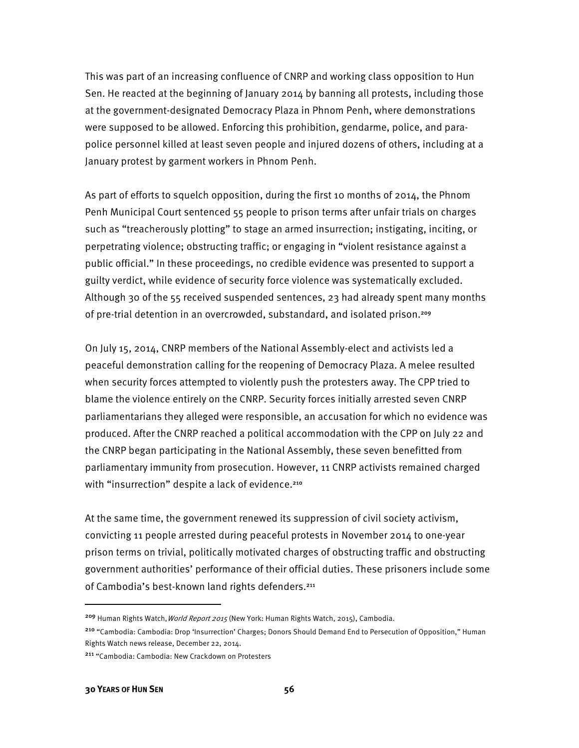This was part of an increasing confluence of CNRP and working class opposition to Hun Sen. He reacted at the beginning of January 2014 by banning all protests, including those at the government-designated Democracy Plaza in Phnom Penh, where demonstrations were supposed to be allowed. Enforcing this prohibition, gendarme, police, and para-police personnel killed at least seven people and injured dozens of others, including at a January protest by garment workers in Phnom Penh.

As part of efforts to squelch opposition, during the first 10 months of 2014, the Phnom Penh Municipal Court sentenced 55 people to prison terms after unfair trials on charges such as "treacherously plotting" to stage an armed insurrection; instigating, inciting, or perpetrating violence; obstructing traffic; or engaging in "violent resistance against a public official." In these proceedings, no credible evidence was presented to support a guilty verdict, while evidence of security force violence was systematically excluded. Although 30 of the 55 received suspended sentences, 23 had already spent many months of pre-trial detention in an overcrowded, substandard, and isolated prison.[209]

On July 15, 2014, CNRP members of the National Assembly-elect and activists led a peaceful demonstration calling for the reopening of Democracy Plaza. A melee resulted when security forces attempted to violently push the protesters away. The CPP tried to blame the violence entirely on the CNRP. Security forces initially arrested seven CNRP parliamentarians they alleged were responsible, an accusation for which no evidence was produced. After the CNRP reached a political accommodation with the CPP on July 22 and the CNRP began participating in the National Assembly, these seven benefitted from parliamentary immunity from prosecution. However, 11 CNRP activists remained charged with "insurrection" despite a lack of evidence.[210]

At the same time, the government renewed its suppression of civil society activism, convicting 11 people arrested during peaceful protests in November 2014 to one-year prison terms on trivial, politically motivated charges of obstructing traffic and obstructing government authorities' performance of their official duties. These prisoners include some of Cambodia's best-known land rights defenders.[211]

---

[209] Human Rights Watch, *World Report 2015* (New York: Human Rights Watch, 2015), Cambodia.

[210] "Cambodia: Cambodia: Drop 'Insurrection' Charges; Donors Should Demand End to Persecution of Opposition," Human Rights Watch news release, December 22, 2014.

[211] "Cambodia: Cambodia: New Crackdown on Protesters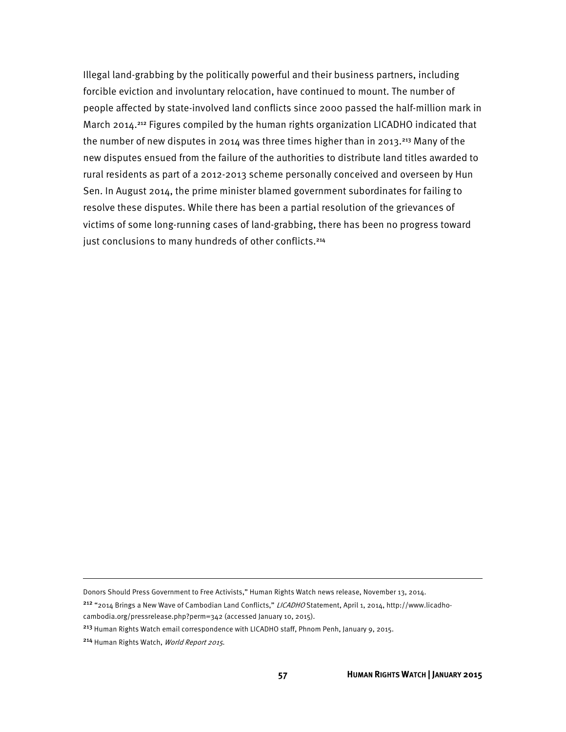Illegal land-grabbing by the politically powerful and their business partners, including forcible eviction and involuntary relocation, have continued to mount. The number of people affected by state-involved land conflicts since 2000 passed the half-million mark in March 2014.[212] Figures compiled by the human rights organization LICADHO indicated that the number of new disputes in 2014 was three times higher than in 2013.[213] Many of the new disputes ensued from the failure of the authorities to distribute land titles awarded to rural residents as part of a 2012-2013 scheme personally conceived and overseen by Hun Sen. In August 2014, the prime minister blamed government subordinates for failing to resolve these disputes. While there has been a partial resolution of the grievances of victims of some long-running cases of land-grabbing, there has been no progress toward just conclusions to many hundreds of other conflicts.[214]

---

Donors Should Press Government to Free Activists," Human Rights Watch news release, November 13, 2014.

[212] "2014 Brings a New Wave of Cambodian Land Conflicts," *LICADHO* Statement, April 1, 2014, http://www.licadho-cambodia.org/pressrelease.php?perm=342 (accessed January 10, 2015).

[213] Human Rights Watch email correspondence with LICADHO staff, Phnom Penh, January 9, 2015.

[214] Human Rights Watch, *World Report 2015*.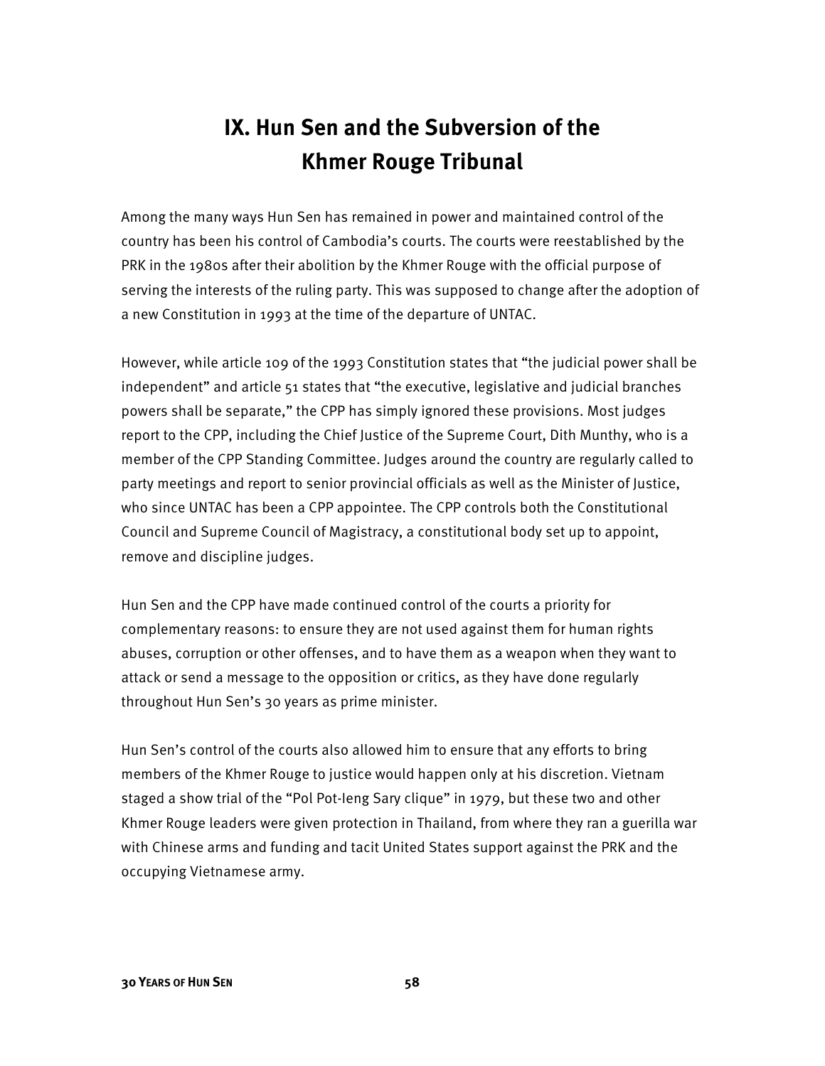# IX. Hun Sen and the Subversion of the Khmer Rouge Tribunal

Among the many ways Hun Sen has remained in power and maintained control of the country has been his control of Cambodia's courts. The courts were reestablished by the PRK in the 1980s after their abolition by the Khmer Rouge with the official purpose of serving the interests of the ruling party. This was supposed to change after the adoption of a new Constitution in 1993 at the time of the departure of UNTAC.

However, while article 109 of the 1993 Constitution states that "the judicial power shall be independent" and article 51 states that "the executive, legislative and judicial branches powers shall be separate," the CPP has simply ignored these provisions. Most judges report to the CPP, including the Chief Justice of the Supreme Court, Dith Munthy, who is a member of the CPP Standing Committee. Judges around the country are regularly called to party meetings and report to senior provincial officials as well as the Minister of Justice, who since UNTAC has been a CPP appointee. The CPP controls both the Constitutional Council and Supreme Council of Magistracy, a constitutional body set up to appoint, remove and discipline judges.

Hun Sen and the CPP have made continued control of the courts a priority for complementary reasons: to ensure they are not used against them for human rights abuses, corruption or other offenses, and to have them as a weapon when they want to attack or send a message to the opposition or critics, as they have done regularly throughout Hun Sen's 30 years as prime minister.

Hun Sen's control of the courts also allowed him to ensure that any efforts to bring members of the Khmer Rouge to justice would happen only at his discretion. Vietnam staged a show trial of the "Pol Pot-Ieng Sary clique" in 1979, but these two and other Khmer Rouge leaders were given protection in Thailand, from where they ran a guerilla war with Chinese arms and funding and tacit United States support against the PRK and the occupying Vietnamese army.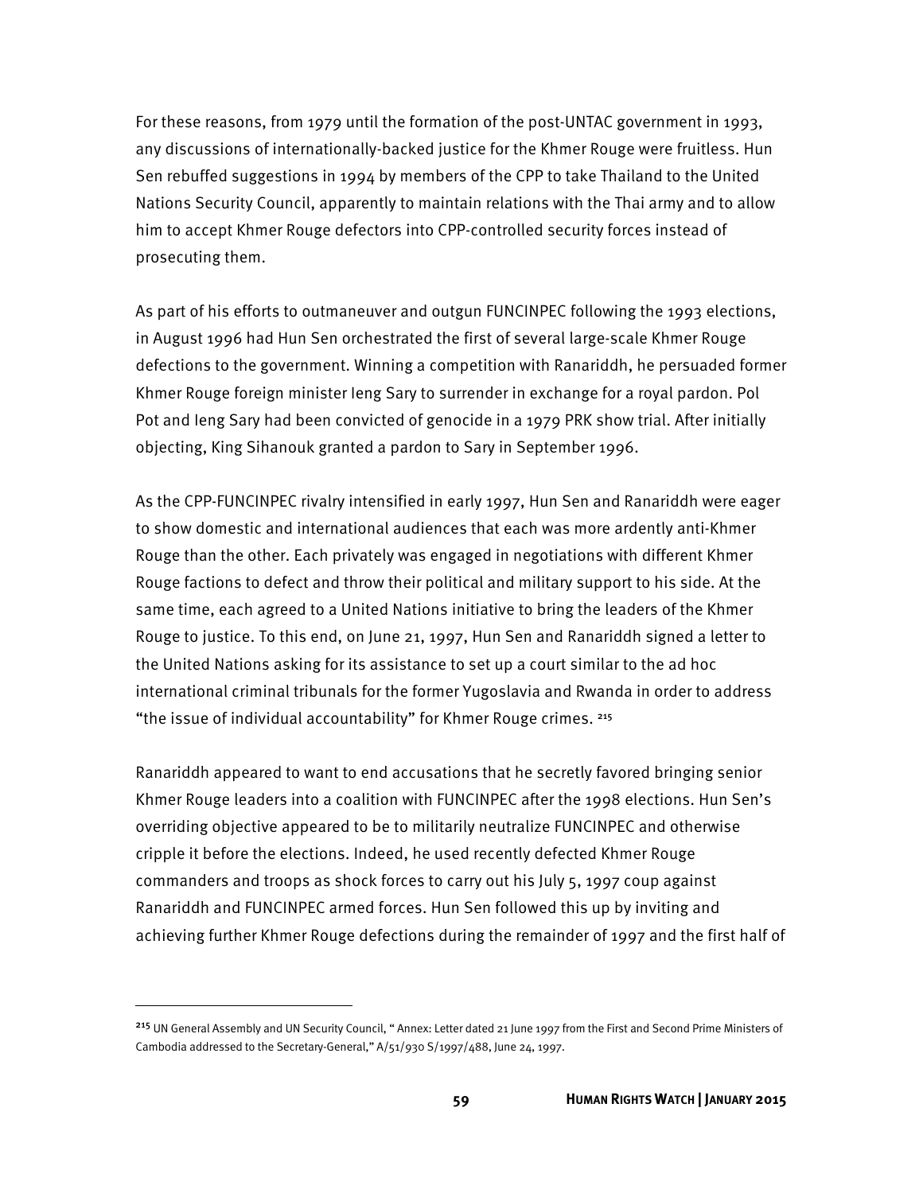For these reasons, from 1979 until the formation of the post-UNTAC government in 1993, any discussions of internationally-backed justice for the Khmer Rouge were fruitless. Hun Sen rebuffed suggestions in 1994 by members of the CPP to take Thailand to the United Nations Security Council, apparently to maintain relations with the Thai army and to allow him to accept Khmer Rouge defectors into CPP-controlled security forces instead of prosecuting them.

As part of his efforts to outmaneuver and outgun FUNCINPEC following the 1993 elections, in August 1996 had Hun Sen orchestrated the first of several large-scale Khmer Rouge defections to the government. Winning a competition with Ranariddh, he persuaded former Khmer Rouge foreign minister Ieng Sary to surrender in exchange for a royal pardon. Pol Pot and Ieng Sary had been convicted of genocide in a 1979 PRK show trial. After initially objecting, King Sihanouk granted a pardon to Sary in September 1996.

As the CPP-FUNCINPEC rivalry intensified in early 1997, Hun Sen and Ranariddh were eager to show domestic and international audiences that each was more ardently anti-Khmer Rouge than the other. Each privately was engaged in negotiations with different Khmer Rouge factions to defect and throw their political and military support to his side. At the same time, each agreed to a United Nations initiative to bring the leaders of the Khmer Rouge to justice. To this end, on June 21, 1997, Hun Sen and Ranariddh signed a letter to the United Nations asking for its assistance to set up a court similar to the ad hoc international criminal tribunals for the former Yugoslavia and Rwanda in order to address "the issue of individual accountability" for Khmer Rouge crimes. [215]

Ranariddh appeared to want to end accusations that he secretly favored bringing senior Khmer Rouge leaders into a coalition with FUNCINPEC after the 1998 elections. Hun Sen's overriding objective appeared to be to militarily neutralize FUNCINPEC and otherwise cripple it before the elections. Indeed, he used recently defected Khmer Rouge commanders and troops as shock forces to carry out his July 5, 1997 coup against Ranariddh and FUNCINPEC armed forces. Hun Sen followed this up by inviting and achieving further Khmer Rouge defections during the remainder of 1997 and the first half of

---

[215] UN General Assembly and UN Security Council, " Annex: Letter dated 21 June 1997 from the First and Second Prime Ministers of Cambodia addressed to the Secretary-General," A/51/930 S/1997/488, June 24, 1997.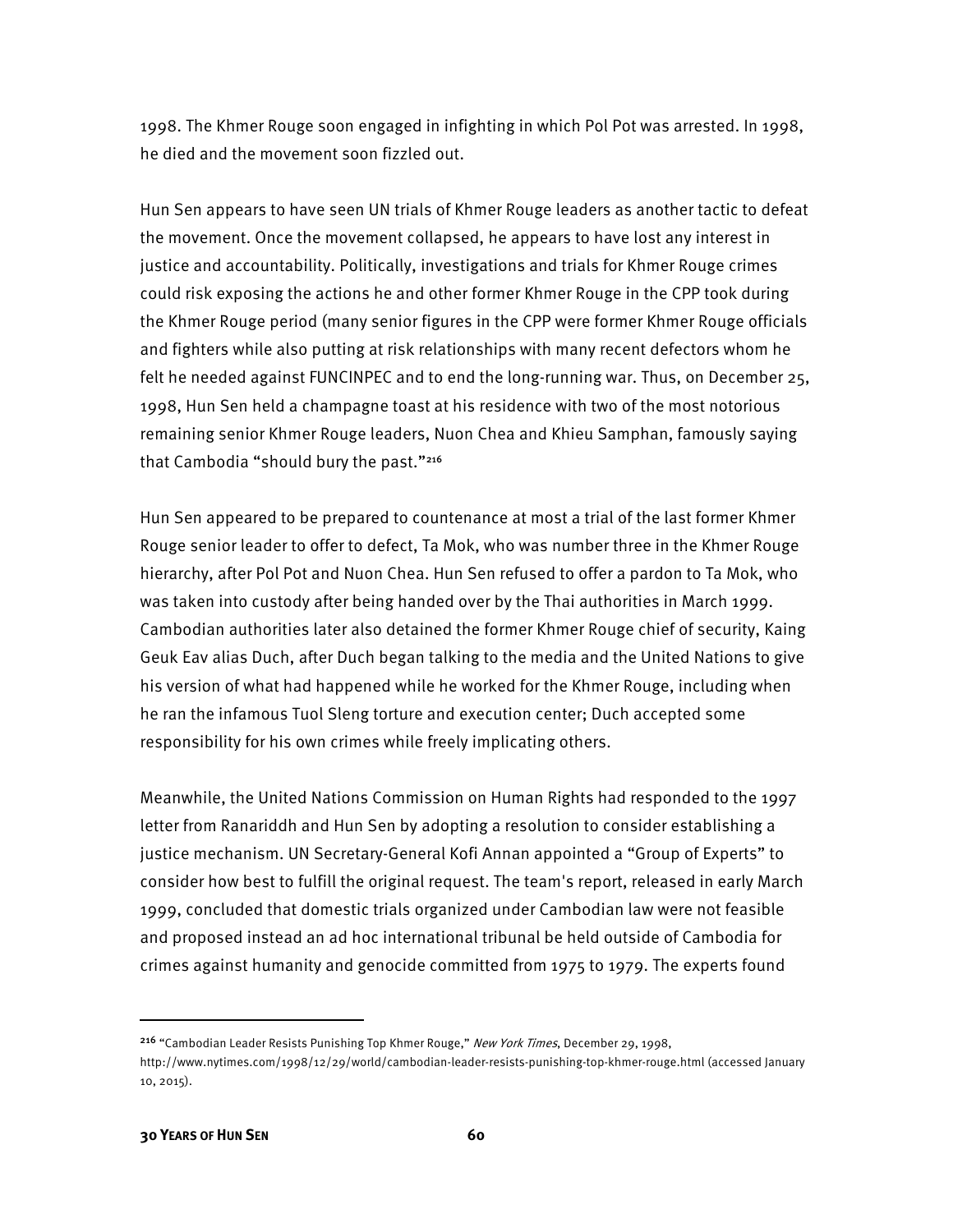1998. The Khmer Rouge soon engaged in infighting in which Pol Pot was arrested. In 1998, he died and the movement soon fizzled out.

Hun Sen appears to have seen UN trials of Khmer Rouge leaders as another tactic to defeat the movement. Once the movement collapsed, he appears to have lost any interest in justice and accountability. Politically, investigations and trials for Khmer Rouge crimes could risk exposing the actions he and other former Khmer Rouge in the CPP took during the Khmer Rouge period (many senior figures in the CPP were former Khmer Rouge officials and fighters while also putting at risk relationships with many recent defectors whom he felt he needed against FUNCINPEC and to end the long-running war. Thus, on December 25, 1998, Hun Sen held a champagne toast at his residence with two of the most notorious remaining senior Khmer Rouge leaders, Nuon Chea and Khieu Samphan, famously saying that Cambodia "should bury the past."[216]

Hun Sen appeared to be prepared to countenance at most a trial of the last former Khmer Rouge senior leader to offer to defect, Ta Mok, who was number three in the Khmer Rouge hierarchy, after Pol Pot and Nuon Chea. Hun Sen refused to offer a pardon to Ta Mok, who was taken into custody after being handed over by the Thai authorities in March 1999. Cambodian authorities later also detained the former Khmer Rouge chief of security, Kaing Geuk Eav alias Duch, after Duch began talking to the media and the United Nations to give his version of what had happened while he worked for the Khmer Rouge, including when he ran the infamous Tuol Sleng torture and execution center; Duch accepted some responsibility for his own crimes while freely implicating others.

Meanwhile, the United Nations Commission on Human Rights had responded to the 1997 letter from Ranariddh and Hun Sen by adopting a resolution to consider establishing a justice mechanism. UN Secretary-General Kofi Annan appointed a "Group of Experts" to consider how best to fulfill the original request. The team's report, released in early March 1999, concluded that domestic trials organized under Cambodian law were not feasible and proposed instead an ad hoc international tribunal be held outside of Cambodia for crimes against humanity and genocide committed from 1975 to 1979. The experts found

---

[216] "Cambodian Leader Resists Punishing Top Khmer Rouge," *New York Times*, December 29, 1998, http://www.nytimes.com/1998/12/29/world/cambodian-leader-resists-punishing-top-khmer-rouge.html (accessed January 10, 2015).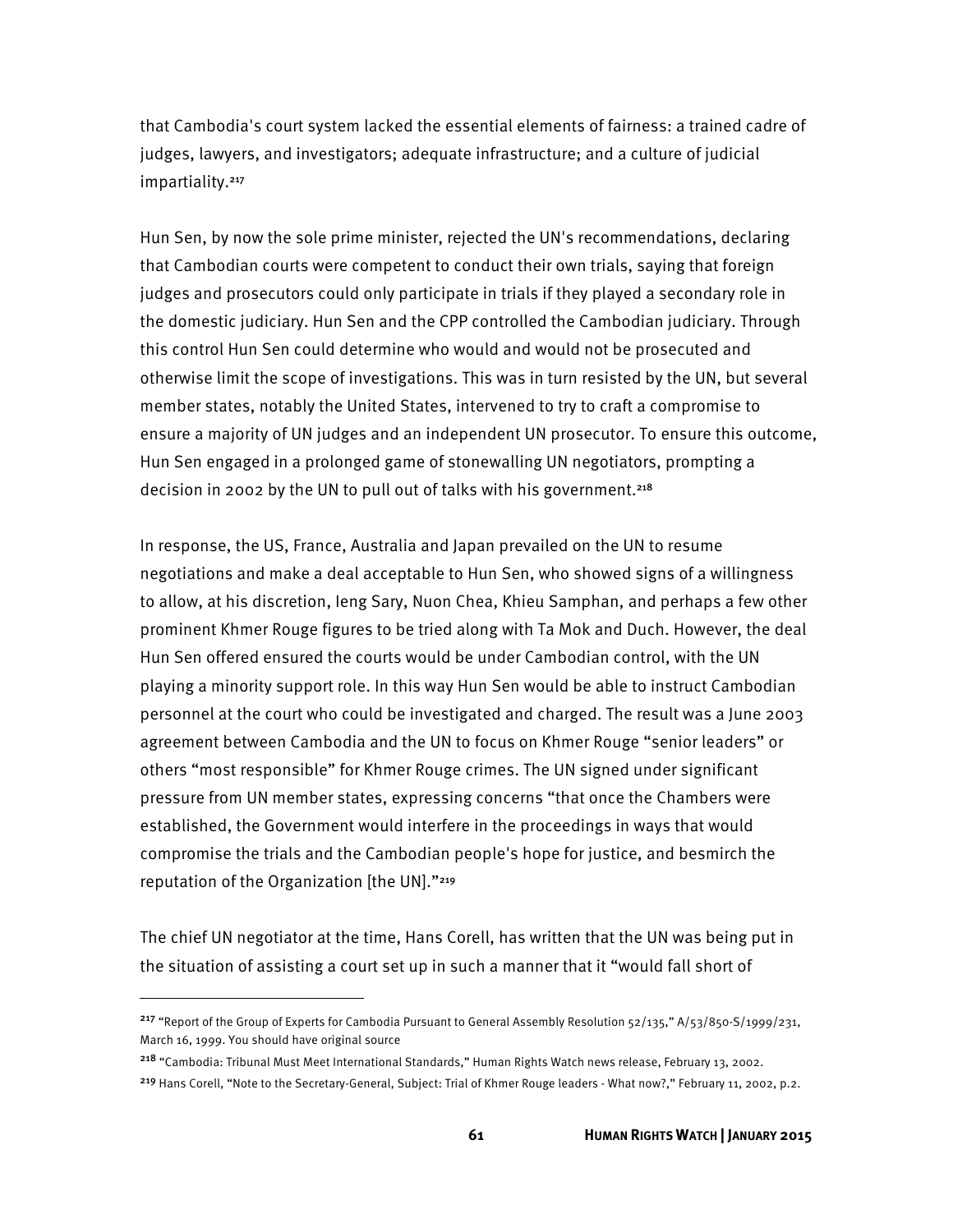that Cambodia's court system lacked the essential elements of fairness: a trained cadre of judges, lawyers, and investigators; adequate infrastructure; and a culture of judicial impartiality.[217]

Hun Sen, by now the sole prime minister, rejected the UN's recommendations, declaring that Cambodian courts were competent to conduct their own trials, saying that foreign judges and prosecutors could only participate in trials if they played a secondary role in the domestic judiciary. Hun Sen and the CPP controlled the Cambodian judiciary. Through this control Hun Sen could determine who would and would not be prosecuted and otherwise limit the scope of investigations. This was in turn resisted by the UN, but several member states, notably the United States, intervened to try to craft a compromise to ensure a majority of UN judges and an independent UN prosecutor. To ensure this outcome, Hun Sen engaged in a prolonged game of stonewalling UN negotiators, prompting a decision in 2002 by the UN to pull out of talks with his government.[218]

In response, the US, France, Australia and Japan prevailed on the UN to resume negotiations and make a deal acceptable to Hun Sen, who showed signs of a willingness to allow, at his discretion, Ieng Sary, Nuon Chea, Khieu Samphan, and perhaps a few other prominent Khmer Rouge figures to be tried along with Ta Mok and Duch. However, the deal Hun Sen offered ensured the courts would be under Cambodian control, with the UN playing a minority support role. In this way Hun Sen would be able to instruct Cambodian personnel at the court who could be investigated and charged. The result was a June 2003 agreement between Cambodia and the UN to focus on Khmer Rouge "senior leaders" or others "most responsible" for Khmer Rouge crimes. The UN signed under significant pressure from UN member states, expressing concerns "that once the Chambers were established, the Government would interfere in the proceedings in ways that would compromise the trials and the Cambodian people's hope for justice, and besmirch the reputation of the Organization [the UN]."[219]

The chief UN negotiator at the time, Hans Corell, has written that the UN was being put in the situation of assisting a court set up in such a manner that it "would fall short of

---

[217] "Report of the Group of Experts for Cambodia Pursuant to General Assembly Resolution 52/135," A/53/850-S/1999/231, March 16, 1999. You should have original source

[218] "Cambodia: Tribunal Must Meet International Standards," Human Rights Watch news release, February 13, 2002.

[219] Hans Corell, "Note to the Secretary-General, Subject: Trial of Khmer Rouge leaders - What now?," February 11, 2002, p.2.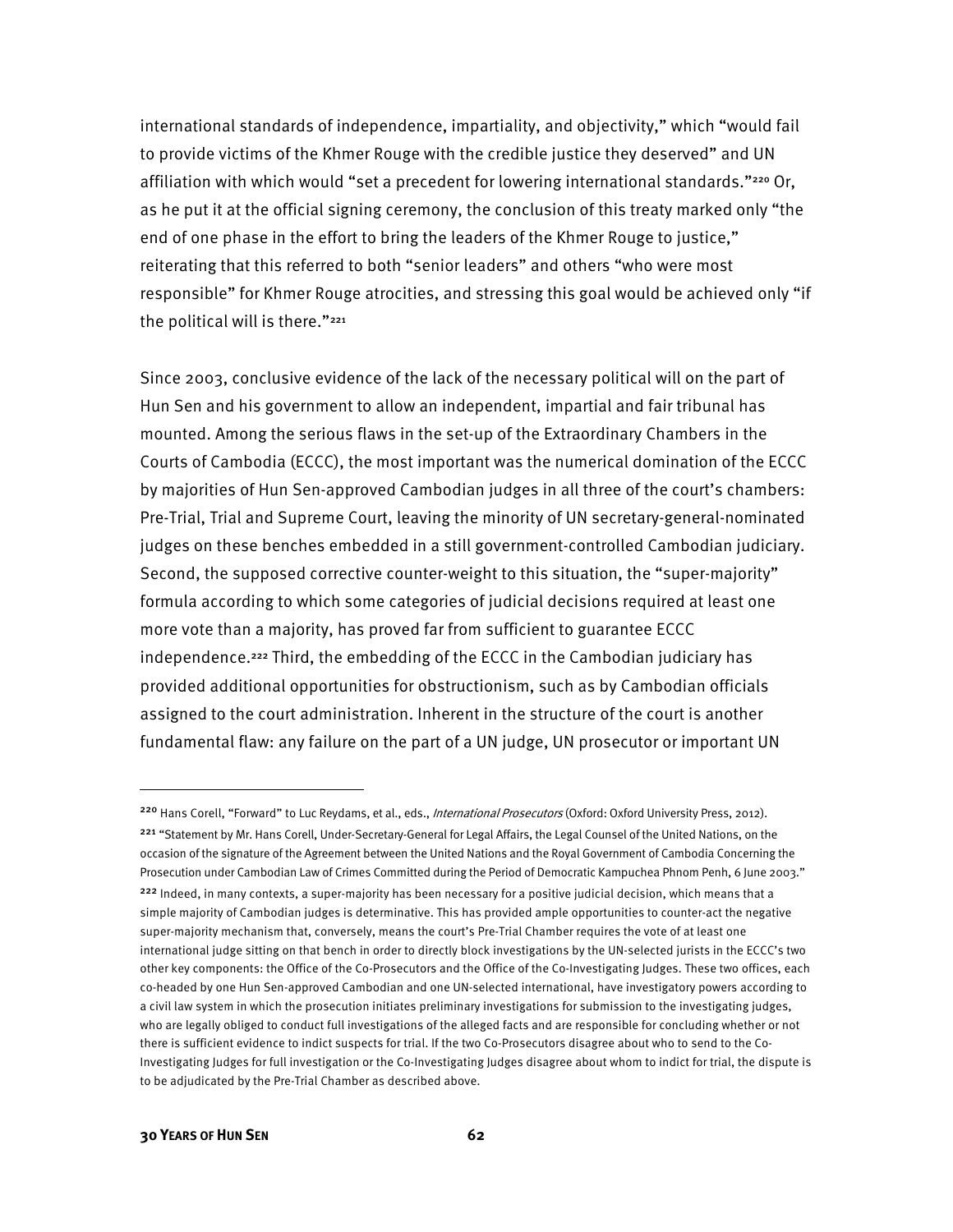international standards of independence, impartiality, and objectivity," which "would fail to provide victims of the Khmer Rouge with the credible justice they deserved" and UN affiliation with which would "set a precedent for lowering international standards."[220] Or, as he put it at the official signing ceremony, the conclusion of this treaty marked only "the end of one phase in the effort to bring the leaders of the Khmer Rouge to justice," reiterating that this referred to both "senior leaders" and others "who were most responsible" for Khmer Rouge atrocities, and stressing this goal would be achieved only "if the political will is there."[221]

Since 2003, conclusive evidence of the lack of the necessary political will on the part of Hun Sen and his government to allow an independent, impartial and fair tribunal has mounted. Among the serious flaws in the set-up of the Extraordinary Chambers in the Courts of Cambodia (ECCC), the most important was the numerical domination of the ECCC by majorities of Hun Sen-approved Cambodian judges in all three of the court's chambers: Pre-Trial, Trial and Supreme Court, leaving the minority of UN secretary-general-nominated judges on these benches embedded in a still government-controlled Cambodian judiciary. Second, the supposed corrective counter-weight to this situation, the "super-majority" formula according to which some categories of judicial decisions required at least one more vote than a majority, has proved far from sufficient to guarantee ECCC independence.[222] Third, the embedding of the ECCC in the Cambodian judiciary has provided additional opportunities for obstructionism, such as by Cambodian officials assigned to the court administration. Inherent in the structure of the court is another fundamental flaw: any failure on the part of a UN judge, UN prosecutor or important UN

---

[220] Hans Corell, "Forward" to Luc Reydams, et al., eds., *International Prosecutors* (Oxford: Oxford University Press, 2012).

[221] "Statement by Mr. Hans Corell, Under-Secretary-General for Legal Affairs, the Legal Counsel of the United Nations, on the occasion of the signature of the Agreement between the United Nations and the Royal Government of Cambodia Concerning the Prosecution under Cambodian Law of Crimes Committed during the Period of Democratic Kampuchea Phnom Penh, 6 June 2003."

[222] Indeed, in many contexts, a super-majority has been necessary for a positive judicial decision, which means that a simple majority of Cambodian judges is determinative. This has provided ample opportunities to counter-act the negative super-majority mechanism that, conversely, means the court's Pre-Trial Chamber requires the vote of at least one international judge sitting on that bench in order to directly block investigations by the UN-selected jurists in the ECCC's two other key components: the Office of the Co-Prosecutors and the Office of the Co-Investigating Judges. These two offices, each co-headed by one Hun Sen-approved Cambodian and one UN-selected international, have investigatory powers according to a civil law system in which the prosecution initiates preliminary investigations for submission to the investigating judges, who are legally obliged to conduct full investigations of the alleged facts and are responsible for concluding whether or not there is sufficient evidence to indict suspects for trial. If the two Co-Prosecutors disagree about who to send to the Co-Investigating Judges for full investigation or the Co-Investigating Judges disagree about whom to indict for trial, the dispute is to be adjudicated by the Pre-Trial Chamber as described above.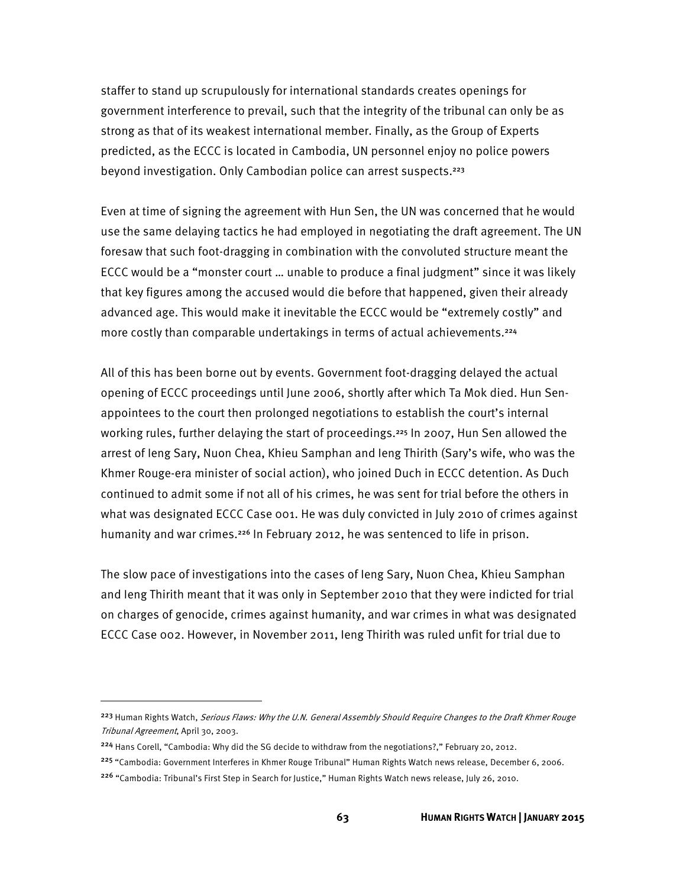staffer to stand up scrupulously for international standards creates openings for government interference to prevail, such that the integrity of the tribunal can only be as strong as that of its weakest international member. Finally, as the Group of Experts predicted, as the ECCC is located in Cambodia, UN personnel enjoy no police powers beyond investigation. Only Cambodian police can arrest suspects.[223]

Even at time of signing the agreement with Hun Sen, the UN was concerned that he would use the same delaying tactics he had employed in negotiating the draft agreement. The UN foresaw that such foot-dragging in combination with the convoluted structure meant the ECCC would be a "monster court … unable to produce a final judgment" since it was likely that key figures among the accused would die before that happened, given their already advanced age. This would make it inevitable the ECCC would be "extremely costly" and more costly than comparable undertakings in terms of actual achievements.[224]

All of this has been borne out by events. Government foot-dragging delayed the actual opening of ECCC proceedings until June 2006, shortly after which Ta Mok died. Hun Sen-appointees to the court then prolonged negotiations to establish the court's internal working rules, further delaying the start of proceedings.[225] In 2007, Hun Sen allowed the arrest of Ieng Sary, Nuon Chea, Khieu Samphan and Ieng Thirith (Sary's wife, who was the Khmer Rouge-era minister of social action), who joined Duch in ECCC detention. As Duch continued to admit some if not all of his crimes, he was sent for trial before the others in what was designated ECCC Case 001. He was duly convicted in July 2010 of crimes against humanity and war crimes.[226] In February 2012, he was sentenced to life in prison.

The slow pace of investigations into the cases of Ieng Sary, Nuon Chea, Khieu Samphan and Ieng Thirith meant that it was only in September 2010 that they were indicted for trial on charges of genocide, crimes against humanity, and war crimes in what was designated ECCC Case 002. However, in November 2011, Ieng Thirith was ruled unfit for trial due to

---

[223] Human Rights Watch, *Serious Flaws: Why the U.N. General Assembly Should Require Changes to the Draft Khmer Rouge Tribunal Agreement*, April 30, 2003.

[224] Hans Corell, "Cambodia: Why did the SG decide to withdraw from the negotiations?," February 20, 2012.

[225] "Cambodia: Government Interferes in Khmer Rouge Tribunal" Human Rights Watch news release, December 6, 2006.

[226] "Cambodia: Tribunal's First Step in Search for Justice," Human Rights Watch news release, July 26, 2010.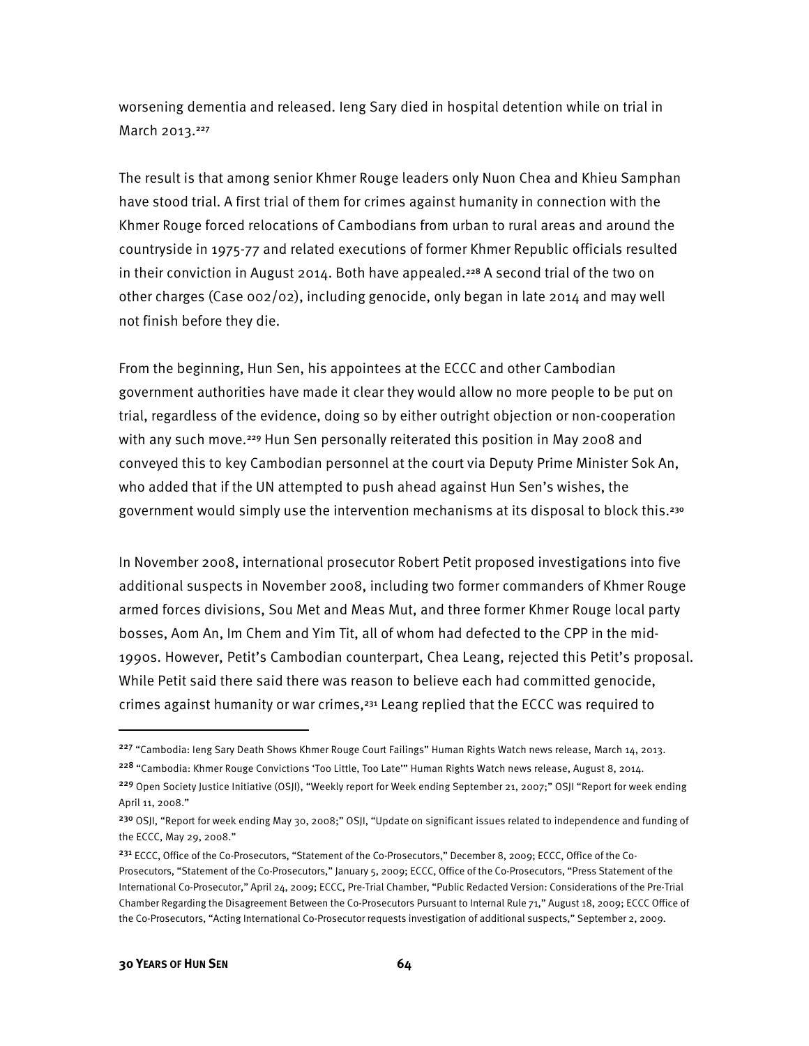worsening dementia and released. Ieng Sary died in hospital detention while on trial in March 2013.[227]

The result is that among senior Khmer Rouge leaders only Nuon Chea and Khieu Samphan have stood trial. A first trial of them for crimes against humanity in connection with the Khmer Rouge forced relocations of Cambodians from urban to rural areas and around the countryside in 1975-77 and related executions of former Khmer Republic officials resulted in their conviction in August 2014. Both have appealed.[228] A second trial of the two on other charges (Case 002/02), including genocide, only began in late 2014 and may well not finish before they die.

From the beginning, Hun Sen, his appointees at the ECCC and other Cambodian government authorities have made it clear they would allow no more people to be put on trial, regardless of the evidence, doing so by either outright objection or non-cooperation with any such move.[229] Hun Sen personally reiterated this position in May 2008 and conveyed this to key Cambodian personnel at the court via Deputy Prime Minister Sok An, who added that if the UN attempted to push ahead against Hun Sen's wishes, the government would simply use the intervention mechanisms at its disposal to block this.[230]

In November 2008, international prosecutor Robert Petit proposed investigations into five additional suspects in November 2008, including two former commanders of Khmer Rouge armed forces divisions, Sou Met and Meas Mut, and three former Khmer Rouge local party bosses, Aom An, Im Chem and Yim Tit, all of whom had defected to the CPP in the mid-1990s. However, Petit's Cambodian counterpart, Chea Leang, rejected this Petit's proposal. While Petit said there said there was reason to believe each had committed genocide, crimes against humanity or war crimes,[231] Leang replied that the ECCC was required to

---

[227] "Cambodia: Ieng Sary Death Shows Khmer Rouge Court Failings" Human Rights Watch news release, March 14, 2013.

[228] "Cambodia: Khmer Rouge Convictions 'Too Little, Too Late'" Human Rights Watch news release, August 8, 2014.

[229] Open Society Justice Initiative (OSJI), "Weekly report for Week ending September 21, 2007;" OSJI "Report for week ending April 11, 2008."

[230] OSJI, "Report for week ending May 30, 2008;" OSJI, "Update on significant issues related to independence and funding of the ECCC, May 29, 2008."

[231] ECCC, Office of the Co-Prosecutors, "Statement of the Co-Prosecutors," December 8, 2009; ECCC, Office of the Co-Prosecutors, "Statement of the Co-Prosecutors," January 5, 2009; ECCC, Office of the Co-Prosecutors, "Press Statement of the International Co-Prosecutor," April 24, 2009; ECCC, Pre-Trial Chamber, "Public Redacted Version: Considerations of the Pre-Trial Chamber Regarding the Disagreement Between the Co-Prosecutors Pursuant to Internal Rule 71," August 18, 2009; ECCC Office of the Co-Prosecutors, "Acting International Co-Prosecutor requests investigation of additional suspects," September 2, 2009.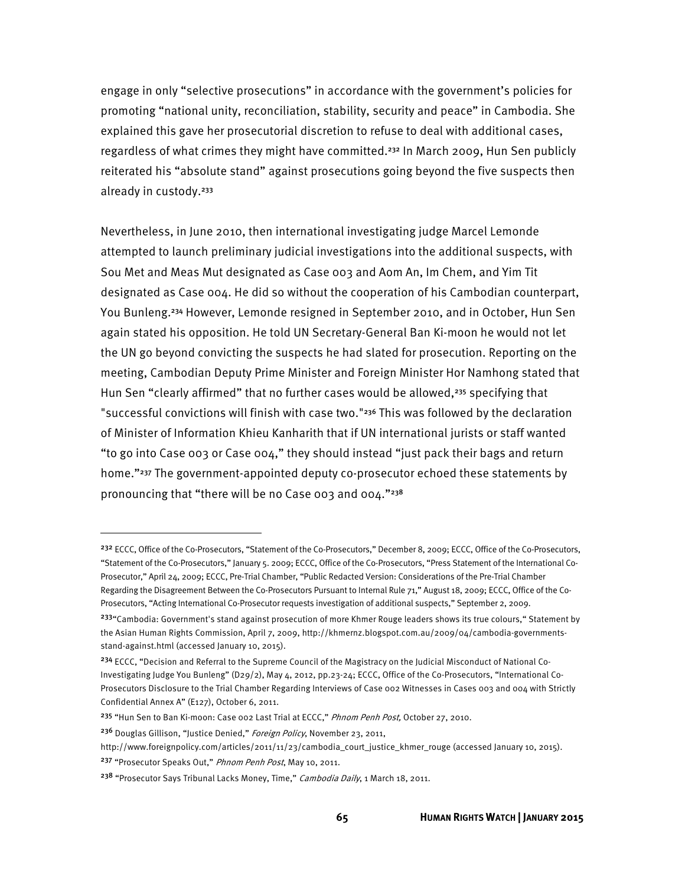engage in only "selective prosecutions" in accordance with the government's policies for promoting "national unity, reconciliation, stability, security and peace" in Cambodia. She explained this gave her prosecutorial discretion to refuse to deal with additional cases, regardless of what crimes they might have committed.[232] In March 2009, Hun Sen publicly reiterated his "absolute stand" against prosecutions going beyond the five suspects then already in custody.[233]

Nevertheless, in June 2010, then international investigating judge Marcel Lemonde attempted to launch preliminary judicial investigations into the additional suspects, with Sou Met and Meas Mut designated as Case 003 and Aom An, Im Chem, and Yim Tit designated as Case 004. He did so without the cooperation of his Cambodian counterpart, You Bunleng.[234] However, Lemonde resigned in September 2010, and in October, Hun Sen again stated his opposition. He told UN Secretary-General Ban Ki-moon he would not let the UN go beyond convicting the suspects he had slated for prosecution. Reporting on the meeting, Cambodian Deputy Prime Minister and Foreign Minister Hor Namhong stated that Hun Sen "clearly affirmed" that no further cases would be allowed,[235] specifying that "successful convictions will finish with case two."[236] This was followed by the declaration of Minister of Information Khieu Kanharith that if UN international jurists or staff wanted "to go into Case 003 or Case 004," they should instead "just pack their bags and return home."[237] The government-appointed deputy co-prosecutor echoed these statements by pronouncing that "there will be no Case 003 and 004."[238]

---

[232] ECCC, Office of the Co-Prosecutors, "Statement of the Co-Prosecutors," December 8, 2009; ECCC, Office of the Co-Prosecutors, "Statement of the Co-Prosecutors," January 5. 2009; ECCC, Office of the Co-Prosecutors, "Press Statement of the International Co-Prosecutor," April 24, 2009; ECCC, Pre-Trial Chamber, "Public Redacted Version: Considerations of the Pre-Trial Chamber Regarding the Disagreement Between the Co-Prosecutors Pursuant to Internal Rule 71," August 18, 2009; ECCC, Office of the Co-Prosecutors, "Acting International Co-Prosecutor requests investigation of additional suspects," September 2, 2009.

[233] "Cambodia: Government's stand against prosecution of more Khmer Rouge leaders shows its true colours," Statement by the Asian Human Rights Commission, April 7, 2009, http://khmernz.blogspot.com.au/2009/04/cambodia-governments-stand-against.html (accessed January 10, 2015).

[234] ECCC, "Decision and Referral to the Supreme Council of the Magistracy on the Judicial Misconduct of National Co-Investigating Judge You Bunleng" (D29/2), May 4, 2012, pp.23-24; ECCC, Office of the Co-Prosecutors, "International Co-Prosecutors Disclosure to the Trial Chamber Regarding Interviews of Case 002 Witnesses in Cases 003 and 004 with Strictly Confidential Annex A" (E127), October 6, 2011.

[235] "Hun Sen to Ban Ki-moon: Case 002 Last Trial at ECCC," *Phnom Penh Post,* October 27, 2010.

[236] Douglas Gillison, "Justice Denied," *Foreign Policy*, November 23, 2011, http://www.foreignpolicy.com/articles/2011/11/23/cambodia_court_justice_khmer_rouge (accessed January 10, 2015).

[237] "Prosecutor Speaks Out," *Phnom Penh Post*, May 10, 2011.

[238] "Prosecutor Says Tribunal Lacks Money, Time," *Cambodia Daily*, 1 March 18, 2011.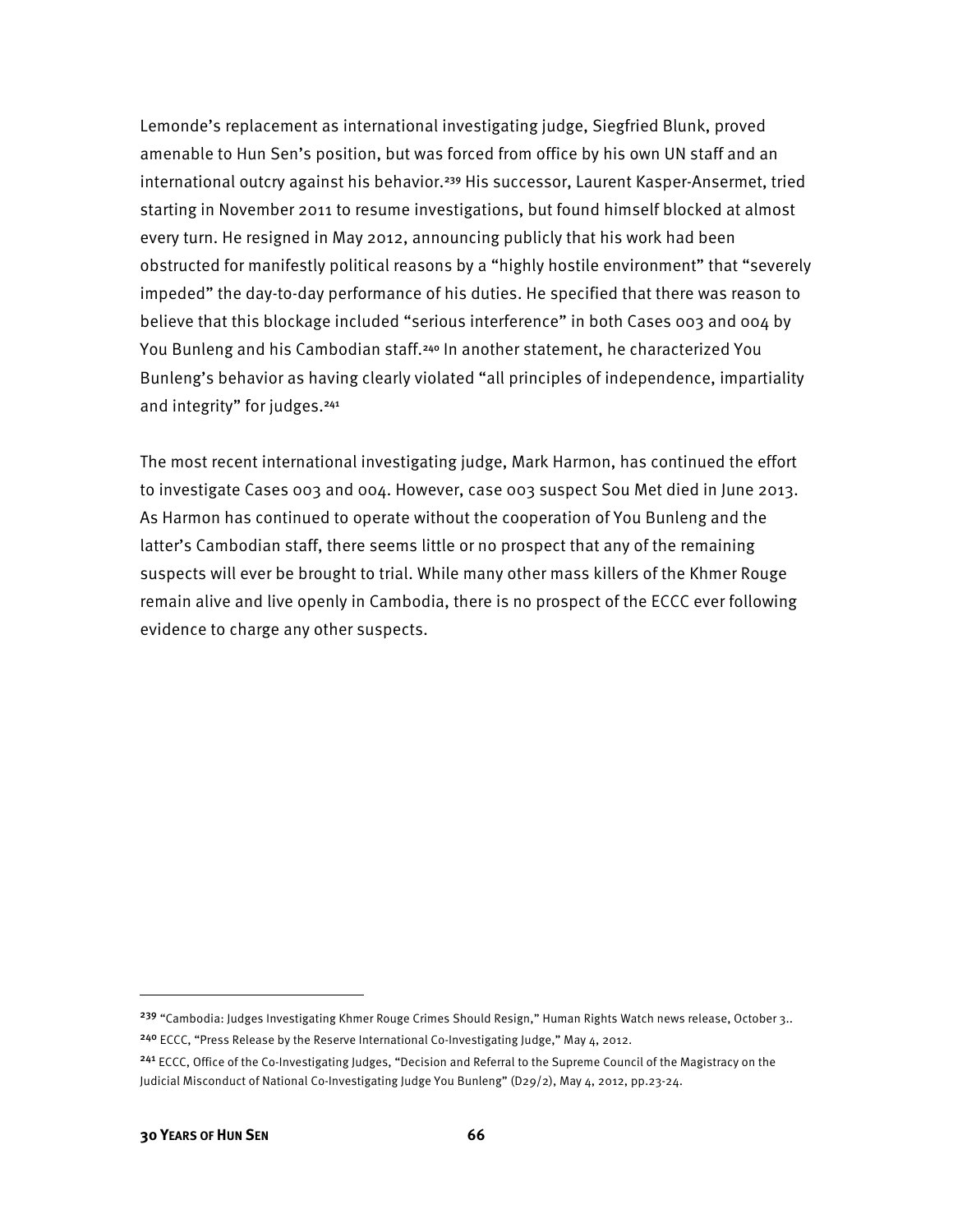Lemonde's replacement as international investigating judge, Siegfried Blunk, proved amenable to Hun Sen's position, but was forced from office by his own UN staff and an international outcry against his behavior.[239] His successor, Laurent Kasper-Ansermet, tried starting in November 2011 to resume investigations, but found himself blocked at almost every turn. He resigned in May 2012, announcing publicly that his work had been obstructed for manifestly political reasons by a "highly hostile environment" that "severely impeded" the day-to-day performance of his duties. He specified that there was reason to believe that this blockage included "serious interference" in both Cases 003 and 004 by You Bunleng and his Cambodian staff.[240] In another statement, he characterized You Bunleng's behavior as having clearly violated "all principles of independence, impartiality and integrity" for judges.[241]

The most recent international investigating judge, Mark Harmon, has continued the effort to investigate Cases 003 and 004. However, case 003 suspect Sou Met died in June 2013. As Harmon has continued to operate without the cooperation of You Bunleng and the latter's Cambodian staff, there seems little or no prospect that any of the remaining suspects will ever be brought to trial. While many other mass killers of the Khmer Rouge remain alive and live openly in Cambodia, there is no prospect of the ECCC ever following evidence to charge any other suspects.

---

[239] "Cambodia: Judges Investigating Khmer Rouge Crimes Should Resign," Human Rights Watch news release, October 3..

[240] ECCC, "Press Release by the Reserve International Co-Investigating Judge," May 4, 2012.

[241] ECCC, Office of the Co-Investigating Judges, "Decision and Referral to the Supreme Council of the Magistracy on the Judicial Misconduct of National Co-Investigating Judge You Bunleng" (D29/2), May 4, 2012, pp.23-24.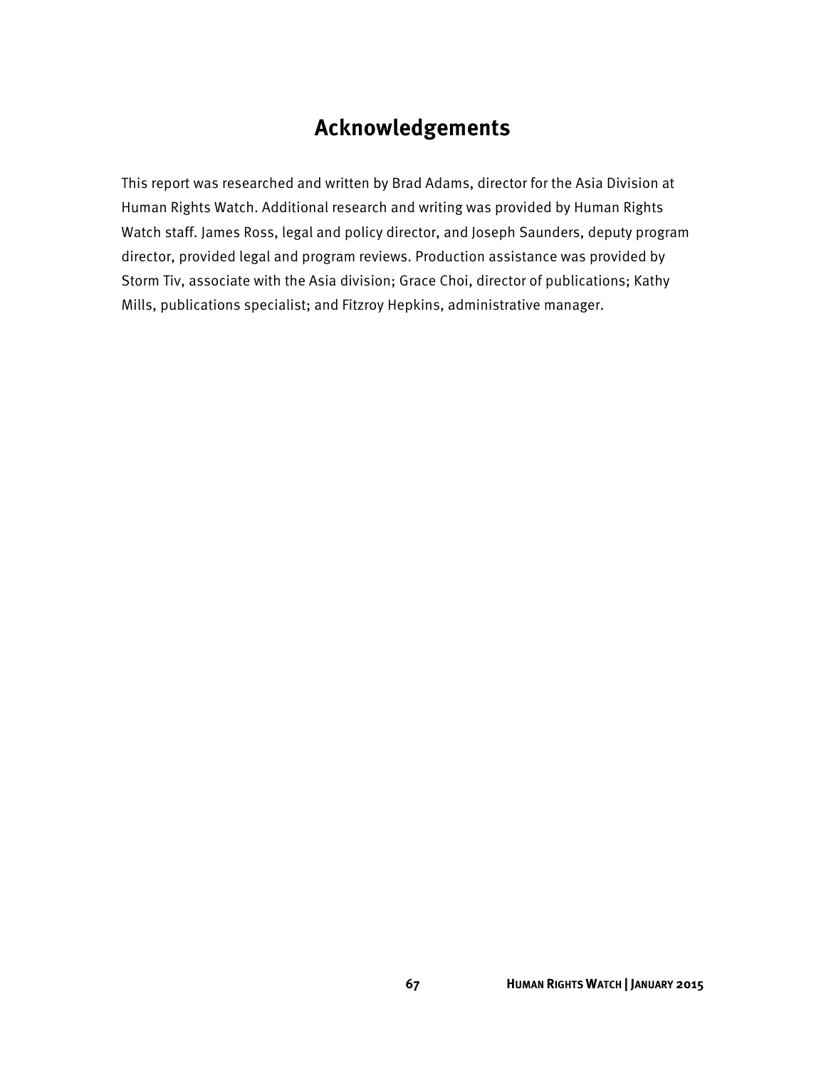# Acknowledgements

This report was researched and written by Brad Adams, director for the Asia Division at Human Rights Watch. Additional research and writing was provided by Human Rights Watch staff. James Ross, legal and policy director, and Joseph Saunders, deputy program director, provided legal and program reviews. Production assistance was provided by Storm Tiv, associate with the Asia division; Grace Choi, director of publications; Kathy Mills, publications specialist; and Fitzroy Hepkins, administrative manager.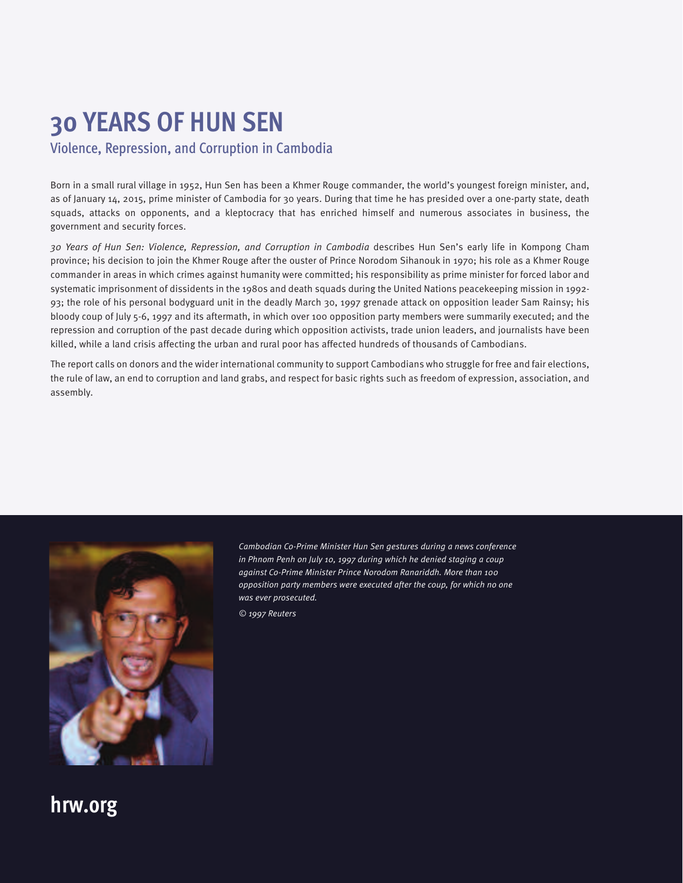# 30 YEARS OF HUN SEN

## Violence, Repression, and Corruption in Cambodia

Born in a small rural village in 1952, Hun Sen has been a Khmer Rouge commander, the world's youngest foreign minister, and, as of January 14, 2015, prime minister of Cambodia for 30 years. During that time he has presided over a one-party state, death squads, attacks on opponents, and a kleptocracy that has enriched himself and numerous associates in business, the government and security forces.

*30 Years of Hun Sen: Violence, Repression, and Corruption in Cambodia* describes Hun Sen's early life in Kompong Cham province; his decision to join the Khmer Rouge after the ouster of Prince Norodom Sihanouk in 1970; his role as a Khmer Rouge commander in areas in which crimes against humanity were committed; his responsibility as prime minister for forced labor and systematic imprisonment of dissidents in the 1980s and death squads during the United Nations peacekeeping mission in 1992-93; the role of his personal bodyguard unit in the deadly March 30, 1997 grenade attack on opposition leader Sam Rainsy; his bloody coup of July 5-6, 1997 and its aftermath, in which over 100 opposition party members were summarily executed; and the repression and corruption of the past decade during which opposition activists, trade union leaders, and journalists have been killed, while a land crisis affecting the urban and rural poor has affected hundreds of thousands of Cambodians.

The report calls on donors and the wider international community to support Cambodians who struggle for free and fair elections, the rule of law, an end to corruption and land grabs, and respect for basic rights such as freedom of expression, association, and assembly.

*Cambodian Co-Prime Minister Hun Sen gestures during a news conference in Phnom Penh on July 10, 1997 during which he denied staging a coup against Co-Prime Minister Prince Norodom Ranariddh. More than 100 opposition party members were executed after the coup, for which no one was ever prosecuted.*

*© 1997 Reuters*

**hrw.org**